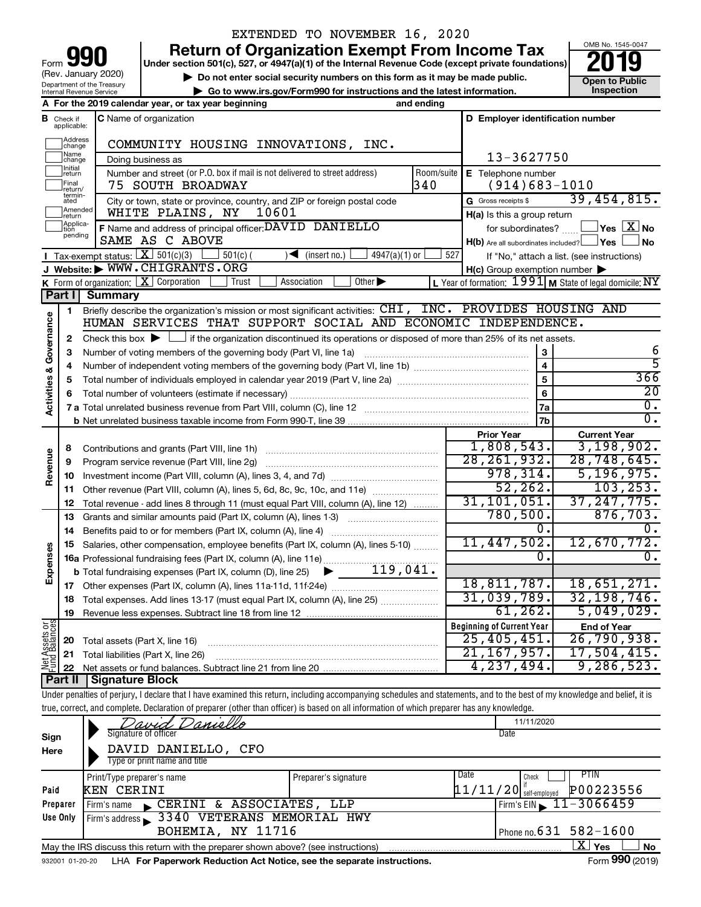EXTENDED TO NOVEMBER 16, 2020

# Form 990 Return of Organization Exempt From Income Tax 2019

(Rev. January 2020)

Department of the Treasury
Internal Revenue Service

Under section 501(c), 527, or 4947(a)(1) of the Internal Revenue Code (except private foundations)

▶ Do not enter social security numbers on this form as it may be made public.

▶ Go to www.irs.gov/Form990 for instructions and the latest information.

OMB No. 1545-0047

Open to Public Inspection

**A** For the 2019 calendar year, or tax year beginning and ending

**B** Check if applicable: Address change, Name change, Initial return, Final return/terminated, Amended return, Application pending

**C** Name of organization: COMMUNITY HOUSING INNOVATIONS, INC.

Doing business as

Number and street (or P.O. box if mail is not delivered to street address): 75 SOUTH BROADWAY — Room/suite: 340

City or town, state or province, country, and ZIP or foreign postal code: WHITE PLAINS, NY 10601

**D** Employer identification number: 13-3627750

**E** Telephone number: (914)683-1010

**G** Gross receipts $ 39,454,815.

**F** Name and address of principal officer: DAVID DANIELLO, SAME AS C ABOVE

**H(a)** Is this a group return for subordinates? Yes [ ] No [X]

**H(b)** Are all subordinates included? Yes [ ] No [ ]

If "No," attach a list. (see instructions)

**H(c)** Group exemption number ▶

**I** Tax-exempt status: [X] 501(c)(3) [ ] 501(c) ( ) ◀ (insert no.) [ ] 4947(a)(1) or [ ] 527

**J** Website: ▶ WWW.CHIGRANTS.ORG

**K** Form of organization: [X] Corporation [ ] Trust [ ] Association [ ] Other ▶

**L** Year of formation: 1991 **M** State of legal domicile: NY

## Part I Summary

**Activities & Governance**

1. Briefly describe the organization's mission or most significant activities: CHI, INC. PROVIDES HOUSING AND HUMAN SERVICES THAT SUPPORT SOCIAL AND ECONOMIC INDEPENDENCE.
2. Check this box ▶ [ ] if the organization discontinued its operations or disposed of more than 25% of its net assets.

| | | | |
|---|---|---|---|
| 3 | Number of voting members of the governing body (Part VI, line 1a) | 3 | 6 |
| 4 | Number of independent voting members of the governing body (Part VI, line 1b) | 4 | 5 |
| 5 | Total number of individuals employed in calendar year 2019 (Part V, line 2a) | 5 | 366 |
| 6 | Total number of volunteers (estimate if necessary) | 6 | 20 |
| 7a | Total unrelated business revenue from Part VIII, column (C), line 12 | 7a | 0. |
| b | Net unrelated business taxable income from Form 990-T, line 39 | 7b | 0. |

| | | Prior Year | Current Year |
|---|---|---|---|
| **Revenue** | | | |
| 8 | Contributions and grants (Part VIII, line 1h) | 1,808,543. | 3,198,902. |
| 9 | Program service revenue (Part VIII, line 2g) | 28,261,932. | 28,748,645. |
| 10 | Investment income (Part VIII, column (A), lines 3, 4, and 7d) | 978,314. | 5,196,975. |
| 11 | Other revenue (Part VIII, column (A), lines 5, 6d, 8c, 9c, 10c, and 11e) | 52,262. | 103,253. |
| 12 | Total revenue - add lines 8 through 11 (must equal Part VIII, column (A), line 12) | 31,101,051. | 37,247,775. |
| **Expenses** | | | |
| 13 | Grants and similar amounts paid (Part IX, column (A), lines 1-3) | 780,500. | 876,703. |
| 14 | Benefits paid to or for members (Part IX, column (A), line 4) | 0. | 0. |
| 15 | Salaries, other compensation, employee benefits (Part IX, column (A), lines 5-10) | 11,447,502. | 12,670,772. |
| 16a | Professional fundraising fees (Part IX, column (A), line 11e) | 0. | 0. |
| b | Total fundraising expenses (Part IX, column (D), line 25) ▶ 119,041. | | |
| 17 | Other expenses (Part IX, column (A), lines 11a-11d, 11f-24e) | 18,811,787. | 18,651,271. |
| 18 | Total expenses. Add lines 13-17 (must equal Part IX, column (A), line 25) | 31,039,789. | 32,198,746. |
| 19 | Revenue less expenses. Subtract line 18 from line 12 | 61,262. | 5,049,029. |
| **Net Assets or Fund Balances** | | **Beginning of Current Year** | **End of Year** |
| 20 | Total assets (Part X, line 16) | 25,405,451. | 26,790,938. |
| 21 | Total liabilities (Part X, line 26) | 21,167,957. | 17,504,415. |
| 22 | Net assets or fund balances. Subtract line 21 from line 20 | 4,237,494. | 9,286,523. |

## Part II Signature Block

Under penalties of perjury, I declare that I have examined this return, including accompanying schedules and statements, and to the best of my knowledge and belief, it is true, correct, and complete. Declaration of preparer (other than officer) is based on all information of which preparer has any knowledge.

**Sign Here**

Signature of officer: *David Daniello* — Date: 11/11/2020

DAVID DANIELLO, CFO

Type or print name and title

**Paid Preparer Use Only**

| Print/Type preparer's name | Preparer's signature | Date | Check if self-employed | PTIN |
|---|---|---|---|---|
| KEN CERINI | | 11/11/20 | [ ] | P00223556 |

Firm's name ▶ CERINI & ASSOCIATES, LLP — Firm's EIN ▶ 11-3066459

Firm's address ▶ 3340 VETERANS MEMORIAL HWY, BOHEMIA, NY 11716 — Phone no. 631 582-1600

May the IRS discuss this return with the preparer shown above? (see instructions) [X] Yes [ ] No

932001 01-20-20 LHA For Paperwork Reduction Act Notice, see the separate instructions. Form 990 (2019)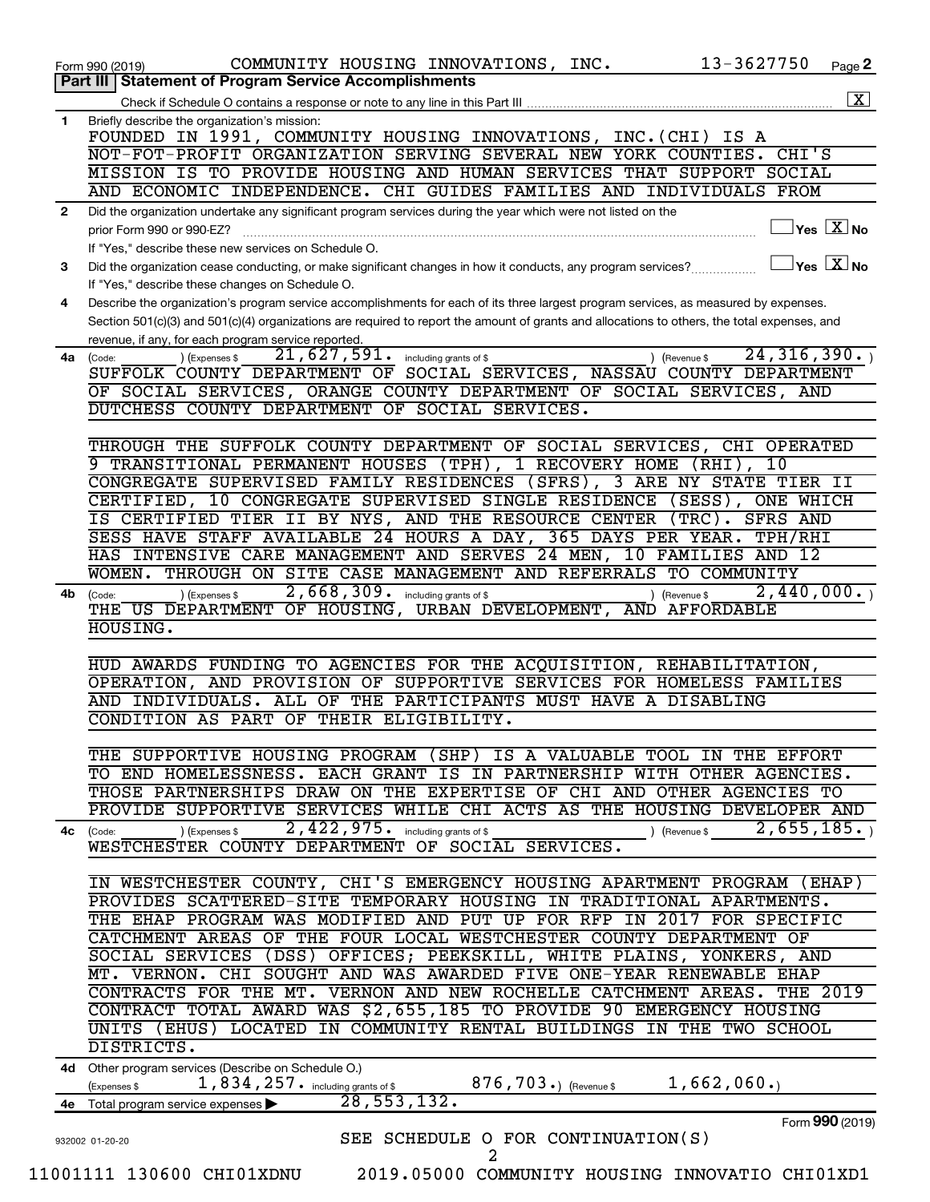Form 990 (2019) COMMUNITY HOUSING INNOVATIONS, INC. 13-3627750 Page **2**

## Part III | Statement of Program Service Accomplishments

Check if Schedule O contains a response or note to any line in this Part III .......... [X]

**1** Briefly describe the organization's mission:

FOUNDED IN 1991, COMMUNITY HOUSING INNOVATIONS, INC.(CHI) IS A NOT-FOT-PROFIT ORGANIZATION SERVING SEVERAL NEW YORK COUNTIES. CHI'S MISSION IS TO PROVIDE HOUSING AND HUMAN SERVICES THAT SUPPORT SOCIAL AND ECONOMIC INDEPENDENCE. CHI GUIDES FAMILIES AND INDIVIDUALS FROM

**2** Did the organization undertake any significant program services during the year which were not listed on the prior Form 990 or 990-EZ? .......... [ ] Yes [X] No

If "Yes," describe these new services on Schedule O.

**3** Did the organization cease conducting, or make significant changes in how it conducts, any program services? .......... [ ] Yes [X] No

If "Yes," describe these changes on Schedule O.

**4** Describe the organization's program service accomplishments for each of its three largest program services, as measured by expenses. Section 501(c)(3) and 501(c)(4) organizations are required to report the amount of grants and allocations to others, the total expenses, and revenue, if any, for each program service reported.

**4a** (Code: ) (Expenses $ 21,627,591. including grants of $ ) (Revenue $ 24,316,390.)

SUFFOLK COUNTY DEPARTMENT OF SOCIAL SERVICES, NASSAU COUNTY DEPARTMENT OF SOCIAL SERVICES, ORANGE COUNTY DEPARTMENT OF SOCIAL SERVICES, AND DUTCHESS COUNTY DEPARTMENT OF SOCIAL SERVICES.

THROUGH THE SUFFOLK COUNTY DEPARTMENT OF SOCIAL SERVICES, CHI OPERATED 9 TRANSITIONAL PERMANENT HOUSES (TPH), 1 RECOVERY HOME (RHI), 10 CONGREGATE SUPERVISED FAMILY RESIDENCES (SFRS), 3 ARE NY STATE TIER II CERTIFIED, 10 CONGREGATE SUPERVISED SINGLE RESIDENCE (SESS), ONE WHICH IS CERTIFIED TIER II BY NYS, AND THE RESOURCE CENTER (TRC). SFRS AND SESS HAVE STAFF AVAILABLE 24 HOURS A DAY, 365 DAYS PER YEAR. TPH/RHI HAS INTENSIVE CARE MANAGEMENT AND SERVES 24 MEN, 10 FAMILIES AND 12 WOMEN. THROUGH ON SITE CASE MANAGEMENT AND REFERRALS TO COMMUNITY

**4b** (Code: ) (Expenses $ 2,668,309. including grants of $ ) (Revenue $ 2,440,000.)

THE US DEPARTMENT OF HOUSING, URBAN DEVELOPMENT, AND AFFORDABLE HOUSING.

HUD AWARDS FUNDING TO AGENCIES FOR THE ACQUISITION, REHABILITATION, OPERATION, AND PROVISION OF SUPPORTIVE SERVICES FOR HOMELESS FAMILIES AND INDIVIDUALS. ALL OF THE PARTICIPANTS MUST HAVE A DISABLING CONDITION AS PART OF THEIR ELIGIBILITY.

THE SUPPORTIVE HOUSING PROGRAM (SHP) IS A VALUABLE TOOL IN THE EFFORT TO END HOMELESSNESS. EACH GRANT IS IN PARTNERSHIP WITH OTHER AGENCIES. THOSE PARTNERSHIPS DRAW ON THE EXPERTISE OF CHI AND OTHER AGENCIES TO PROVIDE SUPPORTIVE SERVICES WHILE CHI ACTS AS THE HOUSING DEVELOPER AND

**4c** (Code: ) (Expenses $ 2,422,975. including grants of $ ) (Revenue $ 2,655,185.)

WESTCHESTER COUNTY DEPARTMENT OF SOCIAL SERVICES.

IN WESTCHESTER COUNTY, CHI'S EMERGENCY HOUSING APARTMENT PROGRAM (EHAP) PROVIDES SCATTERED-SITE TEMPORARY HOUSING IN TRADITIONAL APARTMENTS. THE EHAP PROGRAM WAS MODIFIED AND PUT UP FOR RFP IN 2017 FOR SPECIFIC CATCHMENT AREAS OF THE FOUR LOCAL WESTCHESTER COUNTY DEPARTMENT OF SOCIAL SERVICES (DSS) OFFICES; PEEKSKILL, WHITE PLAINS, YONKERS, AND MT. VERNON. CHI SOUGHT AND WAS AWARDED FIVE ONE-YEAR RENEWABLE EHAP CONTRACTS FOR THE MT. VERNON AND NEW ROCHELLE CATCHMENT AREAS. THE 2019 CONTRACT TOTAL AWARD WAS $2,655,185 TO PROVIDE 90 EMERGENCY HOUSING UNITS (EHUS) LOCATED IN COMMUNITY RENTAL BUILDINGS IN THE TWO SCHOOL DISTRICTS.

**4d** Other program services (Describe on Schedule O.)
(Expenses $ 1,834,257. including grants of $ 876,703.) (Revenue $ 1,662,060.)

**4e** Total program service expenses ▶ 28,553,132.

Form **990** (2019)

932002 01-20-20

SEE SCHEDULE O FOR CONTINUATION(S)

11001111 130600 CHI01XDNU 2019.05000 COMMUNITY HOUSING INNOVATIO CHI01XD1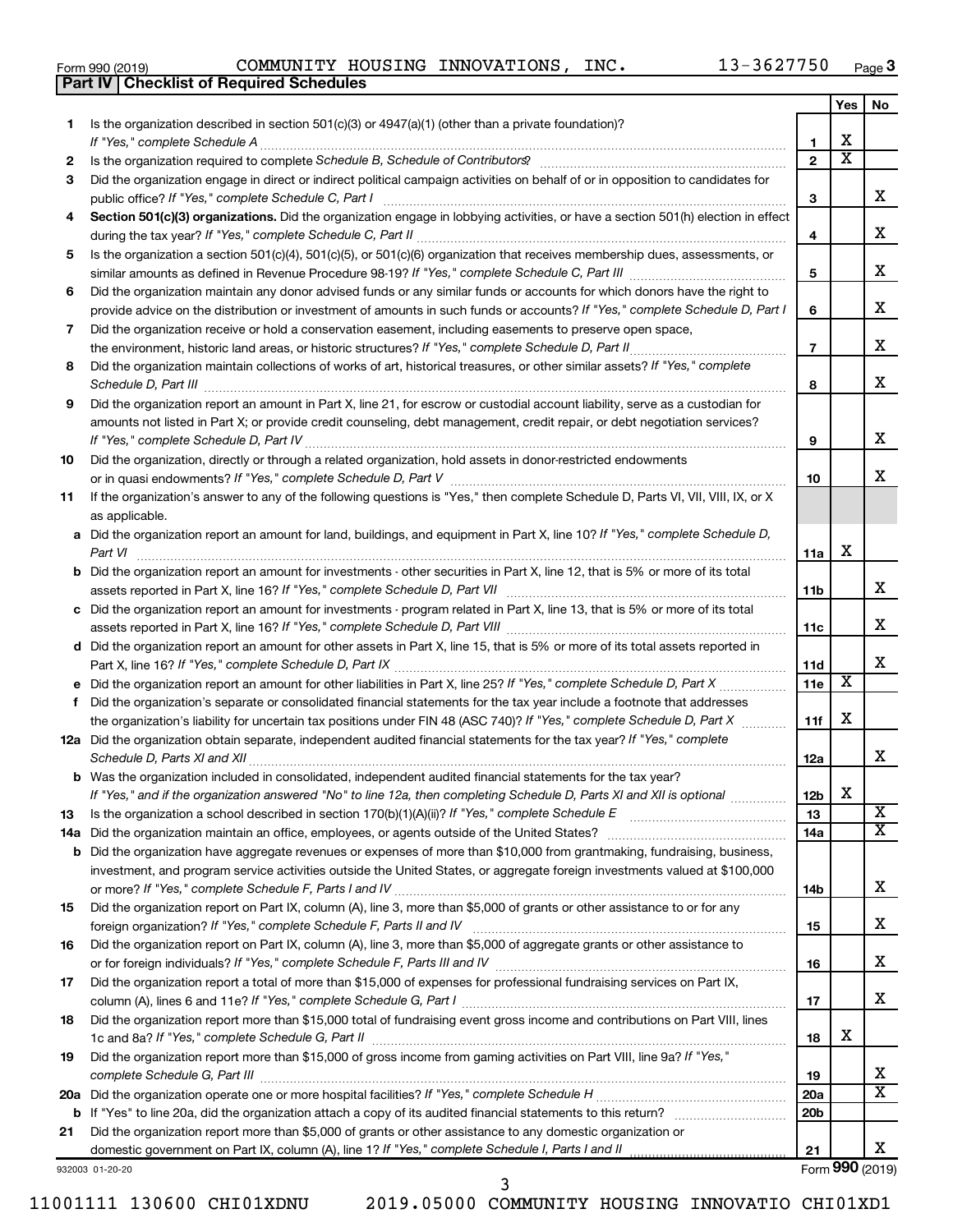Form 990 (2019) COMMUNITY HOUSING INNOVATIONS, INC. 13-3627750 Page 3

**Part IV | Checklist of Required Schedules**

| | | | Yes | No |
|---|---|---|---|---|
| 1 | Is the organization described in section 501(c)(3) or 4947(a)(1) (other than a private foundation)? *If "Yes," complete Schedule A* | 1 | X | |
| 2 | Is the organization required to complete *Schedule B, Schedule of Contributors*? | 2 | X | |
| 3 | Did the organization engage in direct or indirect political campaign activities on behalf of or in opposition to candidates for public office? *If "Yes," complete Schedule C, Part I* | 3 | | X |
| 4 | **Section 501(c)(3) organizations.** Did the organization engage in lobbying activities, or have a section 501(h) election in effect during the tax year? *If "Yes," complete Schedule C, Part II* | 4 | | X |
| 5 | Is the organization a section 501(c)(4), 501(c)(5), or 501(c)(6) organization that receives membership dues, assessments, or similar amounts as defined in Revenue Procedure 98-19? *If "Yes," complete Schedule C, Part III* | 5 | | X |
| 6 | Did the organization maintain any donor advised funds or any similar funds or accounts for which donors have the right to provide advice on the distribution or investment of amounts in such funds or accounts? *If "Yes," complete Schedule D, Part I* | 6 | | X |
| 7 | Did the organization receive or hold a conservation easement, including easements to preserve open space, the environment, historic land areas, or historic structures? *If "Yes," complete Schedule D, Part II* | 7 | | X |
| 8 | Did the organization maintain collections of works of art, historical treasures, or other similar assets? *If "Yes," complete Schedule D, Part III* | 8 | | X |
| 9 | Did the organization report an amount in Part X, line 21, for escrow or custodial account liability, serve as a custodian for amounts not listed in Part X; or provide credit counseling, debt management, credit repair, or debt negotiation services? *If "Yes," complete Schedule D, Part IV* | 9 | | X |
| 10 | Did the organization, directly or through a related organization, hold assets in donor-restricted endowments or in quasi endowments? *If "Yes," complete Schedule D, Part V* | 10 | | X |
| 11 | If the organization's answer to any of the following questions is "Yes," then complete Schedule D, Parts VI, VII, VIII, IX, or X as applicable. | | | |
| a | Did the organization report an amount for land, buildings, and equipment in Part X, line 10? *If "Yes," complete Schedule D, Part VI* | 11a | X | |
| b | Did the organization report an amount for investments - other securities in Part X, line 12, that is 5% or more of its total assets reported in Part X, line 16? *If "Yes," complete Schedule D, Part VII* | 11b | | X |
| c | Did the organization report an amount for investments - program related in Part X, line 13, that is 5% or more of its total assets reported in Part X, line 16? *If "Yes," complete Schedule D, Part VIII* | 11c | | X |
| d | Did the organization report an amount for other assets in Part X, line 15, that is 5% or more of its total assets reported in Part X, line 16? *If "Yes," complete Schedule D, Part IX* | 11d | | X |
| e | Did the organization report an amount for other liabilities in Part X, line 25? *If "Yes," complete Schedule D, Part X* | 11e | X | |
| f | Did the organization's separate or consolidated financial statements for the tax year include a footnote that addresses the organization's liability for uncertain tax positions under FIN 48 (ASC 740)? *If "Yes," complete Schedule D, Part X* | 11f | X | |
| 12a | Did the organization obtain separate, independent audited financial statements for the tax year? *If "Yes," complete Schedule D, Parts XI and XII* | 12a | | X |
| b | Was the organization included in consolidated, independent audited financial statements for the tax year? *If "Yes," and if the organization answered "No" to line 12a, then completing Schedule D, Parts XI and XII is optional* | 12b | X | |
| 13 | Is the organization a school described in section 170(b)(1)(A)(ii)? *If "Yes," complete Schedule E* | 13 | | X |
| 14a | Did the organization maintain an office, employees, or agents outside of the United States? | 14a | | X |
| b | Did the organization have aggregate revenues or expenses of more than $10,000 from grantmaking, fundraising, business, investment, and program service activities outside the United States, or aggregate foreign investments valued at $100,000 or more? *If "Yes," complete Schedule F, Parts I and IV* | 14b | | X |
| 15 | Did the organization report on Part IX, column (A), line 3, more than $5,000 of grants or other assistance to or for any foreign organization? *If "Yes," complete Schedule F, Parts II and IV* | 15 | | X |
| 16 | Did the organization report on Part IX, column (A), line 3, more than $5,000 of aggregate grants or other assistance to or for foreign individuals? *If "Yes," complete Schedule F, Parts III and IV* | 16 | | X |
| 17 | Did the organization report a total of more than $15,000 of expenses for professional fundraising services on Part IX, column (A), lines 6 and 11e? *If "Yes," complete Schedule G, Part I* | 17 | | X |
| 18 | Did the organization report more than $15,000 total of fundraising event gross income and contributions on Part VIII, lines 1c and 8a? *If "Yes," complete Schedule G, Part II* | 18 | X | |
| 19 | Did the organization report more than $15,000 of gross income from gaming activities on Part VIII, line 9a? *If "Yes," complete Schedule G, Part III* | 19 | | X |
| 20a | Did the organization operate one or more hospital facilities? *If "Yes," complete Schedule H* | 20a | | X |
| b | If "Yes" to line 20a, did the organization attach a copy of its audited financial statements to this return? | 20b | | |
| 21 | Did the organization report more than $5,000 of grants or other assistance to any domestic organization or domestic government on Part IX, column (A), line 1? *If "Yes," complete Schedule I, Parts I and II* | 21 | | X |

932003 01-20-20 Form **990** (2019)

11001111 130600 CHI01XDNU 2019.05000 COMMUNITY HOUSING INNOVATIO CHI01XD1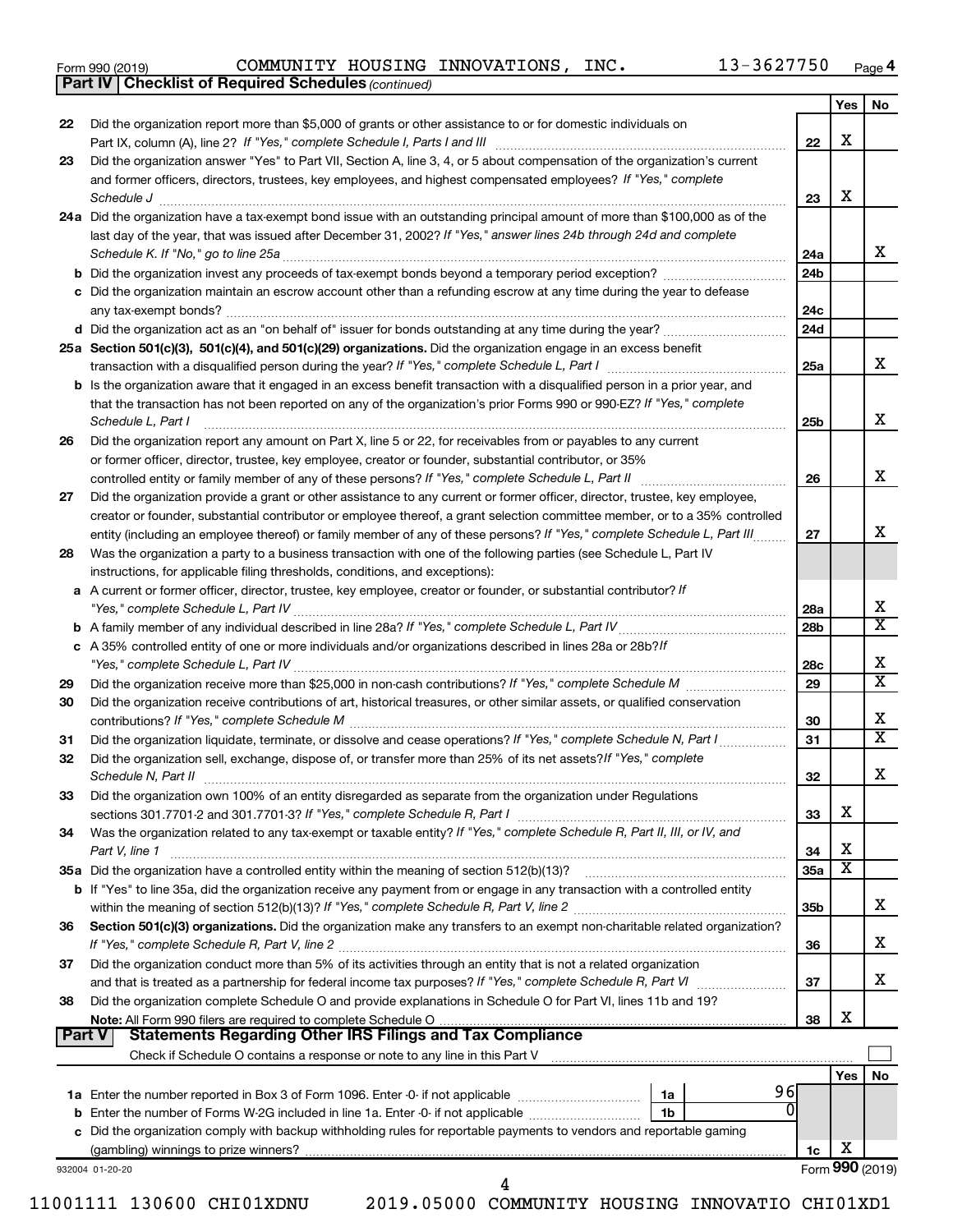Form 990 (2019) COMMUNITY HOUSING INNOVATIONS, INC. 13-3627750 Page **4**

**Part IV | Checklist of Required Schedules** *(continued)*

| | | | Yes | No |
|---|---|---|---|---|
| 22 | Did the organization report more than $5,000 of grants or other assistance to or for domestic individuals on Part IX, column (A), line 2? *If "Yes," complete Schedule I, Parts I and III* | 22 | X | |
| 23 | Did the organization answer "Yes" to Part VII, Section A, line 3, 4, or 5 about compensation of the organization's current and former officers, directors, trustees, key employees, and highest compensated employees? *If "Yes," complete Schedule J* | 23 | X | |
| 24a | Did the organization have a tax-exempt bond issue with an outstanding principal amount of more than $100,000 as of the last day of the year, that was issued after December 31, 2002? *If "Yes," answer lines 24b through 24d and complete Schedule K. If "No," go to line 25a* | 24a | | X |
| b | Did the organization invest any proceeds of tax-exempt bonds beyond a temporary period exception? | 24b | | |
| c | Did the organization maintain an escrow account other than a refunding escrow at any time during the year to defease any tax-exempt bonds? | 24c | | |
| d | Did the organization act as an "on behalf of" issuer for bonds outstanding at any time during the year? | 24d | | |
| 25a | **Section 501(c)(3), 501(c)(4), and 501(c)(29) organizations.** Did the organization engage in an excess benefit transaction with a disqualified person during the year? *If "Yes," complete Schedule L, Part I* | 25a | | X |
| b | Is the organization aware that it engaged in an excess benefit transaction with a disqualified person in a prior year, and that the transaction has not been reported on any of the organization's prior Forms 990 or 990-EZ? *If "Yes," complete Schedule L, Part I* | 25b | | X |
| 26 | Did the organization report any amount on Part X, line 5 or 22, for receivables from or payables to any current or former officer, director, trustee, key employee, creator or founder, substantial contributor, or 35% controlled entity or family member of any of these persons? *If "Yes," complete Schedule L, Part II* | 26 | | X |
| 27 | Did the organization provide a grant or other assistance to any current or former officer, director, trustee, key employee, creator or founder, substantial contributor or employee thereof, a grant selection committee member, or to a 35% controlled entity (including an employee thereof) or family member of any of these persons? *If "Yes," complete Schedule L, Part III* | 27 | | X |
| 28 | Was the organization a party to a business transaction with one of the following parties (see Schedule L, Part IV instructions, for applicable filing thresholds, conditions, and exceptions): | | | |
| a | A current or former officer, director, trustee, key employee, creator or founder, or substantial contributor? *If "Yes," complete Schedule L, Part IV* | 28a | | X |
| b | A family member of any individual described in line 28a? *If "Yes," complete Schedule L, Part IV* | 28b | | X |
| c | A 35% controlled entity of one or more individuals and/or organizations described in lines 28a or 28b? *If "Yes," complete Schedule L, Part IV* | 28c | | X |
| 29 | Did the organization receive more than $25,000 in non-cash contributions? *If "Yes," complete Schedule M* | 29 | | X |
| 30 | Did the organization receive contributions of art, historical treasures, or other similar assets, or qualified conservation contributions? *If "Yes," complete Schedule M* | 30 | | X |
| 31 | Did the organization liquidate, terminate, or dissolve and cease operations? *If "Yes," complete Schedule N, Part I* | 31 | | X |
| 32 | Did the organization sell, exchange, dispose of, or transfer more than 25% of its net assets? *If "Yes," complete Schedule N, Part II* | 32 | | X |
| 33 | Did the organization own 100% of an entity disregarded as separate from the organization under Regulations sections 301.7701-2 and 301.7701-3? *If "Yes," complete Schedule R, Part I* | 33 | X | |
| 34 | Was the organization related to any tax-exempt or taxable entity? *If "Yes," complete Schedule R, Part II, III, or IV, and Part V, line 1* | 34 | X | |
| 35a | Did the organization have a controlled entity within the meaning of section 512(b)(13)? | 35a | X | |
| b | If "Yes" to line 35a, did the organization receive any payment from or engage in any transaction with a controlled entity within the meaning of section 512(b)(13)? *If "Yes," complete Schedule R, Part V, line 2* | 35b | | X |
| 36 | **Section 501(c)(3) organizations.** Did the organization make any transfers to an exempt non-charitable related organization? *If "Yes," complete Schedule R, Part V, line 2* | 36 | | X |
| 37 | Did the organization conduct more than 5% of its activities through an entity that is not a related organization and that is treated as a partnership for federal income tax purposes? *If "Yes," complete Schedule R, Part VI* | 37 | | X |
| 38 | Did the organization complete Schedule O and provide explanations in Schedule O for Part VI, lines 11b and 19? **Note:** All Form 990 filers are required to complete Schedule O | 38 | X | |

**Part V | Statements Regarding Other IRS Filings and Tax Compliance**

Check if Schedule O contains a response or note to any line in this Part V ☐

| | | | | Yes | No |
|---|---|---|---|---|---|
| 1a | Enter the number reported in Box 3 of Form 1096. Enter -0- if not applicable | 1a | 96 | | |
| b | Enter the number of Forms W-2G included in line 1a. Enter -0- if not applicable | 1b | 0 | | |
| c | Did the organization comply with backup withholding rules for reportable payments to vendors and reportable gaming (gambling) winnings to prize winners? | | 1c | X | |

932004 01-20-20 Form **990** (2019)

11001111 130600 CHI01XDNU 2019.05000 COMMUNITY HOUSING INNOVATIO CHI01XD1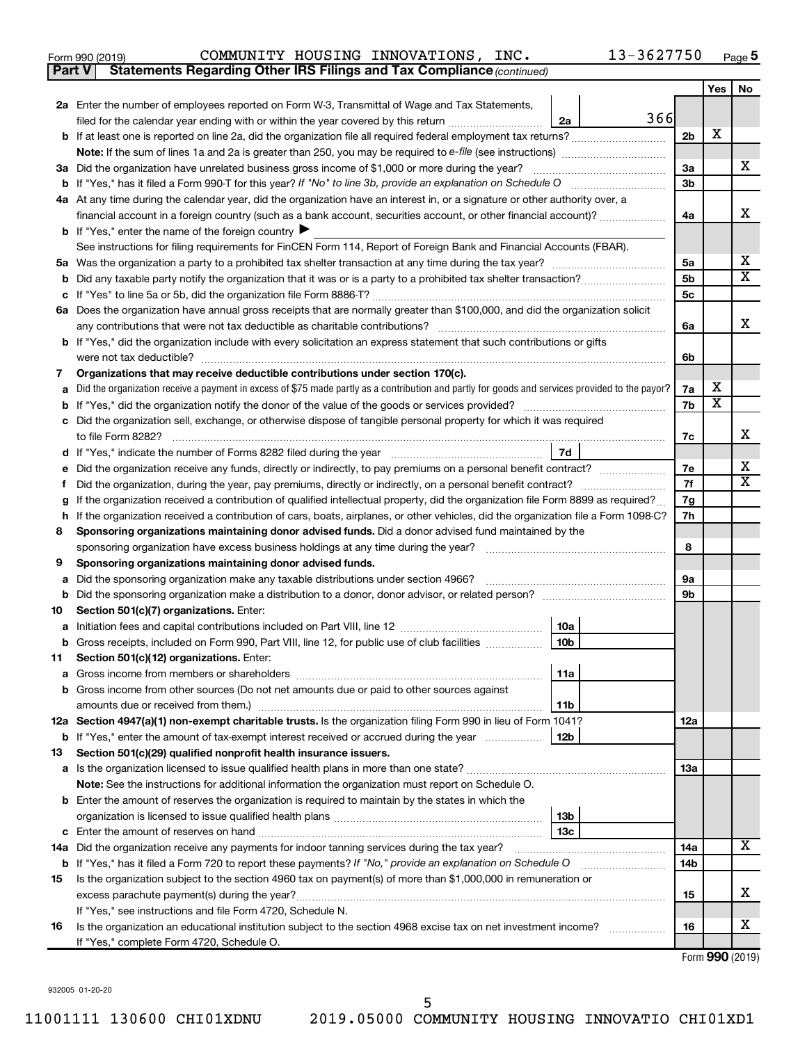Form 990 (2019) COMMUNITY HOUSING INNOVATIONS, INC. 13-3627750 Page 5

**Part V Statements Regarding Other IRS Filings and Tax Compliance** *(continued)*

| | | | | | Yes | No |
|---|---|---|---|---|---|---|
| **2a** | Enter the number of employees reported on Form W-3, Transmittal of Wage and Tax Statements, filed for the calendar year ending with or within the year covered by this return | 2a | 366 | | | |
| **b** | If at least one is reported on line 2a, did the organization file all required federal employment tax returns? | | | 2b | X | |
| | **Note:** If the sum of lines 1a and 2a is greater than 250, you may be required to *e-file* (see instructions) | | | | | |
| **3a** | Did the organization have unrelated business gross income of $1,000 or more during the year? | | | 3a | | X |
| **b** | If "Yes," has it filed a Form 990-T for this year? *If "No" to line 3b, provide an explanation on Schedule O* | | | 3b | | |
| **4a** | At any time during the calendar year, did the organization have an interest in, or a signature or other authority over, a financial account in a foreign country (such as a bank account, securities account, or other financial account)? | | | 4a | | X |
| **b** | If "Yes," enter the name of the foreign country ▶ | | | | | |
| | See instructions for filing requirements for FinCEN Form 114, Report of Foreign Bank and Financial Accounts (FBAR). | | | | | |
| **5a** | Was the organization a party to a prohibited tax shelter transaction at any time during the tax year? | | | 5a | | X |
| **b** | Did any taxable party notify the organization that it was or is a party to a prohibited tax shelter transaction? | | | 5b | | X |
| **c** | If "Yes" to line 5a or 5b, did the organization file Form 8886-T? | | | 5c | | |
| **6a** | Does the organization have annual gross receipts that are normally greater than $100,000, and did the organization solicit any contributions that were not tax deductible as charitable contributions? | | | 6a | | X |
| **b** | If "Yes," did the organization include with every solicitation an express statement that such contributions or gifts were not tax deductible? | | | 6b | | |
| **7** | **Organizations that may receive deductible contributions under section 170(c).** | | | | | |
| **a** | Did the organization receive a payment in excess of $75 made partly as a contribution and partly for goods and services provided to the payor? | | | 7a | X | |
| **b** | If "Yes," did the organization notify the donor of the value of the goods or services provided? | | | 7b | X | |
| **c** | Did the organization sell, exchange, or otherwise dispose of tangible personal property for which it was required to file Form 8282? | | | 7c | | X |
| **d** | If "Yes," indicate the number of Forms 8282 filed during the year | 7d | | | | |
| **e** | Did the organization receive any funds, directly or indirectly, to pay premiums on a personal benefit contract? | | | 7e | | X |
| **f** | Did the organization, during the year, pay premiums, directly or indirectly, on a personal benefit contract? | | | 7f | | X |
| **g** | If the organization received a contribution of qualified intellectual property, did the organization file Form 8899 as required? | | | 7g | | |
| **h** | If the organization received a contribution of cars, boats, airplanes, or other vehicles, did the organization file a Form 1098-C? | | | 7h | | |
| **8** | **Sponsoring organizations maintaining donor advised funds.** Did a donor advised fund maintained by the sponsoring organization have excess business holdings at any time during the year? | | | 8 | | |
| **9** | **Sponsoring organizations maintaining donor advised funds.** | | | | | |
| **a** | Did the sponsoring organization make any taxable distributions under section 4966? | | | 9a | | |
| **b** | Did the sponsoring organization make a distribution to a donor, donor advisor, or related person? | | | 9b | | |
| **10** | **Section 501(c)(7) organizations.** Enter: | | | | | |
| **a** | Initiation fees and capital contributions included on Part VIII, line 12 | 10a | | | | |
| **b** | Gross receipts, included on Form 990, Part VIII, line 12, for public use of club facilities | 10b | | | | |
| **11** | **Section 501(c)(12) organizations.** Enter: | | | | | |
| **a** | Gross income from members or shareholders | 11a | | | | |
| **b** | Gross income from other sources (Do not net amounts due or paid to other sources against amounts due or received from them.) | 11b | | | | |
| **12a** | **Section 4947(a)(1) non-exempt charitable trusts.** Is the organization filing Form 990 in lieu of Form 1041? | | | 12a | | |
| **b** | If "Yes," enter the amount of tax-exempt interest received or accrued during the year | 12b | | | | |
| **13** | **Section 501(c)(29) qualified nonprofit health insurance issuers.** | | | | | |
| **a** | Is the organization licensed to issue qualified health plans in more than one state? | | | 13a | | |
| | **Note:** See the instructions for additional information the organization must report on Schedule O. | | | | | |
| **b** | Enter the amount of reserves the organization is required to maintain by the states in which the organization is licensed to issue qualified health plans | 13b | | | | |
| **c** | Enter the amount of reserves on hand | 13c | | | | |
| **14a** | Did the organization receive any payments for indoor tanning services during the tax year? | | | 14a | | X |
| **b** | If "Yes," has it filed a Form 720 to report these payments? *If "No," provide an explanation on Schedule O* | | | 14b | | |
| **15** | Is the organization subject to the section 4960 tax on payment(s) of more than $1,000,000 in remuneration or excess parachute payment(s) during the year? | | | 15 | | X |
| | If "Yes," see instructions and file Form 4720, Schedule N. | | | | | |
| **16** | Is the organization an educational institution subject to the section 4968 excise tax on net investment income? | | | 16 | | X |
| | If "Yes," complete Form 4720, Schedule O. | | | | | |

Form **990** (2019)

932005 01-20-20

11001111 130600 CHI01XDNU 2019.05000 COMMUNITY HOUSING INNOVATIO CHI01XD1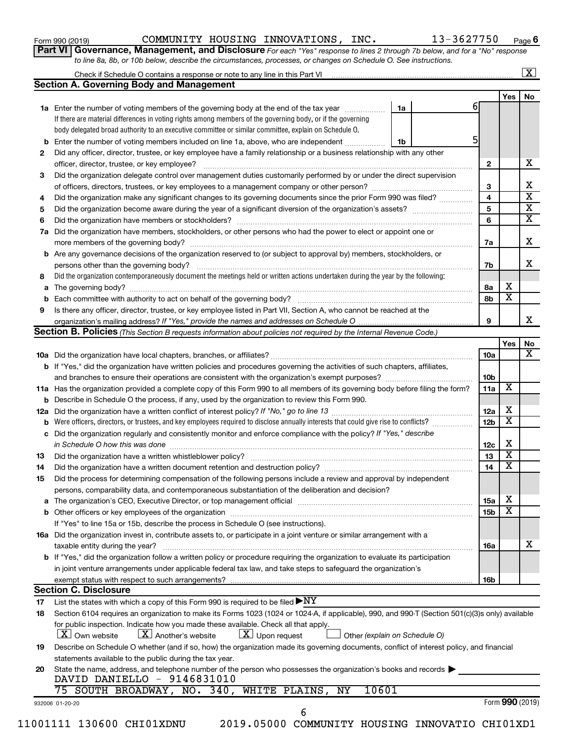Form 990 (2019) COMMUNITY HOUSING INNOVATIONS, INC. 13-3627750 Page 6

**Part VI Governance, Management, and Disclosure** *For each "Yes" response to lines 2 through 7b below, and for a "No" response to line 8a, 8b, or 10b below, describe the circumstances, processes, or changes on Schedule O. See instructions.*

Check if Schedule O contains a response or note to any line in this Part VI [X]

## Section A. Governing Body and Management

| | | | | Yes | No |
|---|---|---|---|---|---|
| **1a** | Enter the number of voting members of the governing body at the end of the tax year. If there are material differences in voting rights among members of the governing body, or if the governing body delegated broad authority to an executive committee or similar committee, explain on Schedule O. | 1a | 6 | | |
| **b** | Enter the number of voting members included on line 1a, above, who are independent | 1b | 5 | | |
| **2** | Did any officer, director, trustee, or key employee have a family relationship or a business relationship with any other officer, director, trustee, or key employee? | 2 | | | X |
| **3** | Did the organization delegate control over management duties customarily performed by or under the direct supervision of officers, directors, trustees, or key employees to a management company or other person? | 3 | | | X |
| **4** | Did the organization make any significant changes to its governing documents since the prior Form 990 was filed? | 4 | | | X |
| **5** | Did the organization become aware during the year of a significant diversion of the organization's assets? | 5 | | | X |
| **6** | Did the organization have members or stockholders? | 6 | | | X |
| **7a** | Did the organization have members, stockholders, or other persons who had the power to elect or appoint one or more members of the governing body? | 7a | | | X |
| **b** | Are any governance decisions of the organization reserved to (or subject to approval by) members, stockholders, or persons other than the governing body? | 7b | | | X |
| **8** | Did the organization contemporaneously document the meetings held or written actions undertaken during the year by the following: | | | | |
| **a** | The governing body? | 8a | | X | |
| **b** | Each committee with authority to act on behalf of the governing body? | 8b | | X | |
| **9** | Is there any officer, director, trustee, or key employee listed in Part VII, Section A, who cannot be reached at the organization's mailing address? *If "Yes," provide the names and addresses on Schedule O* | 9 | | | X |

## Section B. Policies *(This Section B requests information about policies not required by the Internal Revenue Code.)*

| | | | Yes | No |
|---|---|---|---|---|
| **10a** | Did the organization have local chapters, branches, or affiliates? | 10a | | X |
| **b** | If "Yes," did the organization have written policies and procedures governing the activities of such chapters, affiliates, and branches to ensure their operations are consistent with the organization's exempt purposes? | 10b | | |
| **11a** | Has the organization provided a complete copy of this Form 990 to all members of its governing body before filing the form? | 11a | X | |
| **b** | Describe in Schedule O the process, if any, used by the organization to review this Form 990. | | | |
| **12a** | Did the organization have a written conflict of interest policy? *If "No," go to line 13* | 12a | X | |
| **b** | Were officers, directors, or trustees, and key employees required to disclose annually interests that could give rise to conflicts? | 12b | X | |
| **c** | Did the organization regularly and consistently monitor and enforce compliance with the policy? *If "Yes," describe in Schedule O how this was done* | 12c | X | |
| **13** | Did the organization have a written whistleblower policy? | 13 | X | |
| **14** | Did the organization have a written document retention and destruction policy? | 14 | X | |
| **15** | Did the process for determining compensation of the following persons include a review and approval by independent persons, comparability data, and contemporaneous substantiation of the deliberation and decision? | | | |
| **a** | The organization's CEO, Executive Director, or top management official | 15a | X | |
| **b** | Other officers or key employees of the organization | 15b | X | |
| | If "Yes" to line 15a or 15b, describe the process in Schedule O (see instructions). | | | |
| **16a** | Did the organization invest in, contribute assets to, or participate in a joint venture or similar arrangement with a taxable entity during the year? | 16a | | X |
| **b** | If "Yes," did the organization follow a written policy or procedure requiring the organization to evaluate its participation in joint venture arrangements under applicable federal tax law, and take steps to safeguard the organization's exempt status with respect to such arrangements? | 16b | | |

## Section C. Disclosure

**17** List the states with which a copy of this Form 990 is required to be filed ▶NY

**18** Section 6104 requires an organization to make its Forms 1023 (1024 or 1024-A, if applicable), 990, and 990-T (Section 501(c)(3)s only) available for public inspection. Indicate how you made these available. Check all that apply.
[X] Own website [X] Another's website [X] Upon request [ ] Other *(explain on Schedule O)*

**19** Describe on Schedule O whether (and if so, how) the organization made its governing documents, conflict of interest policy, and financial statements available to the public during the tax year.

**20** State the name, address, and telephone number of the person who possesses the organization's books and records ▶
DAVID DANIELLO - 9146831010
75 SOUTH BROADWAY, NO. 340, WHITE PLAINS, NY 10601

932006 01-20-20 Form **990** (2019)

11001111 130600 CHI01XDNU 2019.05000 COMMUNITY HOUSING INNOVATIO CHI01XD1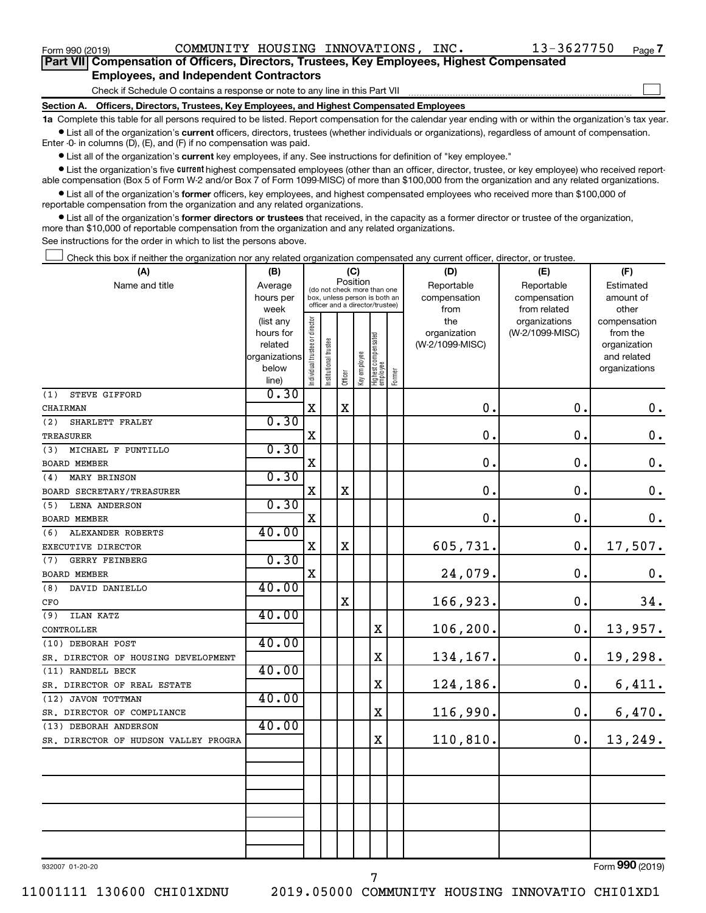Form 990 (2019) COMMUNITY HOUSING INNOVATIONS, INC. 13-3627750 Page 7

## Part VII Compensation of Officers, Directors, Trustees, Key Employees, Highest Compensated Employees, and Independent Contractors

Check if Schedule O contains a response or note to any line in this Part VII

### Section A. Officers, Directors, Trustees, Key Employees, and Highest Compensated Employees

**1a** Complete this table for all persons required to be listed. Report compensation for the calendar year ending with or within the organization's tax year.

- List all of the organization's **current** officers, directors, trustees (whether individuals or organizations), regardless of amount of compensation. Enter -0- in columns (D), (E), and (F) if no compensation was paid.
- List all of the organization's **current** key employees, if any. See instructions for definition of "key employee."
- List the organization's five **current** highest compensated employees (other than an officer, director, trustee, or key employee) who received reportable compensation (Box 5 of Form W-2 and/or Box 7 of Form 1099-MISC) of more than $100,000 from the organization and any related organizations.
- List all of the organization's **former** officers, key employees, and highest compensated employees who received more than $100,000 of reportable compensation from the organization and any related organizations.
- List all of the organization's **former directors or trustees** that received, in the capacity as a former director or trustee of the organization, more than $10,000 of reportable compensation from the organization and any related organizations.

See instructions for the order in which to list the persons above.

Check this box if neither the organization nor any related organization compensated any current officer, director, or trustee.

| (A) Name and title | (B) Average hours per week (list any hours for related organizations below line) | (C) Position: Individual trustee or director | Institutional trustee | Officer | Key employee | Highest compensated employee | Former | (D) Reportable compensation from the organization (W-2/1099-MISC) | (E) Reportable compensation from related organizations (W-2/1099-MISC) | (F) Estimated amount of other compensation from the organization and related organizations |
|---|---|---|---|---|---|---|---|---|---|---|
| (1) STEVE GIFFORD<br>CHAIRMAN | 0.30 | X | | X | | | | 0. | 0. | 0. |
| (2) SHARLETT FRALEY<br>TREASURER | 0.30 | X | | | | | | 0. | 0. | 0. |
| (3) MICHAEL F PUNTILLO<br>BOARD MEMBER | 0.30 | X | | | | | | 0. | 0. | 0. |
| (4) MARY BRINSON<br>BOARD SECRETARY/TREASURER | 0.30 | X | | X | | | | 0. | 0. | 0. |
| (5) LENA ANDERSON<br>BOARD MEMBER | 0.30 | X | | | | | | 0. | 0. | 0. |
| (6) ALEXANDER ROBERTS<br>EXECUTIVE DIRECTOR | 40.00 | X | | X | | | | 605,731. | 0. | 17,507. |
| (7) GERRY FEINBERG<br>BOARD MEMBER | 0.30 | X | | | | | | 24,079. | 0. | 0. |
| (8) DAVID DANIELLO<br>CFO | 40.00 | | | X | | | | 166,923. | 0. | 34. |
| (9) ILAN KATZ<br>CONTROLLER | 40.00 | | | | | X | | 106,200. | 0. | 13,957. |
| (10) DEBORAH POST<br>SR. DIRECTOR OF HOUSING DEVELOPMENT | 40.00 | | | | | X | | 134,167. | 0. | 19,298. |
| (11) RANDELL BECK<br>SR. DIRECTOR OF REAL ESTATE | 40.00 | | | | | X | | 124,186. | 0. | 6,411. |
| (12) JAVON TOTTMAN<br>SR. DIRECTOR OF COMPLIANCE | 40.00 | | | | | X | | 116,990. | 0. | 6,470. |
| (13) DEBORAH ANDERSON<br>SR. DIRECTOR OF HUDSON VALLEY PROGRA | 40.00 | | | | | X | | 110,810. | 0. | 13,249. |

932007 01-20-20 Form 990 (2019)

11001111 130600 CHI01XDNU 2019.05000 COMMUNITY HOUSING INNOVATIO CHI01XD1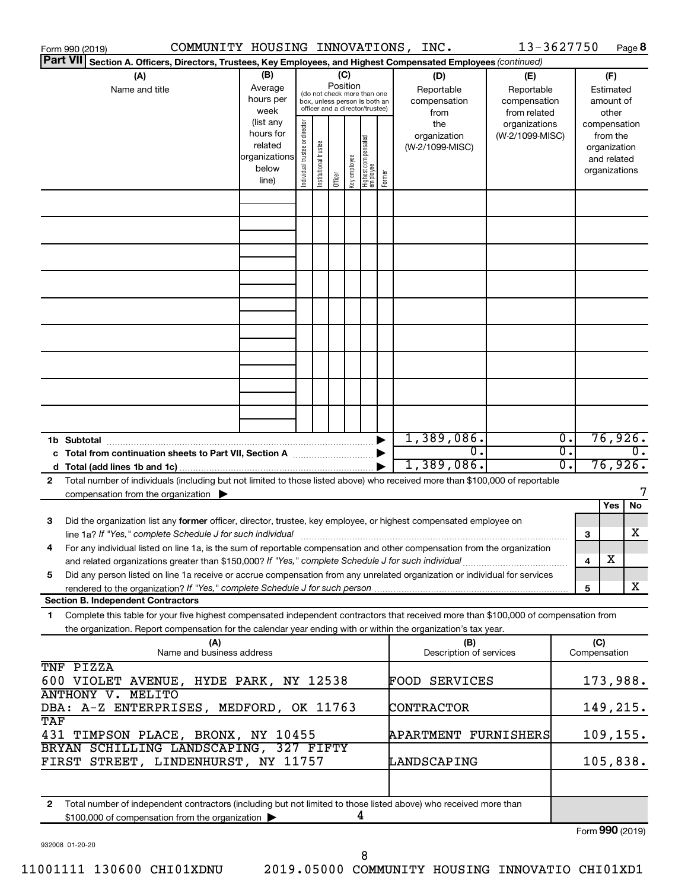Form 990 (2019) COMMUNITY HOUSING INNOVATIONS, INC. 13-3627750 Page 8

**Part VII Section A. Officers, Directors, Trustees, Key Employees, and Highest Compensated Employees** *(continued)*

| (A) Name and title | (B) Average hours per week (list any hours for related organizations below line) | (C) Position (do not check more than one box, unless person is both an officer and a director/trustee): Individual trustee or director | Institutional trustee | Officer | Key employee | Highest compensated employee | Former | (D) Reportable compensation from the organization (W-2/1099-MISC) | (E) Reportable compensation from related organizations (W-2/1099-MISC) | (F) Estimated amount of other compensation from the organization and related organizations |
|---|---|---|---|---|---|---|---|---|---|---|
| | | | | | | | | | | |
| | | | | | | | | | | |
| | | | | | | | | | | |
| | | | | | | | | | | |
| | | | | | | | | | | |
| | | | | | | | | | | |
| | | | | | | | | | | |
| | | | | | | | | | | |
| | | | | | | | | | | |
| **1b Subtotal** | | | | | | | | 1,389,086. | 0. | 76,926. |
| **c Total from continuation sheets to Part VII, Section A** | | | | | | | | 0. | 0. | 0. |
| **d Total (add lines 1b and 1c)** | | | | | | | | 1,389,086. | 0. | 76,926. |

**2** Total number of individuals (including but not limited to those listed above) who received more than $100,000 of reportable compensation from the organization ▶ 7

| | | Yes | No |
|---|---|---|---|
| **3** Did the organization list any **former** officer, director, trustee, key employee, or highest compensated employee on line 1a? *If "Yes," complete Schedule J for such individual* | 3 | | X |
| **4** For any individual listed on line 1a, is the sum of reportable compensation and other compensation from the organization and related organizations greater than $150,000? *If "Yes," complete Schedule J for such individual* | 4 | X | |
| **5** Did any person listed on line 1a receive or accrue compensation from any unrelated organization or individual for services rendered to the organization? *If "Yes," complete Schedule J for such person* | 5 | | X |

**Section B. Independent Contractors**

**1** Complete this table for your five highest compensated independent contractors that received more than $100,000 of compensation from the organization. Report compensation for the calendar year ending with or within the organization's tax year.

| (A) Name and business address | (B) Description of services | (C) Compensation |
|---|---|---|
| TNF PIZZA<br>600 VIOLET AVENUE, HYDE PARK, NY 12538 | FOOD SERVICES | 173,988. |
| ANTHONY V. MELITO<br>DBA: A-Z ENTERPRISES, MEDFORD, OK 11763 | CONTRACTOR | 149,215. |
| TAF<br>431 TIMPSON PLACE, BRONX, NY 10455 | APARTMENT FURNISHERS | 109,155. |
| BRYAN SCHILLING LANDSCAPING, 327 FIFTY FIRST STREET, LINDENHURST, NY 11757 | LANDSCAPING | 105,838. |
| | | |

**2** Total number of independent contractors (including but not limited to those listed above) who received more than $100,000 of compensation from the organization ▶ 4

Form **990** (2019)

932008 01-20-20

11001111 130600 CHI01XDNU 2019.05000 COMMUNITY HOUSING INNOVATIO CHI01XD1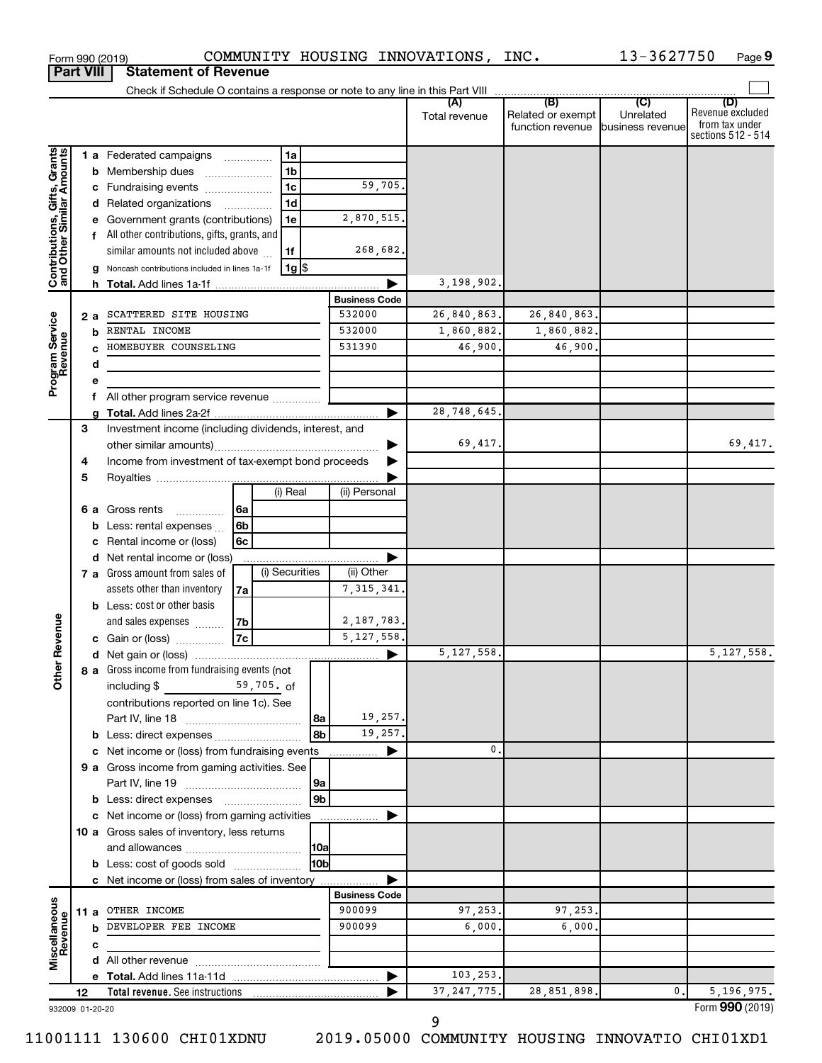Form 990 (2019) COMMUNITY HOUSING INNOVATIONS, INC. 13-3627750 Page 9

**Part VIII | Statement of Revenue**

Check if Schedule O contains a response or note to any line in this Part VIII

| | | | (A) Total revenue | (B) Related or exempt function revenue | (C) Unrelated business revenue | (D) Revenue excluded from tax under sections 512 - 514 |
|---|---|---|---|---|---|---|
| **Contributions, Gifts, Grants and Other Similar Amounts** | 1 a Federated campaigns | 1a | | | | |
| | b Membership dues | 1b | | | | |
| | c Fundraising events | 1c 59,705. | | | | |
| | d Related organizations | 1d | | | | |
| | e Government grants (contributions) | 1e 2,870,515. | | | | |
| | f All other contributions, gifts, grants, and similar amounts not included above | 1f 268,682. | | | | |
| | g Noncash contributions included in lines 1a-1f | 1g $ | | | | |
| | h **Total.** Add lines 1a-1f | | 3,198,902. | | | |
| | | **Business Code** | | | | |
| **Program Service Revenue** | 2 a SCATTERED SITE HOUSING | 532000 | 26,840,863. | 26,840,863. | | |
| | b RENTAL INCOME | 532000 | 1,860,882. | 1,860,882. | | |
| | c HOMEBUYER COUNSELING | 531390 | 46,900. | 46,900. | | |
| | d | | | | | |
| | e | | | | | |
| | f All other program service revenue | | | | | |
| | g **Total.** Add lines 2a-2f | | 28,748,645. | | | |
| **Other Revenue** | 3 Investment income (including dividends, interest, and other similar amounts) | | 69,417. | | | 69,417. |
| | 4 Income from investment of tax-exempt bond proceeds | | | | | |
| | 5 Royalties | | | | | |
| | 6 a Gross rents: 6a (i) Real / (ii) Personal | | | | | |
| | b Less: rental expenses 6b | | | | | |
| | c Rental income or (loss) 6c | | | | | |
| | d Net rental income or (loss) | | | | | |
| | 7 a Gross amount from sales of assets other than inventory 7a — (i) Securities: ; (ii) Other: 7,315,341. | | | | | |
| | b Less: cost or other basis and sales expenses 7b — (ii) Other: 2,187,783. | | | | | |
| | c Gain or (loss) 7c — (ii) Other: 5,127,558. | | | | | |
| | d Net gain or (loss) | | 5,127,558. | | | 5,127,558. |
| | 8 a Gross income from fundraising events (not including $ 59,705. of contributions reported on line 1c). See Part IV, line 18 | 8a 19,257. | | | | |
| | b Less: direct expenses | 8b 19,257. | | | | |
| | c Net income or (loss) from fundraising events | | 0. | | | |
| | 9 a Gross income from gaming activities. See Part IV, line 19 | 9a | | | | |
| | b Less: direct expenses | 9b | | | | |
| | c Net income or (loss) from gaming activities | | | | | |
| | 10 a Gross sales of inventory, less returns and allowances | 10a | | | | |
| | b Less: cost of goods sold | 10b | | | | |
| | c Net income or (loss) from sales of inventory | | | | | |
| | | **Business Code** | | | | |
| **Miscellaneous Revenue** | 11 a OTHER INCOME | 900099 | 97,253. | 97,253. | | |
| | b DEVELOPER FEE INCOME | 900099 | 6,000. | 6,000. | | |
| | c | | | | | |
| | d All other revenue | | | | | |
| | e **Total.** Add lines 11a-11d | | 103,253. | | | |
| | 12 **Total revenue.** See instructions | | 37,247,775. | 28,851,898. | 0. | 5,196,975. |

932009 01-20-20 Form **990** (2019)

11001111 130600 CHI01XDNU 2019.05000 COMMUNITY HOUSING INNOVATIO CHI01XD1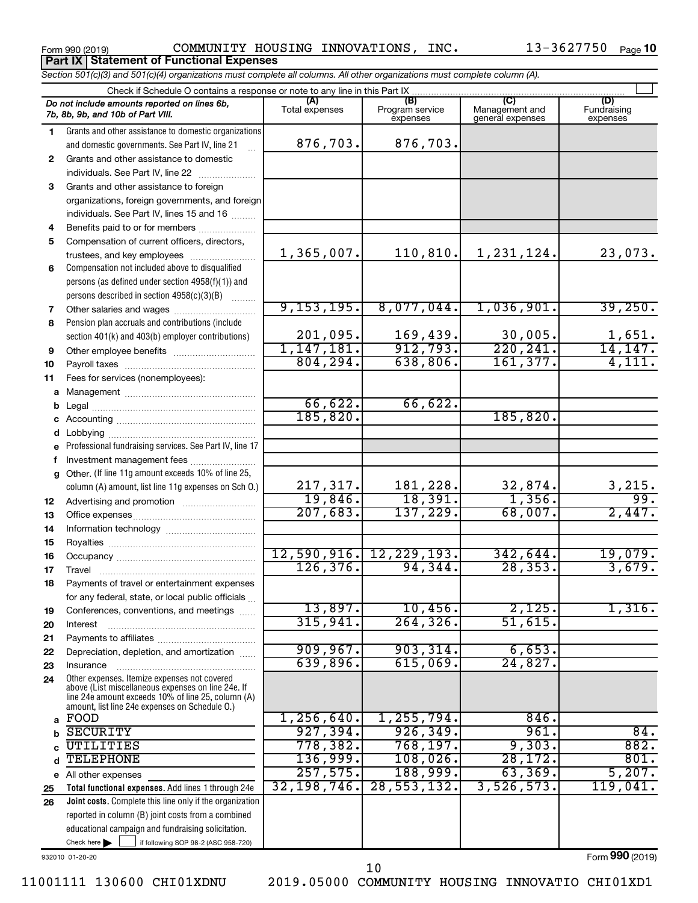Form 990 (2019) COMMUNITY HOUSING INNOVATIONS, INC. 13-3627750 Page 10

**Part IX Statement of Functional Expenses**

*Section 501(c)(3) and 501(c)(4) organizations must complete all columns. All other organizations must complete column (A).*

Check if Schedule O contains a response or note to any line in this Part IX

| *Do not include amounts reported on lines 6b, 7b, 8b, 9b, and 10b of Part VIII.* | (A) Total expenses | (B) Program service expenses | (C) Management and general expenses | (D) Fundraising expenses |
|---|---|---|---|---|
| 1 Grants and other assistance to domestic organizations and domestic governments. See Part IV, line 21 | 876,703. | 876,703. | | |
| 2 Grants and other assistance to domestic individuals. See Part IV, line 22 | | | | |
| 3 Grants and other assistance to foreign organizations, foreign governments, and foreign individuals. See Part IV, lines 15 and 16 | | | | |
| 4 Benefits paid to or for members | | | | |
| 5 Compensation of current officers, directors, trustees, and key employees | 1,365,007. | 110,810. | 1,231,124. | 23,073. |
| 6 Compensation not included above to disqualified persons (as defined under section 4958(f)(1)) and persons described in section 4958(c)(3)(B) | | | | |
| 7 Other salaries and wages | 9,153,195. | 8,077,044. | 1,036,901. | 39,250. |
| 8 Pension plan accruals and contributions (include section 401(k) and 403(b) employer contributions) | 201,095. | 169,439. | 30,005. | 1,651. |
| 9 Other employee benefits | 1,147,181. | 912,793. | 220,241. | 14,147. |
| 10 Payroll taxes | 804,294. | 638,806. | 161,377. | 4,111. |
| 11 Fees for services (nonemployees): | | | | |
| a Management | | | | |
| b Legal | 66,622. | 66,622. | | |
| c Accounting | 185,820. | | 185,820. | |
| d Lobbying | | | | |
| e Professional fundraising services. See Part IV, line 17 | | | | |
| f Investment management fees | | | | |
| g Other. (If line 11g amount exceeds 10% of line 25, column (A) amount, list line 11g expenses on Sch O.) | 217,317. | 181,228. | 32,874. | 3,215. |
| 12 Advertising and promotion | 19,846. | 18,391. | 1,356. | 99. |
| 13 Office expenses | 207,683. | 137,229. | 68,007. | 2,447. |
| 14 Information technology | | | | |
| 15 Royalties | | | | |
| 16 Occupancy | 12,590,916. | 12,229,193. | 342,644. | 19,079. |
| 17 Travel | 126,376. | 94,344. | 28,353. | 3,679. |
| 18 Payments of travel or entertainment expenses for any federal, state, or local public officials | | | | |
| 19 Conferences, conventions, and meetings | 13,897. | 10,456. | 2,125. | 1,316. |
| 20 Interest | 315,941. | 264,326. | 51,615. | |
| 21 Payments to affiliates | | | | |
| 22 Depreciation, depletion, and amortization | 909,967. | 903,314. | 6,653. | |
| 23 Insurance | 639,896. | 615,069. | 24,827. | |
| 24 Other expenses. Itemize expenses not covered above (List miscellaneous expenses on line 24e. If line 24e amount exceeds 10% of line 25, column (A) amount, list line 24e expenses on Schedule O.) | | | | |
| a FOOD | 1,256,640. | 1,255,794. | 846. | |
| b SECURITY | 927,394. | 926,349. | 961. | 84. |
| c UTILITIES | 778,382. | 768,197. | 9,303. | 882. |
| d TELEPHONE | 136,999. | 108,026. | 28,172. | 801. |
| e All other expenses | 257,575. | 188,999. | 63,369. | 5,207. |
| 25 **Total functional expenses.** Add lines 1 through 24e | 32,198,746. | 28,553,132. | 3,526,573. | 119,041. |
| 26 **Joint costs.** Complete this line only if the organization reported in column (B) joint costs from a combined educational campaign and fundraising solicitation. Check here ☐ if following SOP 98-2 (ASC 958-720) | | | | |

932010 01-20-20 Form **990** (2019)

11001111 130600 CHI01XDNU 2019.05000 COMMUNITY HOUSING INNOVATIO CHI01XD1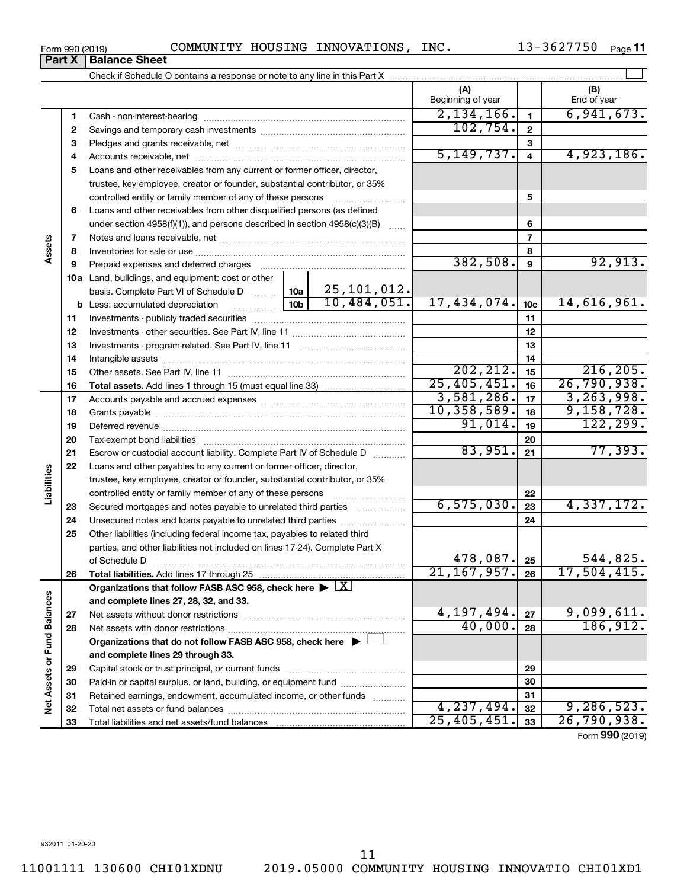Form 990 (2019) COMMUNITY HOUSING INNOVATIONS, INC. 13-3627750 Page 11

## Part X Balance Sheet

Check if Schedule O contains a response or note to any line in this Part X

| | | | | (A) Beginning of year | | (B) End of year |
|---|---|---|---|---|---|---|
| Assets | 1 | Cash - non-interest-bearing | | 2,134,166. | 1 | 6,941,673. |
| | 2 | Savings and temporary cash investments | | 102,754. | 2 | |
| | 3 | Pledges and grants receivable, net | | | 3 | |
| | 4 | Accounts receivable, net | | 5,149,737. | 4 | 4,923,186. |
| | 5 | Loans and other receivables from any current or former officer, director, trustee, key employee, creator or founder, substantial contributor, or 35% controlled entity or family member of any of these persons | | | 5 | |
| | 6 | Loans and other receivables from other disqualified persons (as defined under section 4958(f)(1)), and persons described in section 4958(c)(3)(B) | | | 6 | |
| | 7 | Notes and loans receivable, net | | | 7 | |
| | 8 | Inventories for sale or use | | | 8 | |
| | 9 | Prepaid expenses and deferred charges | | 382,508. | 9 | 92,913. |
| | 10a | Land, buildings, and equipment: cost or other basis. Complete Part VI of Schedule D | 10a 25,101,012. | | | |
| | b | Less: accumulated depreciation | 10b 10,484,051. | 17,434,074. | 10c | 14,616,961. |
| | 11 | Investments - publicly traded securities | | | 11 | |
| | 12 | Investments - other securities. See Part IV, line 11 | | | 12 | |
| | 13 | Investments - program-related. See Part IV, line 11 | | | 13 | |
| | 14 | Intangible assets | | | 14 | |
| | 15 | Other assets. See Part IV, line 11 | | 202,212. | 15 | 216,205. |
| | 16 | **Total assets.** Add lines 1 through 15 (must equal line 33) | | 25,405,451. | 16 | 26,790,938. |
| Liabilities | 17 | Accounts payable and accrued expenses | | 3,581,286. | 17 | 3,263,998. |
| | 18 | Grants payable | | 10,358,589. | 18 | 9,158,728. |
| | 19 | Deferred revenue | | 91,014. | 19 | 122,299. |
| | 20 | Tax-exempt bond liabilities | | | 20 | |
| | 21 | Escrow or custodial account liability. Complete Part IV of Schedule D | | 83,951. | 21 | 77,393. |
| | 22 | Loans and other payables to any current or former officer, director, trustee, key employee, creator or founder, substantial contributor, or 35% controlled entity or family member of any of these persons | | | 22 | |
| | 23 | Secured mortgages and notes payable to unrelated third parties | | 6,575,030. | 23 | 4,337,172. |
| | 24 | Unsecured notes and loans payable to unrelated third parties | | | 24 | |
| | 25 | Other liabilities (including federal income tax, payables to related third parties, and other liabilities not included on lines 17-24). Complete Part X of Schedule D | | 478,087. | 25 | 544,825. |
| | 26 | **Total liabilities.** Add lines 17 through 25 | | 21,167,957. | 26 | 17,504,415. |
| Net Assets or Fund Balances | | **Organizations that follow FASB ASC 958, check here** ▶ [X] **and complete lines 27, 28, 32, and 33.** | | | | |
| | 27 | Net assets without donor restrictions | | 4,197,494. | 27 | 9,099,611. |
| | 28 | Net assets with donor restrictions | | 40,000. | 28 | 186,912. |
| | | **Organizations that do not follow FASB ASC 958, check here** ▶ [ ] **and complete lines 29 through 33.** | | | | |
| | 29 | Capital stock or trust principal, or current funds | | | 29 | |
| | 30 | Paid-in or capital surplus, or land, building, or equipment fund | | | 30 | |
| | 31 | Retained earnings, endowment, accumulated income, or other funds | | | 31 | |
| | 32 | Total net assets or fund balances | | 4,237,494. | 32 | 9,286,523. |
| | 33 | Total liabilities and net assets/fund balances | | 25,405,451. | 33 | 26,790,938. |

Form **990** (2019)

932011 01-20-20

11001111 130600 CHI01XDNU 2019.05000 COMMUNITY HOUSING INNOVATIO CHI01XD1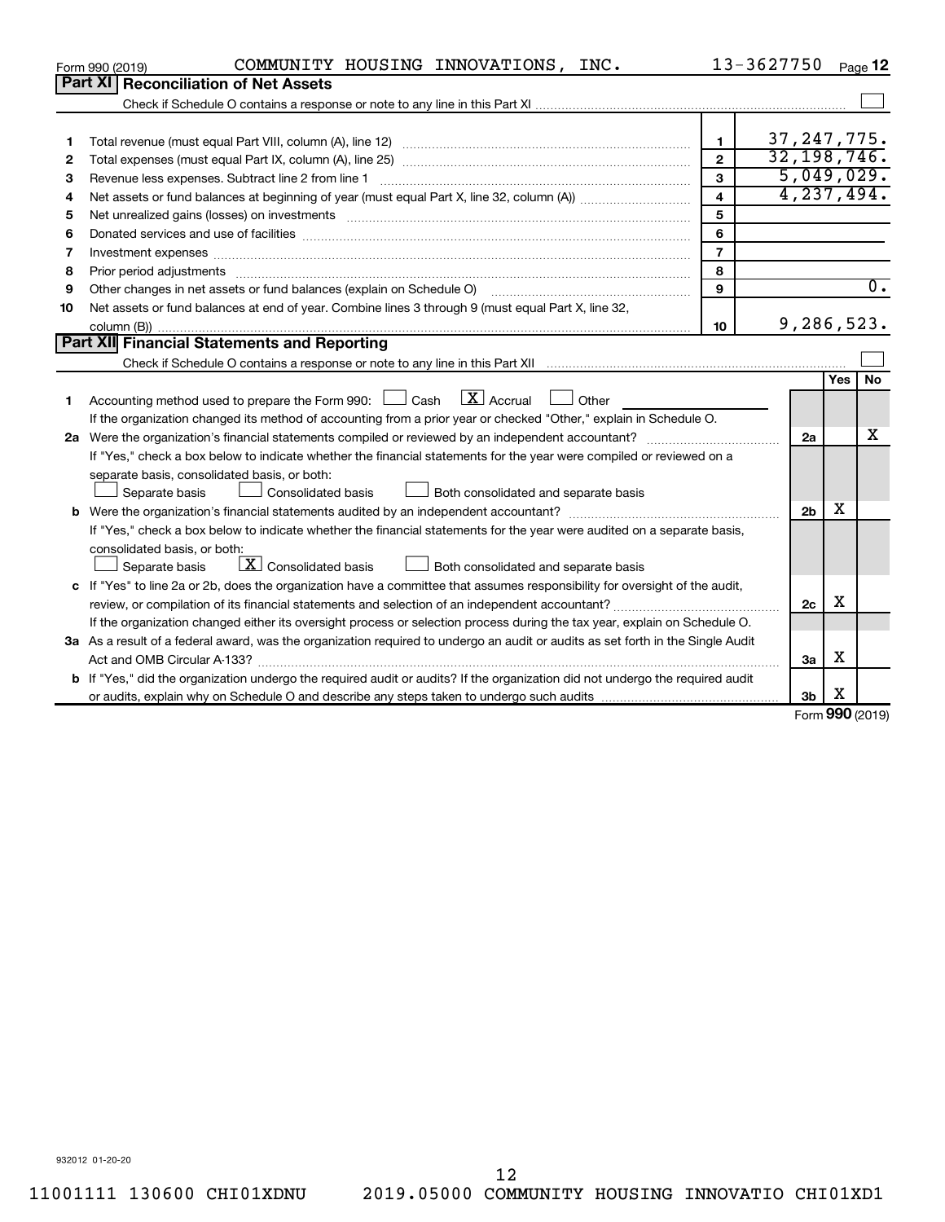Form 990 (2019) COMMUNITY HOUSING INNOVATIONS, INC. 13-3627750 Page 12

## Part XI Reconciliation of Net Assets

Check if Schedule O contains a response or note to any line in this Part XI ☐

| | | | |
|---|---|---|---|
| 1 | Total revenue (must equal Part VIII, column (A), line 12) | 1 | 37,247,775. |
| 2 | Total expenses (must equal Part IX, column (A), line 25) | 2 | 32,198,746. |
| 3 | Revenue less expenses. Subtract line 2 from line 1 | 3 | 5,049,029. |
| 4 | Net assets or fund balances at beginning of year (must equal Part X, line 32, column (A)) | 4 | 4,237,494. |
| 5 | Net unrealized gains (losses) on investments | 5 | |
| 6 | Donated services and use of facilities | 6 | |
| 7 | Investment expenses | 7 | |
| 8 | Prior period adjustments | 8 | |
| 9 | Other changes in net assets or fund balances (explain on Schedule O) | 9 | 0. |
| 10 | Net assets or fund balances at end of year. Combine lines 3 through 9 (must equal Part X, line 32, column (B)) | 10 | 9,286,523. |

## Part XII Financial Statements and Reporting

Check if Schedule O contains a response or note to any line in this Part XII ☐

| | | | Yes | No |
|---|---|---|---|---|
| 1 | Accounting method used to prepare the Form 990: ☐ Cash ☒ Accrual ☐ Other | | | |
| | If the organization changed its method of accounting from a prior year or checked "Other," explain in Schedule O. | | | |
| 2a | Were the organization's financial statements compiled or reviewed by an independent accountant? | 2a | | X |
| | If "Yes," check a box below to indicate whether the financial statements for the year were compiled or reviewed on a separate basis, consolidated basis, or both: ☐ Separate basis ☐ Consolidated basis ☐ Both consolidated and separate basis | | | |
| b | Were the organization's financial statements audited by an independent accountant? | 2b | X | |
| | If "Yes," check a box below to indicate whether the financial statements for the year were audited on a separate basis, consolidated basis, or both: ☐ Separate basis ☒ Consolidated basis ☐ Both consolidated and separate basis | | | |
| c | If "Yes" to line 2a or 2b, does the organization have a committee that assumes responsibility for oversight of the audit, review, or compilation of its financial statements and selection of an independent accountant? | 2c | X | |
| | If the organization changed either its oversight process or selection process during the tax year, explain on Schedule O. | | | |
| 3a | As a result of a federal award, was the organization required to undergo an audit or audits as set forth in the Single Audit Act and OMB Circular A-133? | 3a | X | |
| b | If "Yes," did the organization undergo the required audit or audits? If the organization did not undergo the required audit or audits, explain why on Schedule O and describe any steps taken to undergo such audits | 3b | X | |

Form 990 (2019)

932012 01-20-20

11001111 130600 CHI01XDNU 2019.05000 COMMUNITY HOUSING INNOVATIO CHI01XD1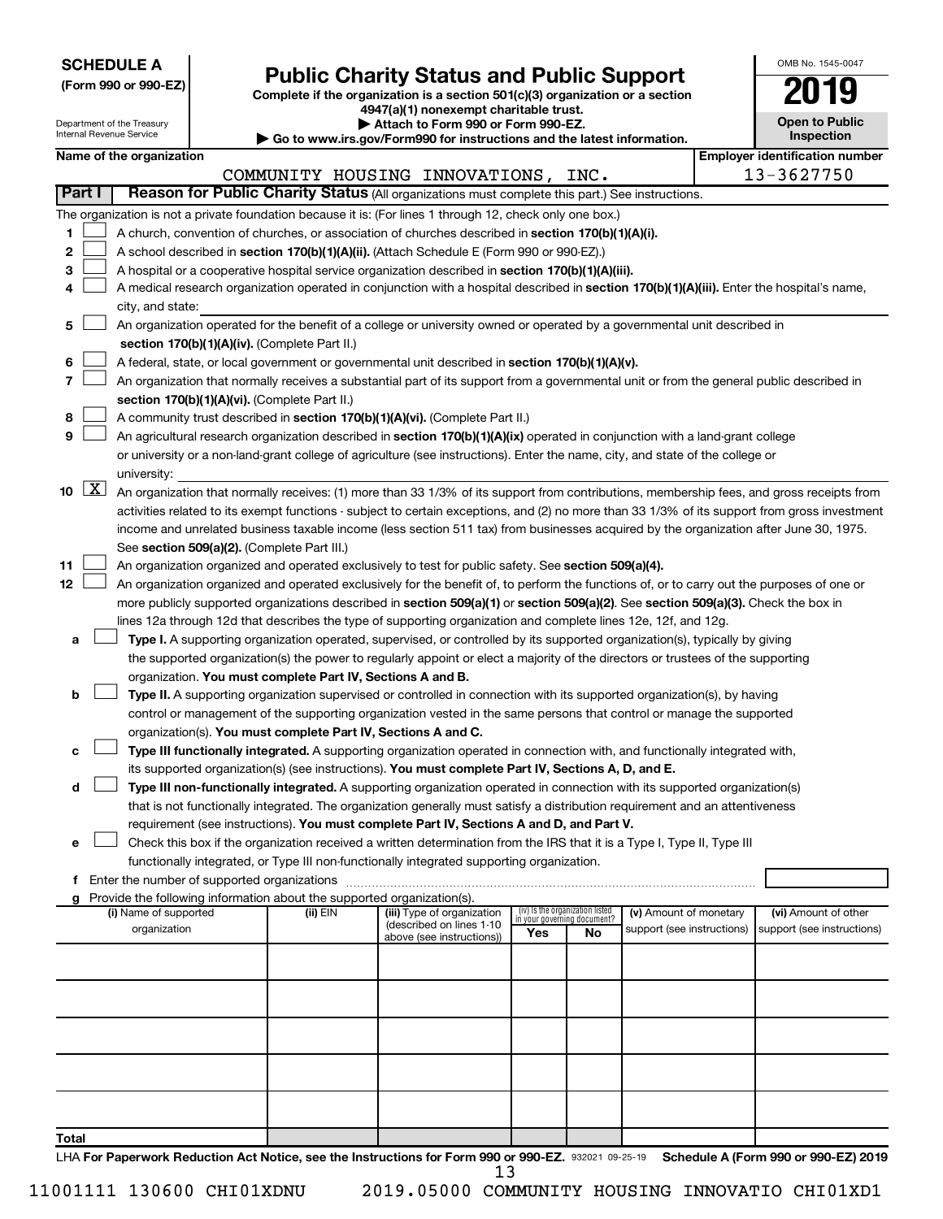**SCHEDULE A**
**(Form 990 or 990-EZ)**

Department of the Treasury
Internal Revenue Service

# Public Charity Status and Public Support

**Complete if the organization is a section 501(c)(3) organization or a section 4947(a)(1) nonexempt charitable trust.**
**▶ Attach to Form 990 or Form 990-EZ.**
**▶ Go to www.irs.gov/Form990 for instructions and the latest information.**

OMB No. 1545-0047

**2019**

**Open to Public Inspection**

**Name of the organization:** COMMUNITY HOUSING INNOVATIONS, INC.

**Employer identification number:** 13-3627750

## Part I — Reason for Public Charity Status (All organizations must complete this part.) See instructions.

The organization is not a private foundation because it is: (For lines 1 through 12, check only one box.)

1. ☐ A church, convention of churches, or association of churches described in **section 170(b)(1)(A)(i).**
2. ☐ A school described in **section 170(b)(1)(A)(ii).** (Attach Schedule E (Form 990 or 990-EZ).)
3. ☐ A hospital or a cooperative hospital service organization described in **section 170(b)(1)(A)(iii).**
4. ☐ A medical research organization operated in conjunction with a hospital described in **section 170(b)(1)(A)(iii).** Enter the hospital's name, city, and state:
5. ☐ An organization operated for the benefit of a college or university owned or operated by a governmental unit described in **section 170(b)(1)(A)(iv).** (Complete Part II.)
6. ☐ A federal, state, or local government or governmental unit described in **section 170(b)(1)(A)(v).**
7. ☐ An organization that normally receives a substantial part of its support from a governmental unit or from the general public described in **section 170(b)(1)(A)(vi).** (Complete Part II.)
8. ☐ A community trust described in **section 170(b)(1)(A)(vi).** (Complete Part II.)
9. ☐ An agricultural research organization described in **section 170(b)(1)(A)(ix)** operated in conjunction with a land-grant college or university or a non-land-grant college of agriculture (see instructions). Enter the name, city, and state of the college or university:
10. ☒ An organization that normally receives: (1) more than 33 1/3% of its support from contributions, membership fees, and gross receipts from activities related to its exempt functions - subject to certain exceptions, and (2) no more than 33 1/3% of its support from gross investment income and unrelated business taxable income (less section 511 tax) from businesses acquired by the organization after June 30, 1975. See **section 509(a)(2).** (Complete Part III.)
11. ☐ An organization organized and operated exclusively to test for public safety. See **section 509(a)(4).**
12. ☐ An organization organized and operated exclusively for the benefit of, to perform the functions of, or to carry out the purposes of one or more publicly supported organizations described in **section 509(a)(1)** or **section 509(a)(2).** See **section 509(a)(3).** Check the box in lines 12a through 12d that describes the type of supporting organization and complete lines 12e, 12f, and 12g.
   - **a** ☐ **Type I.** A supporting organization operated, supervised, or controlled by its supported organization(s), typically by giving the supported organization(s) the power to regularly appoint or elect a majority of the directors or trustees of the supporting organization. **You must complete Part IV, Sections A and B.**
   - **b** ☐ **Type II.** A supporting organization supervised or controlled in connection with its supported organization(s), by having control or management of the supporting organization vested in the same persons that control or manage the supported organization(s). **You must complete Part IV, Sections A and C.**
   - **c** ☐ **Type III functionally integrated.** A supporting organization operated in connection with, and functionally integrated with, its supported organization(s) (see instructions). **You must complete Part IV, Sections A, D, and E.**
   - **d** ☐ **Type III non-functionally integrated.** A supporting organization operated in connection with its supported organization(s) that is not functionally integrated. The organization generally must satisfy a distribution requirement and an attentiveness requirement (see instructions). **You must complete Part IV, Sections A and D, and Part V.**
   - **e** ☐ Check this box if the organization received a written determination from the IRS that it is a Type I, Type II, Type III functionally integrated, or Type III non-functionally integrated supporting organization.
   - **f** Enter the number of supported organizations
   - **g** Provide the following information about the supported organization(s).

| (i) Name of supported organization | (ii) EIN | (iii) Type of organization (described on lines 1-10 above (see instructions)) | (iv) Is the organization listed in your governing document? Yes | No | (v) Amount of monetary support (see instructions) | (vi) Amount of other support (see instructions) |
|---|---|---|---|---|---|---|
| | | | | | | |
| | | | | | | |
| | | | | | | |
| | | | | | | |
| | | | | | | |
| **Total** | | | | | | |

LHA **For Paperwork Reduction Act Notice, see the Instructions for Form 990 or 990-EZ.** 932021 09-25-19 **Schedule A (Form 990 or 990-EZ) 2019**

11001111 130600 CHI01XDNU 2019.05000 COMMUNITY HOUSING INNOVATIO CHI01XD1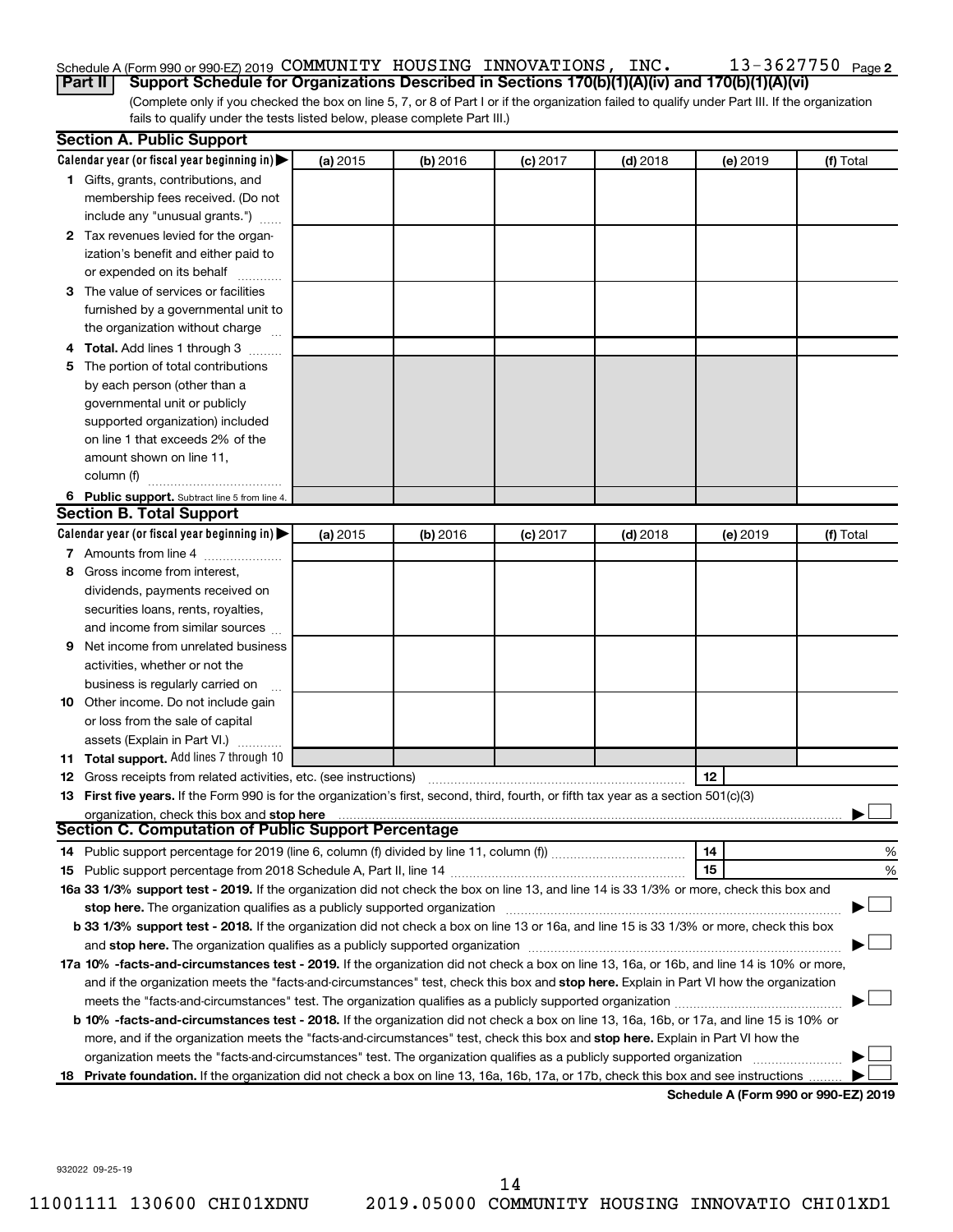Schedule A (Form 990 or 990-EZ) 2019 COMMUNITY HOUSING INNOVATIONS, INC. 13-3627750 Page 2

**Part II Support Schedule for Organizations Described in Sections 170(b)(1)(A)(iv) and 170(b)(1)(A)(vi)**

(Complete only if you checked the box on line 5, 7, or 8 of Part I or if the organization failed to qualify under Part III. If the organization fails to qualify under the tests listed below, please complete Part III.)

**Section A. Public Support**

| Calendar year (or fiscal year beginning in) | (a) 2015 | (b) 2016 | (c) 2017 | (d) 2018 | (e) 2019 | (f) Total |
|---|---|---|---|---|---|---|
| 1 Gifts, grants, contributions, and membership fees received. (Do not include any "unusual grants.") | | | | | | |
| 2 Tax revenues levied for the organization's benefit and either paid to or expended on its behalf | | | | | | |
| 3 The value of services or facilities furnished by a governmental unit to the organization without charge | | | | | | |
| 4 **Total.** Add lines 1 through 3 | | | | | | |
| 5 The portion of total contributions by each person (other than a governmental unit or publicly supported organization) included on line 1 that exceeds 2% of the amount shown on line 11, column (f) | | | | | | |
| 6 **Public support.** Subtract line 5 from line 4. | | | | | | |

**Section B. Total Support**

| Calendar year (or fiscal year beginning in) | (a) 2015 | (b) 2016 | (c) 2017 | (d) 2018 | (e) 2019 | (f) Total |
|---|---|---|---|---|---|---|
| 7 Amounts from line 4 | | | | | | |
| 8 Gross income from interest, dividends, payments received on securities loans, rents, royalties, and income from similar sources | | | | | | |
| 9 Net income from unrelated business activities, whether or not the business is regularly carried on | | | | | | |
| 10 Other income. Do not include gain or loss from the sale of capital assets (Explain in Part VI.) | | | | | | |
| 11 **Total support.** Add lines 7 through 10 | | | | | | |

12 Gross receipts from related activities, etc. (see instructions) | 12 |

13 **First five years.** If the Form 990 is for the organization's first, second, third, fourth, or fifth tax year as a section 501(c)(3) organization, check this box and **stop here** ☐

**Section C. Computation of Public Support Percentage**

14 Public support percentage for 2019 (line 6, column (f) divided by line 11, column (f)) | 14 | %

15 Public support percentage from 2018 Schedule A, Part II, line 14 | 15 | %

16a **33 1/3% support test - 2019.** If the organization did not check the box on line 13, and line 14 is 33 1/3% or more, check this box and **stop here.** The organization qualifies as a publicly supported organization ☐

b **33 1/3% support test - 2018.** If the organization did not check a box on line 13 or 16a, and line 15 is 33 1/3% or more, check this box and **stop here.** The organization qualifies as a publicly supported organization ☐

17a **10% -facts-and-circumstances test - 2019.** If the organization did not check a box on line 13, 16a, or 16b, and line 14 is 10% or more, and if the organization meets the "facts-and-circumstances" test, check this box and **stop here.** Explain in Part VI how the organization meets the "facts-and-circumstances" test. The organization qualifies as a publicly supported organization ☐

b **10% -facts-and-circumstances test - 2018.** If the organization did not check a box on line 13, 16a, 16b, or 17a, and line 15 is 10% or more, and if the organization meets the "facts-and-circumstances" test, check this box and **stop here.** Explain in Part VI how the organization meets the "facts-and-circumstances" test. The organization qualifies as a publicly supported organization ☐

18 **Private foundation.** If the organization did not check a box on line 13, 16a, 16b, 17a, or 17b, check this box and see instructions ☐

**Schedule A (Form 990 or 990-EZ) 2019**

932022 09-25-19

11001111 130600 CHI01XDNU 2019.05000 COMMUNITY HOUSING INNOVATIO CHI01XD1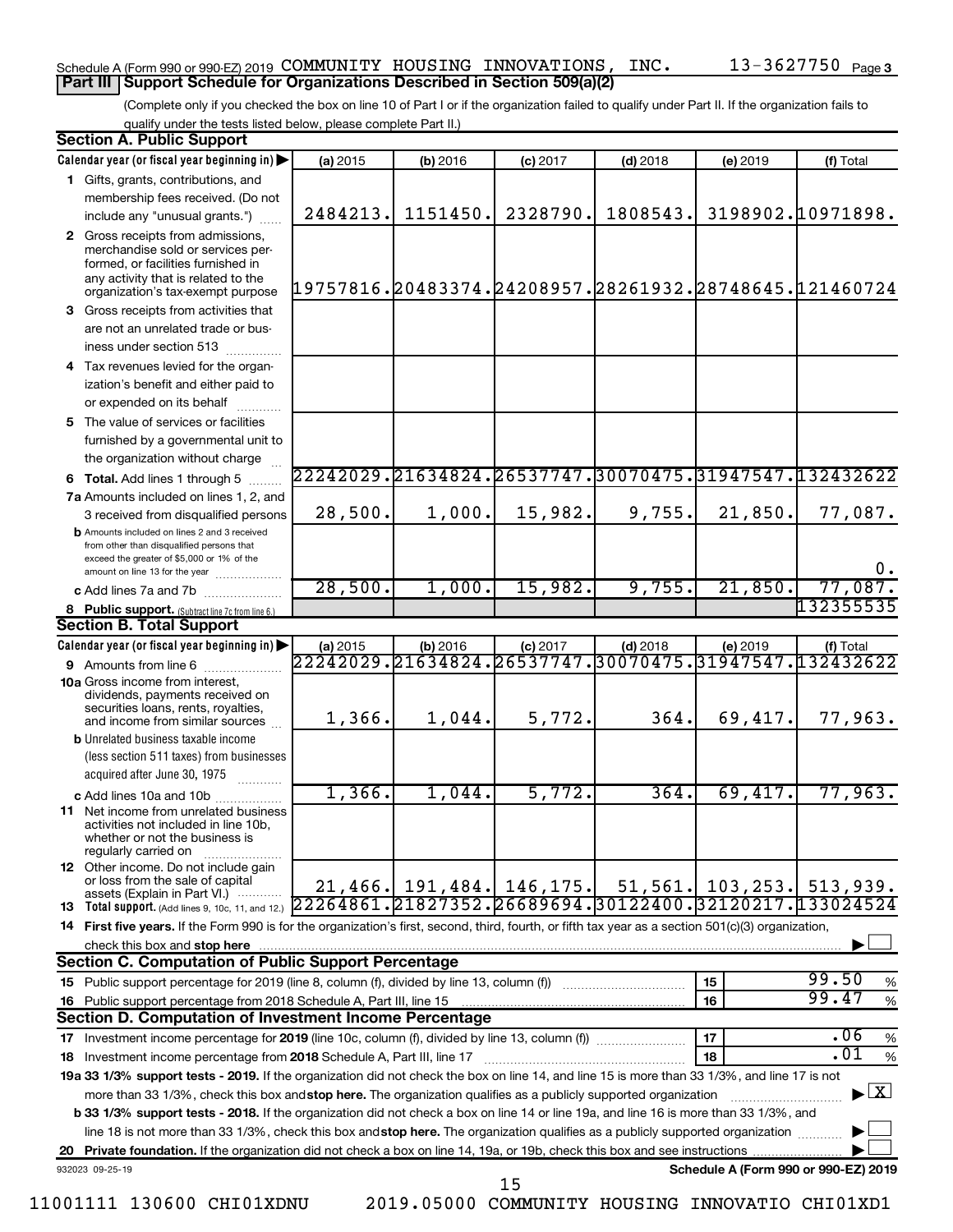Schedule A (Form 990 or 990-EZ) 2019 COMMUNITY HOUSING INNOVATIONS, INC. 13-3627750 Page 3

**Part III | Support Schedule for Organizations Described in Section 509(a)(2)**

(Complete only if you checked the box on line 10 of Part I or if the organization failed to qualify under Part II. If the organization fails to qualify under the tests listed below, please complete Part II.)

**Section A. Public Support**

| Calendar year (or fiscal year beginning in) ▶ | (a) 2015 | (b) 2016 | (c) 2017 | (d) 2018 | (e) 2019 | (f) Total |
|---|---|---|---|---|---|---|
| **1** Gifts, grants, contributions, and membership fees received. (Do not include any "unusual grants.") | 2484213. | 1151450. | 2328790. | 1808543. | 3198902. | 10971898. |
| **2** Gross receipts from admissions, merchandise sold or services performed, or facilities furnished in any activity that is related to the organization's tax-exempt purpose | 19757816. | 20483374. | 24208957. | 28261932. | 28748645. | 121460724 |
| **3** Gross receipts from activities that are not an unrelated trade or business under section 513 | | | | | | |
| **4** Tax revenues levied for the organization's benefit and either paid to or expended on its behalf | | | | | | |
| **5** The value of services or facilities furnished by a governmental unit to the organization without charge | | | | | | |
| **6 Total.** Add lines 1 through 5 | 22242029. | 21634824. | 26537747. | 30070475. | 31947547. | 132432622 |
| **7a** Amounts included on lines 1, 2, and 3 received from disqualified persons | 28,500. | 1,000. | 15,982. | 9,755. | 21,850. | 77,087. |
| **b** Amounts included on lines 2 and 3 received from other than disqualified persons that exceed the greater of $5,000 or 1% of the amount on line 13 for the year | | | | | | 0. |
| **c** Add lines 7a and 7b | 28,500. | 1,000. | 15,982. | 9,755. | 21,850. | 77,087. |
| **8 Public support.** (Subtract line 7c from line 6.) | | | | | | 132355535 |

**Section B. Total Support**

| Calendar year (or fiscal year beginning in) ▶ | (a) 2015 | (b) 2016 | (c) 2017 | (d) 2018 | (e) 2019 | (f) Total |
|---|---|---|---|---|---|---|
| **9** Amounts from line 6 | 22242029. | 21634824. | 26537747. | 30070475. | 31947547. | 132432622 |
| **10a** Gross income from interest, dividends, payments received on securities loans, rents, royalties, and income from similar sources | 1,366. | 1,044. | 5,772. | 364. | 69,417. | 77,963. |
| **b** Unrelated business taxable income (less section 511 taxes) from businesses acquired after June 30, 1975 | | | | | | |
| **c** Add lines 10a and 10b | 1,366. | 1,044. | 5,772. | 364. | 69,417. | 77,963. |
| **11** Net income from unrelated business activities not included in line 10b, whether or not the business is regularly carried on | | | | | | |
| **12** Other income. Do not include gain or loss from the sale of capital assets (Explain in Part VI.) | 21,466. | 191,484. | 146,175. | 51,561. | 103,253. | 513,939. |
| **13 Total support.** (Add lines 9, 10c, 11, and 12.) | 22264861. | 21827352. | 26689694. | 30122400. | 32120217. | 133024524 |

**14 First five years.** If the Form 990 is for the organization's first, second, third, fourth, or fifth tax year as a section 501(c)(3) organization, check this box and **stop here** ▶ ☐

**Section C. Computation of Public Support Percentage**

| | | | |
|---|---|---|---|
| **15** Public support percentage for 2019 (line 8, column (f), divided by line 13, column (f)) | 15 | 99.50 | % |
| **16** Public support percentage from 2018 Schedule A, Part III, line 15 | 16 | 99.47 | % |

**Section D. Computation of Investment Income Percentage**

| | | | |
|---|---|---|---|
| **17** Investment income percentage for **2019** (line 10c, column (f), divided by line 13, column (f)) | 17 | .06 | % |
| **18** Investment income percentage from **2018** Schedule A, Part III, line 17 | 18 | .01 | % |

**19a 33 1/3% support tests - 2019.** If the organization did not check the box on line 14, and line 15 is more than 33 1/3%, and line 17 is not more than 33 1/3%, check this box and **stop here.** The organization qualifies as a publicly supported organization ▶ ☒

**b 33 1/3% support tests - 2018.** If the organization did not check a box on line 14 or line 19a, and line 16 is more than 33 1/3%, and line 18 is not more than 33 1/3%, check this box and **stop here.** The organization qualifies as a publicly supported organization ▶ ☐

**20 Private foundation.** If the organization did not check a box on line 14, 19a, or 19b, check this box and see instructions ▶ ☐

932023 09-25-19 **Schedule A (Form 990 or 990-EZ) 2019**

11001111 130600 CHI01XDNU 2019.05000 COMMUNITY HOUSING INNOVATIO CHI01XD1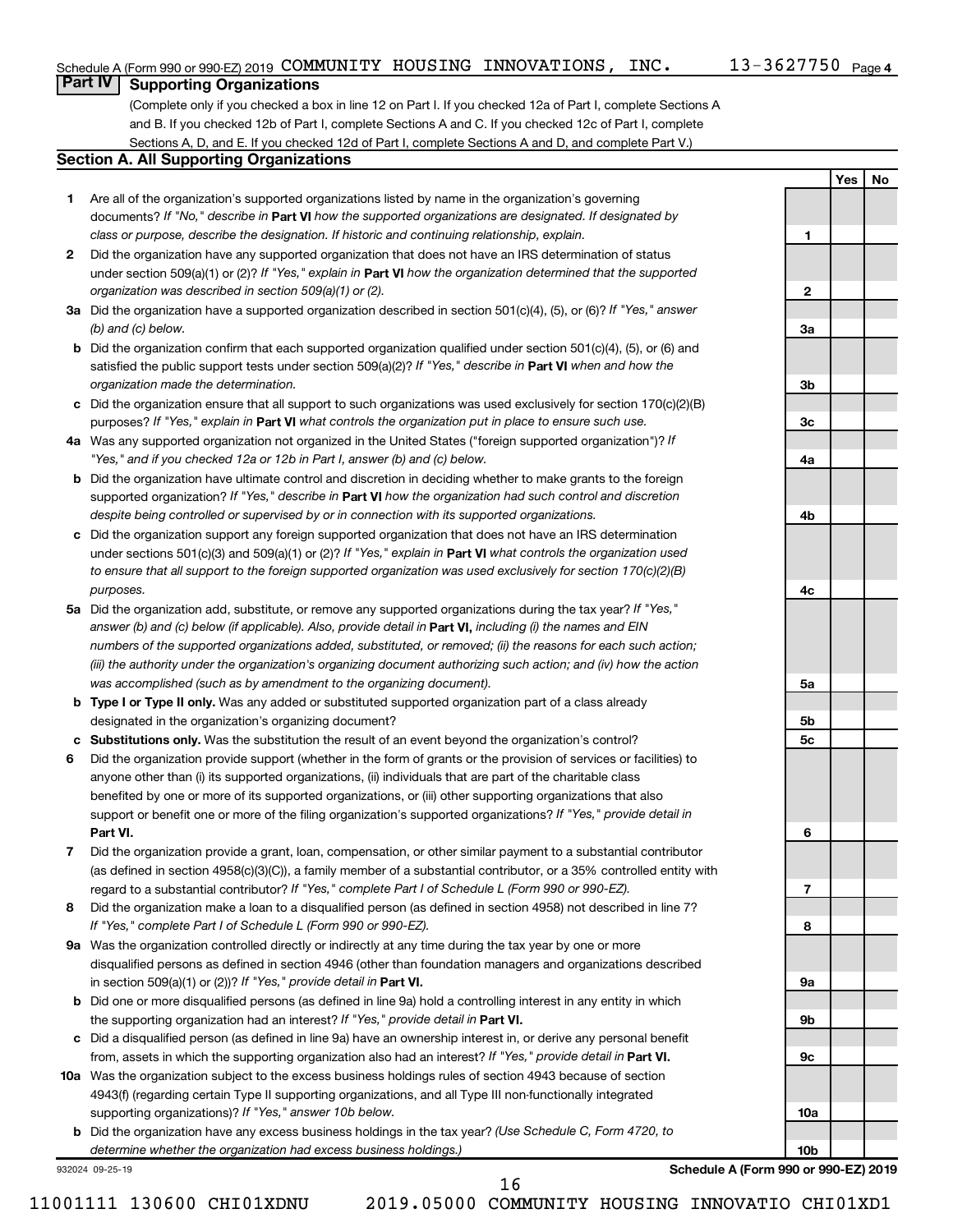Schedule A (Form 990 or 990-EZ) 2019 COMMUNITY HOUSING INNOVATIONS, INC. 13-3627750 Page 4

## Part IV Supporting Organizations

(Complete only if you checked a box in line 12 on Part I. If you checked 12a of Part I, complete Sections A and B. If you checked 12b of Part I, complete Sections A and C. If you checked 12c of Part I, complete Sections A, D, and E. If you checked 12d of Part I, complete Sections A and D, and complete Part V.)

### Section A. All Supporting Organizations

| | | Line | Yes | No |
|---|---|---|---|---|
| **1** | Are all of the organization's supported organizations listed by name in the organization's governing documents? *If "No," describe in* **Part VI** *how the supported organizations are designated. If designated by class or purpose, describe the designation. If historic and continuing relationship, explain.* | 1 | | |
| **2** | Did the organization have any supported organization that does not have an IRS determination of status under section 509(a)(1) or (2)? *If "Yes," explain in* **Part VI** *how the organization determined that the supported organization was described in section 509(a)(1) or (2).* | 2 | | |
| **3a** | Did the organization have a supported organization described in section 501(c)(4), (5), or (6)? *If "Yes," answer (b) and (c) below.* | 3a | | |
| **b** | Did the organization confirm that each supported organization qualified under section 501(c)(4), (5), or (6) and satisfied the public support tests under section 509(a)(2)? *If "Yes," describe in* **Part VI** *when and how the organization made the determination.* | 3b | | |
| **c** | Did the organization ensure that all support to such organizations was used exclusively for section 170(c)(2)(B) purposes? *If "Yes," explain in* **Part VI** *what controls the organization put in place to ensure such use.* | 3c | | |
| **4a** | Was any supported organization not organized in the United States ("foreign supported organization")? *If "Yes," and if you checked 12a or 12b in Part I, answer (b) and (c) below.* | 4a | | |
| **b** | Did the organization have ultimate control and discretion in deciding whether to make grants to the foreign supported organization? *If "Yes," describe in* **Part VI** *how the organization had such control and discretion despite being controlled or supervised by or in connection with its supported organizations.* | 4b | | |
| **c** | Did the organization support any foreign supported organization that does not have an IRS determination under sections 501(c)(3) and 509(a)(1) or (2)? *If "Yes," explain in* **Part VI** *what controls the organization used to ensure that all support to the foreign supported organization was used exclusively for section 170(c)(2)(B) purposes.* | 4c | | |
| **5a** | Did the organization add, substitute, or remove any supported organizations during the tax year? *If "Yes," answer (b) and (c) below (if applicable). Also, provide detail in* **Part VI,** *including (i) the names and EIN numbers of the supported organizations added, substituted, or removed; (ii) the reasons for each such action; (iii) the authority under the organization's organizing document authorizing such action; and (iv) how the action was accomplished (such as by amendment to the organizing document).* | 5a | | |
| **b** | **Type I or Type II only.** Was any added or substituted supported organization part of a class already designated in the organization's organizing document? | 5b | | |
| **c** | **Substitutions only.** Was the substitution the result of an event beyond the organization's control? | 5c | | |
| **6** | Did the organization provide support (whether in the form of grants or the provision of services or facilities) to anyone other than (i) its supported organizations, (ii) individuals that are part of the charitable class benefited by one or more of its supported organizations, or (iii) other supporting organizations that also support or benefit one or more of the filing organization's supported organizations? *If "Yes," provide detail in* **Part VI.** | 6 | | |
| **7** | Did the organization provide a grant, loan, compensation, or other similar payment to a substantial contributor (as defined in section 4958(c)(3)(C)), a family member of a substantial contributor, or a 35% controlled entity with regard to a substantial contributor? *If "Yes," complete Part I of Schedule L (Form 990 or 990-EZ).* | 7 | | |
| **8** | Did the organization make a loan to a disqualified person (as defined in section 4958) not described in line 7? *If "Yes," complete Part I of Schedule L (Form 990 or 990-EZ).* | 8 | | |
| **9a** | Was the organization controlled directly or indirectly at any time during the tax year by one or more disqualified persons as defined in section 4946 (other than foundation managers and organizations described in section 509(a)(1) or (2))? *If "Yes," provide detail in* **Part VI.** | 9a | | |
| **b** | Did one or more disqualified persons (as defined in line 9a) hold a controlling interest in any entity in which the supporting organization had an interest? *If "Yes," provide detail in* **Part VI.** | 9b | | |
| **c** | Did a disqualified person (as defined in line 9a) have an ownership interest in, or derive any personal benefit from, assets in which the supporting organization also had an interest? *If "Yes," provide detail in* **Part VI.** | 9c | | |
| **10a** | Was the organization subject to the excess business holdings rules of section 4943 because of section 4943(f) (regarding certain Type II supporting organizations, and all Type III non-functionally integrated supporting organizations)? *If "Yes," answer 10b below.* | 10a | | |
| **b** | Did the organization have any excess business holdings in the tax year? *(Use Schedule C, Form 4720, to determine whether the organization had excess business holdings.)* | 10b | | |

932024 09-25-19 **Schedule A (Form 990 or 990-EZ) 2019**

11001111 130600 CHI01XDNU 2019.05000 COMMUNITY HOUSING INNOVATIO CHI01XD1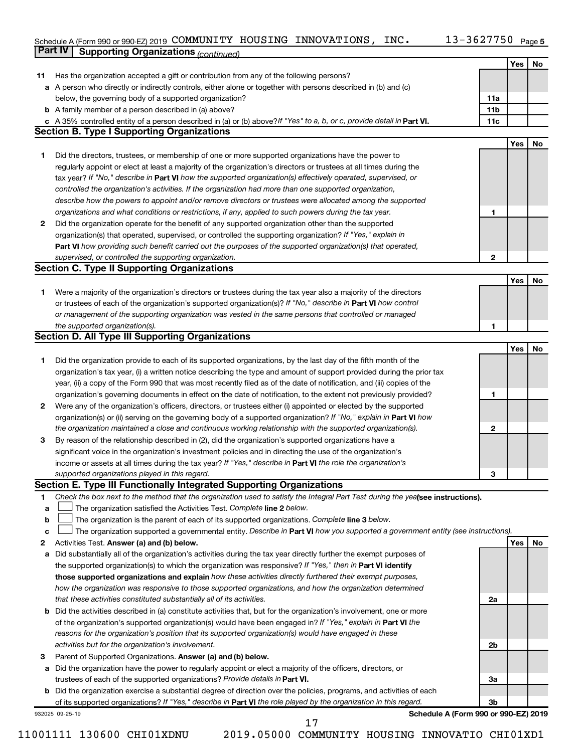Schedule A (Form 990 or 990-EZ) 2019 COMMUNITY HOUSING INNOVATIONS, INC. 13-3627750 Page 5

**Part IV | Supporting Organizations** *(continued)*

| | | | Yes | No |
|---|---|---|---|---|
| **11** | Has the organization accepted a gift or contribution from any of the following persons? | | | |
| **a** | A person who directly or indirectly controls, either alone or together with persons described in (b) and (c) below, the governing body of a supported organization? | **11a** | | |
| **b** | A family member of a person described in (a) above? | **11b** | | |
| **c** | A 35% controlled entity of a person described in (a) or (b) above? *If "Yes" to a, b, or c, provide detail in* **Part VI.** | **11c** | | |

**Section B. Type I Supporting Organizations**

| | | | Yes | No |
|---|---|---|---|---|
| **1** | Did the directors, trustees, or membership of one or more supported organizations have the power to regularly appoint or elect at least a majority of the organization's directors or trustees at all times during the tax year? *If "No," describe in* **Part VI** *how the supported organization(s) effectively operated, supervised, or controlled the organization's activities. If the organization had more than one supported organization, describe how the powers to appoint and/or remove directors or trustees were allocated among the supported organizations and what conditions or restrictions, if any, applied to such powers during the tax year.* | **1** | | |
| **2** | Did the organization operate for the benefit of any supported organization other than the supported organization(s) that operated, supervised, or controlled the supporting organization? *If "Yes," explain in* **Part VI** *how providing such benefit carried out the purposes of the supported organization(s) that operated, supervised, or controlled the supporting organization.* | **2** | | |

**Section C. Type II Supporting Organizations**

| | | | Yes | No |
|---|---|---|---|---|
| **1** | Were a majority of the organization's directors or trustees during the tax year also a majority of the directors or trustees of each of the organization's supported organization(s)? *If "No," describe in* **Part VI** *how control or management of the supporting organization was vested in the same persons that controlled or managed the supported organization(s).* | **1** | | |

**Section D. All Type III Supporting Organizations**

| | | | Yes | No |
|---|---|---|---|---|
| **1** | Did the organization provide to each of its supported organizations, by the last day of the fifth month of the organization's tax year, (i) a written notice describing the type and amount of support provided during the prior tax year, (ii) a copy of the Form 990 that was most recently filed as of the date of notification, and (iii) copies of the organization's governing documents in effect on the date of notification, to the extent not previously provided? | **1** | | |
| **2** | Were any of the organization's officers, directors, or trustees either (i) appointed or elected by the supported organization(s) or (ii) serving on the governing body of a supported organization? *If "No," explain in* **Part VI** *how the organization maintained a close and continuous working relationship with the supported organization(s).* | **2** | | |
| **3** | By reason of the relationship described in (2), did the organization's supported organizations have a significant voice in the organization's investment policies and in directing the use of the organization's income or assets at all times during the tax year? *If "Yes," describe in* **Part VI** *the role the organization's supported organizations played in this regard.* | **3** | | |

**Section E. Type III Functionally Integrated Supporting Organizations**

**1** *Check the box next to the method that the organization used to satisfy the Integral Part Test during the year* **(see instructions).**

**a** ☐ The organization satisfied the Activities Test. *Complete* **line 2** *below.*

**b** ☐ The organization is the parent of each of its supported organizations. *Complete* **line 3** *below.*

**c** ☐ The organization supported a governmental entity. *Describe in* **Part VI** *how you supported a government entity (see instructions).*

| | | | Yes | No |
|---|---|---|---|---|
| **2** | Activities Test. **Answer (a) and (b) below.** | | | |
| **a** | Did substantially all of the organization's activities during the tax year directly further the exempt purposes of the supported organization(s) to which the organization was responsive? *If "Yes," then in* **Part VI identify those supported organizations and explain** *how these activities directly furthered their exempt purposes, how the organization was responsive to those supported organizations, and how the organization determined that these activities constituted substantially all of its activities.* | **2a** | | |
| **b** | Did the activities described in (a) constitute activities that, but for the organization's involvement, one or more of the organization's supported organization(s) would have been engaged in? *If "Yes," explain in* **Part VI** *the reasons for the organization's position that its supported organization(s) would have engaged in these activities but for the organization's involvement.* | **2b** | | |
| **3** | Parent of Supported Organizations. **Answer (a) and (b) below.** | | | |
| **a** | Did the organization have the power to regularly appoint or elect a majority of the officers, directors, or trustees of each of the supported organizations? *Provide details in* **Part VI.** | **3a** | | |
| **b** | Did the organization exercise a substantial degree of direction over the policies, programs, and activities of each of its supported organizations? *If "Yes," describe in* **Part VI** *the role played by the organization in this regard.* | **3b** | | |

932025 09-25-19 **Schedule A (Form 990 or 990-EZ) 2019**

11001111 130600 CHI01XDNU 2019.05000 COMMUNITY HOUSING INNOVATIO CHI01XD1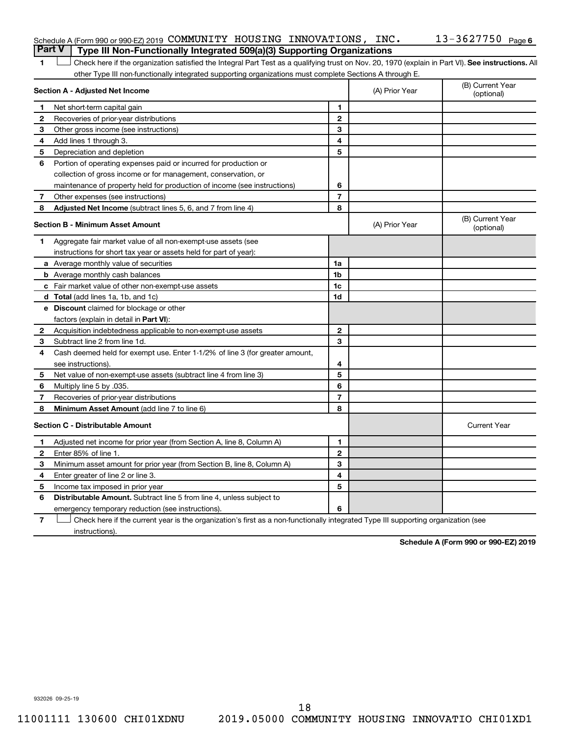Schedule A (Form 990 or 990-EZ) 2019 COMMUNITY HOUSING INNOVATIONS, INC. 13-3627750 Page 6

## Part V Type III Non-Functionally Integrated 509(a)(3) Supporting Organizations

1 ☐ Check here if the organization satisfied the Integral Part Test as a qualifying trust on Nov. 20, 1970 (explain in Part VI). **See instructions.** All other Type III non-functionally integrated supporting organizations must complete Sections A through E.

| **Section A - Adjusted Net Income** | | | (A) Prior Year | (B) Current Year (optional) |
|---|---|---|---|---|
| 1 | Net short-term capital gain | 1 | | |
| 2 | Recoveries of prior-year distributions | 2 | | |
| 3 | Other gross income (see instructions) | 3 | | |
| 4 | Add lines 1 through 3. | 4 | | |
| 5 | Depreciation and depletion | 5 | | |
| 6 | Portion of operating expenses paid or incurred for production or collection of gross income or for management, conservation, or maintenance of property held for production of income (see instructions) | 6 | | |
| 7 | Other expenses (see instructions) | 7 | | |
| 8 | **Adjusted Net Income** (subtract lines 5, 6, and 7 from line 4) | 8 | | |

| **Section B - Minimum Asset Amount** | | | (A) Prior Year | (B) Current Year (optional) |
|---|---|---|---|---|
| 1 | Aggregate fair market value of all non-exempt-use assets (see instructions for short tax year or assets held for part of year): | | | |
| a | Average monthly value of securities | 1a | | |
| b | Average monthly cash balances | 1b | | |
| c | Fair market value of other non-exempt-use assets | 1c | | |
| d | **Total** (add lines 1a, 1b, and 1c) | 1d | | |
| e | **Discount** claimed for blockage or other factors (explain in detail in **Part VI**): | | | |
| 2 | Acquisition indebtedness applicable to non-exempt-use assets | 2 | | |
| 3 | Subtract line 2 from line 1d. | 3 | | |
| 4 | Cash deemed held for exempt use. Enter 1-1/2% of line 3 (for greater amount, see instructions). | 4 | | |
| 5 | Net value of non-exempt-use assets (subtract line 4 from line 3) | 5 | | |
| 6 | Multiply line 5 by .035. | 6 | | |
| 7 | Recoveries of prior-year distributions | 7 | | |
| 8 | **Minimum Asset Amount** (add line 7 to line 6) | 8 | | |

| **Section C - Distributable Amount** | | | | Current Year |
|---|---|---|---|---|
| 1 | Adjusted net income for prior year (from Section A, line 8, Column A) | 1 | | |
| 2 | Enter 85% of line 1. | 2 | | |
| 3 | Minimum asset amount for prior year (from Section B, line 8, Column A) | 3 | | |
| 4 | Enter greater of line 2 or line 3. | 4 | | |
| 5 | Income tax imposed in prior year | 5 | | |
| 6 | **Distributable Amount.** Subtract line 5 from line 4, unless subject to emergency temporary reduction (see instructions). | 6 | | |

7 ☐ Check here if the current year is the organization's first as a non-functionally integrated Type III supporting organization (see instructions).

**Schedule A (Form 990 or 990-EZ) 2019**

932026 09-25-19

11001111 130600 CHI01XDNU 2019.05000 COMMUNITY HOUSING INNOVATIO CHI01XD1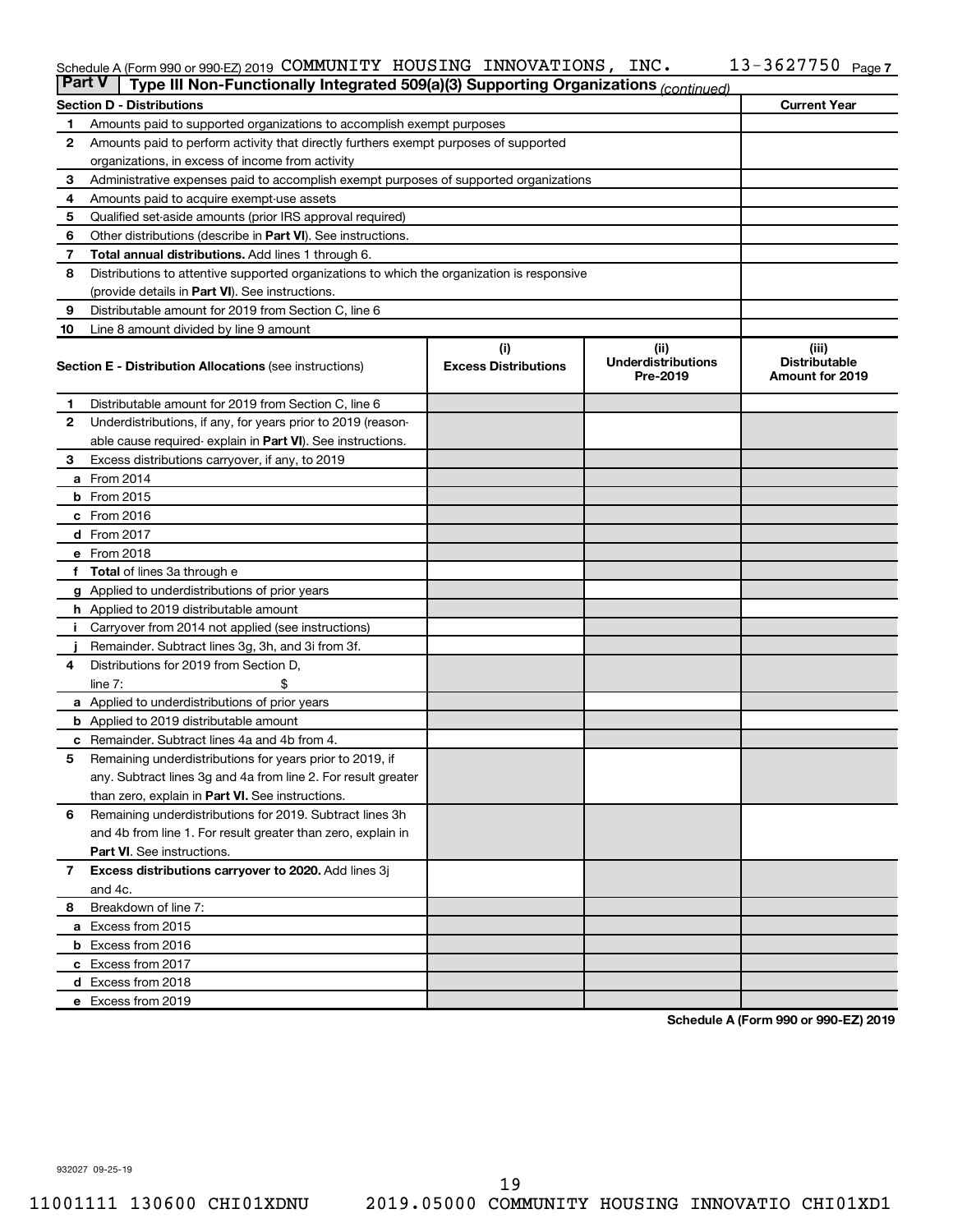Schedule A (Form 990 or 990-EZ) 2019 COMMUNITY HOUSING INNOVATIONS, INC. 13-3627750 Page 7

## Part V | Type III Non-Functionally Integrated 509(a)(3) Supporting Organizations *(continued)*

| Section D - Distributions | | Current Year |
|---|---|---|
| 1 | Amounts paid to supported organizations to accomplish exempt purposes | |
| 2 | Amounts paid to perform activity that directly furthers exempt purposes of supported organizations, in excess of income from activity | |
| 3 | Administrative expenses paid to accomplish exempt purposes of supported organizations | |
| 4 | Amounts paid to acquire exempt-use assets | |
| 5 | Qualified set-aside amounts (prior IRS approval required) | |
| 6 | Other distributions (describe in **Part VI**). See instructions. | |
| 7 | **Total annual distributions.** Add lines 1 through 6. | |
| 8 | Distributions to attentive supported organizations to which the organization is responsive (provide details in **Part VI**). See instructions. | |
| 9 | Distributable amount for 2019 from Section C, line 6 | |
| 10 | Line 8 amount divided by line 9 amount | |

| Section E - Distribution Allocations (see instructions) | (i) Excess Distributions | (ii) Underdistributions Pre-2019 | (iii) Distributable Amount for 2019 |
|---|---|---|---|
| 1 Distributable amount for 2019 from Section C, line 6 | | | |
| 2 Underdistributions, if any, for years prior to 2019 (reasonable cause required- explain in **Part VI**). See instructions. | | | |
| 3 Excess distributions carryover, if any, to 2019 | | | |
| a From 2014 | | | |
| b From 2015 | | | |
| c From 2016 | | | |
| d From 2017 | | | |
| e From 2018 | | | |
| f **Total** of lines 3a through e | | | |
| g Applied to underdistributions of prior years | | | |
| h Applied to 2019 distributable amount | | | |
| i Carryover from 2014 not applied (see instructions) | | | |
| j Remainder. Subtract lines 3g, 3h, and 3i from 3f. | | | |
| 4 Distributions for 2019 from Section D, line 7: $ | | | |
| a Applied to underdistributions of prior years | | | |
| b Applied to 2019 distributable amount | | | |
| c Remainder. Subtract lines 4a and 4b from 4. | | | |
| 5 Remaining underdistributions for years prior to 2019, if any. Subtract lines 3g and 4a from line 2. For result greater than zero, explain in **Part VI.** See instructions. | | | |
| 6 Remaining underdistributions for 2019. Subtract lines 3h and 4b from line 1. For result greater than zero, explain in **Part VI**. See instructions. | | | |
| 7 **Excess distributions carryover to 2020.** Add lines 3j and 4c. | | | |
| 8 Breakdown of line 7: | | | |
| a Excess from 2015 | | | |
| b Excess from 2016 | | | |
| c Excess from 2017 | | | |
| d Excess from 2018 | | | |
| e Excess from 2019 | | | |

**Schedule A (Form 990 or 990-EZ) 2019**

932027 09-25-19

11001111 130600 CHI01XDNU 2019.05000 COMMUNITY HOUSING INNOVATIO CHI01XD1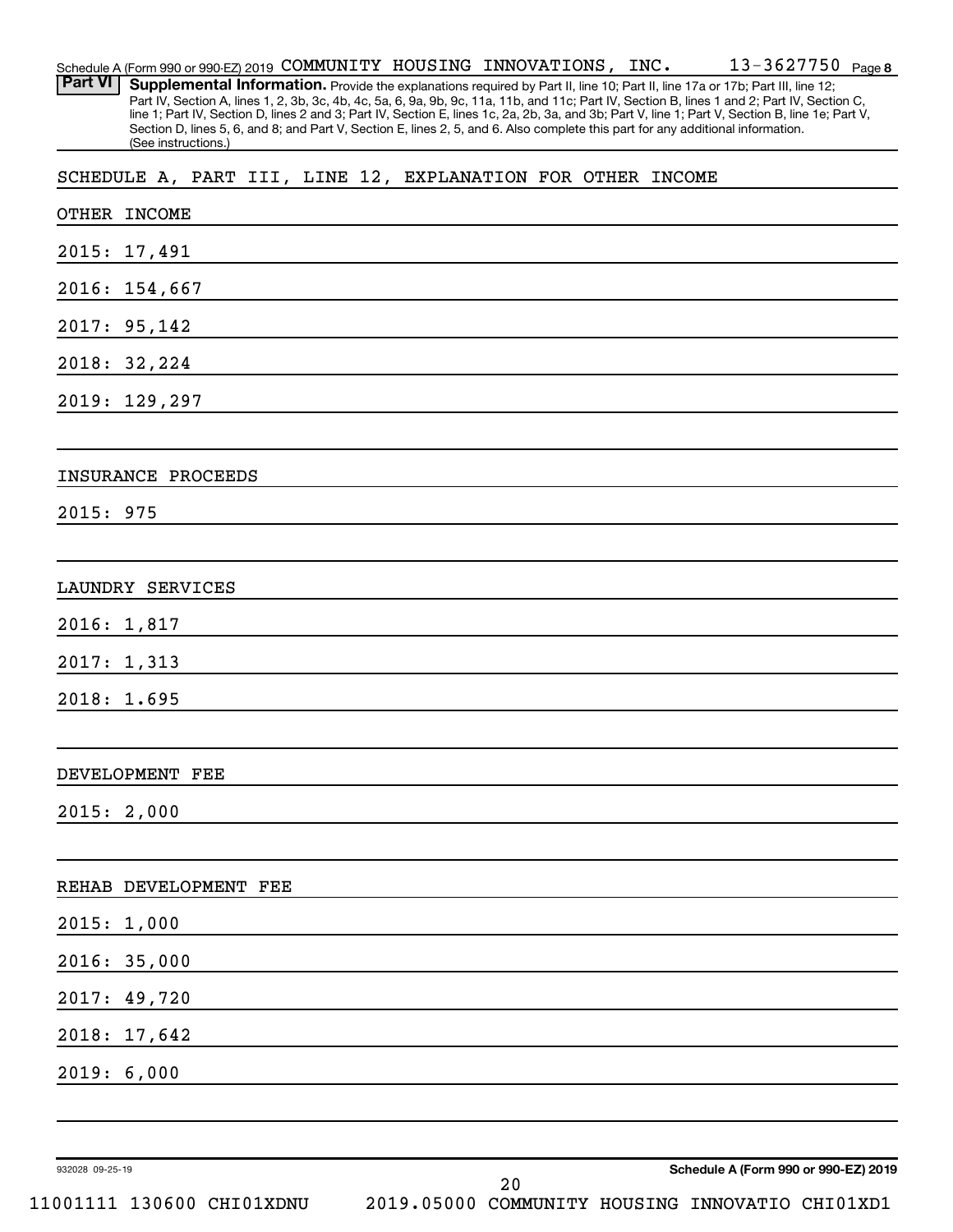Schedule A (Form 990 or 990-EZ) 2019 COMMUNITY HOUSING INNOVATIONS, INC. 13-3627750 Page 8

**Part VI** **Supplemental Information.** Provide the explanations required by Part II, line 10; Part II, line 17a or 17b; Part III, line 12; Part IV, Section A, lines 1, 2, 3b, 3c, 4b, 4c, 5a, 6, 9a, 9b, 9c, 11a, 11b, and 11c; Part IV, Section B, lines 1 and 2; Part IV, Section C, line 1; Part IV, Section D, lines 2 and 3; Part IV, Section E, lines 1c, 2a, 2b, 3a, and 3b; Part V, line 1; Part V, Section B, line 1e; Part V, Section D, lines 5, 6, and 8; and Part V, Section E, lines 2, 5, and 6. Also complete this part for any additional information. (See instructions.)

SCHEDULE A, PART III, LINE 12, EXPLANATION FOR OTHER INCOME

OTHER INCOME

2015: 17,491

2016: 154,667

2017: 95,142

2018: 32,224

2019: 129,297

INSURANCE PROCEEDS

2015: 975

LAUNDRY SERVICES

2016: 1,817

2017: 1,313

2018: 1.695

DEVELOPMENT FEE

2015: 2,000

REHAB DEVELOPMENT FEE

2015: 1,000

2016: 35,000

2017: 49,720

2018: 17,642

2019: 6,000

932028 09-25-19 **Schedule A (Form 990 or 990-EZ) 2019**

11001111 130600 CHI01XDNU 2019.05000 COMMUNITY HOUSING INNOVATIO CHI01XD1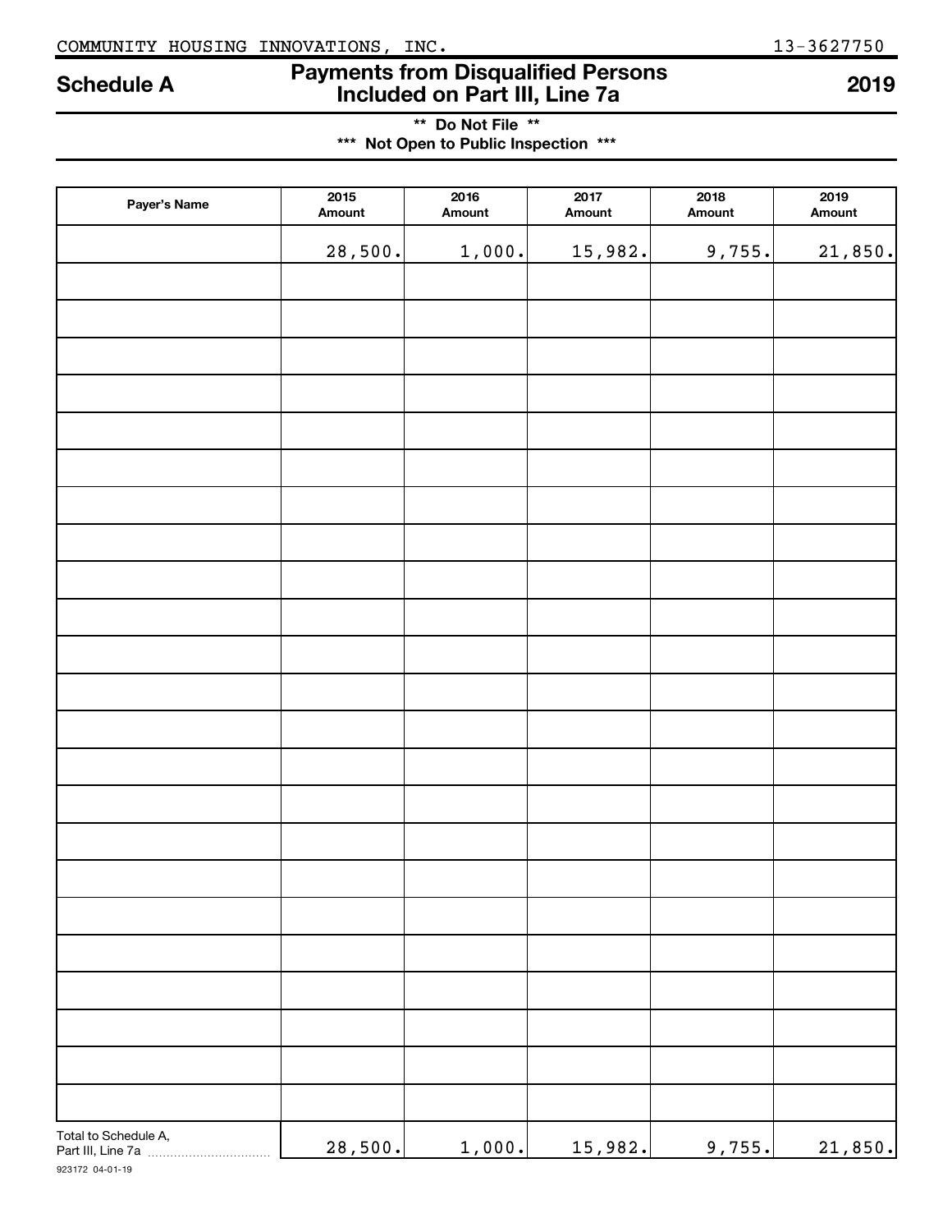COMMUNITY HOUSING INNOVATIONS, INC. 13-3627750

# Schedule A — Payments from Disqualified Persons Included on Part III, Line 7a — 2019

**\*\* Do Not File \*\***

**\*\*\* Not Open to Public Inspection \*\*\***

| Payer's Name | 2015 Amount | 2016 Amount | 2017 Amount | 2018 Amount | 2019 Amount |
|---|---|---|---|---|---|
| | 28,500. | 1,000. | 15,982. | 9,755. | 21,850. |
| | | | | | |
| | | | | | |
| | | | | | |
| | | | | | |
| | | | | | |
| | | | | | |
| | | | | | |
| | | | | | |
| | | | | | |
| | | | | | |
| | | | | | |
| | | | | | |
| | | | | | |
| | | | | | |
| | | | | | |
| | | | | | |
| | | | | | |
| | | | | | |
| | | | | | |
| | | | | | |
| | | | | | |
| | | | | | |
| | | | | | |
| | | | | | |
| Total to Schedule A, Part III, Line 7a | 28,500. | 1,000. | 15,982. | 9,755. | 21,850. |

923172 04-01-19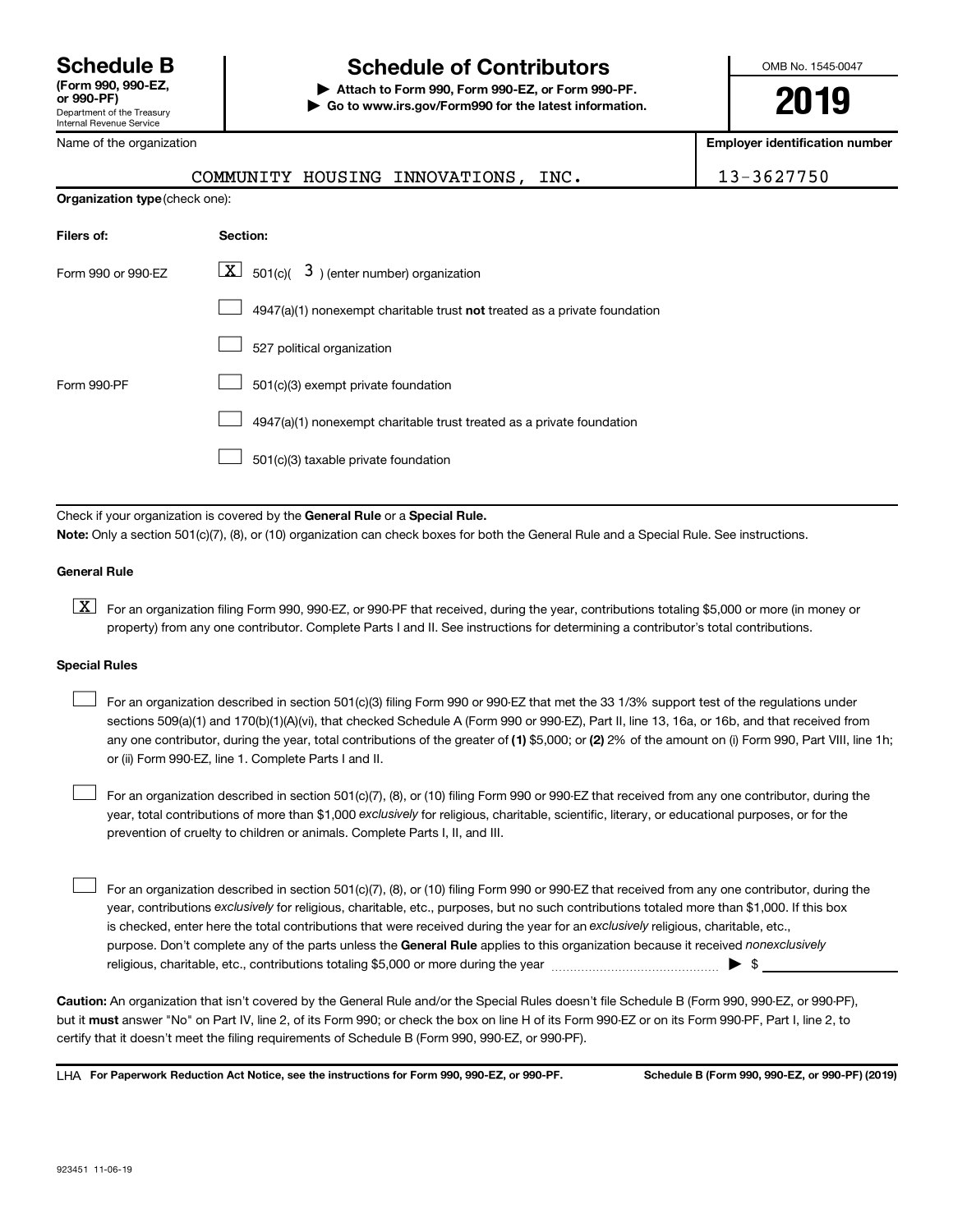# Schedule B

**(Form 990, 990-EZ, or 990-PF)**
Department of the Treasury
Internal Revenue Service

## Schedule of Contributors

▶ **Attach to Form 990, Form 990-EZ, or Form 990-PF.**
▶ **Go to www.irs.gov/Form990 for the latest information.**

OMB No. 1545-0047

**2019**

Name of the organization: COMMUNITY HOUSING INNOVATIONS, INC.

**Employer identification number:** 13-3627750

**Organization type** (check one):

| Filers of: | Section: |
| --- | --- |
| Form 990 or 990-EZ | [X] 501(c)( 3 ) (enter number) organization |
| | [ ] 4947(a)(1) nonexempt charitable trust **not** treated as a private foundation |
| | [ ] 527 political organization |
| Form 990-PF | [ ] 501(c)(3) exempt private foundation |
| | [ ] 4947(a)(1) nonexempt charitable trust treated as a private foundation |
| | [ ] 501(c)(3) taxable private foundation |

Check if your organization is covered by the **General Rule** or a **Special Rule.**

**Note:** Only a section 501(c)(7), (8), or (10) organization can check boxes for both the General Rule and a Special Rule. See instructions.

### General Rule

[X] For an organization filing Form 990, 990-EZ, or 990-PF that received, during the year, contributions totaling $5,000 or more (in money or property) from any one contributor. Complete Parts I and II. See instructions for determining a contributor's total contributions.

### Special Rules

[ ] For an organization described in section 501(c)(3) filing Form 990 or 990-EZ that met the 33 1/3% support test of the regulations under sections 509(a)(1) and 170(b)(1)(A)(vi), that checked Schedule A (Form 990 or 990-EZ), Part II, line 13, 16a, or 16b, and that received from any one contributor, during the year, total contributions of the greater of **(1)** $5,000; or **(2)** 2% of the amount on (i) Form 990, Part VIII, line 1h; or (ii) Form 990-EZ, line 1. Complete Parts I and II.

[ ] For an organization described in section 501(c)(7), (8), or (10) filing Form 990 or 990-EZ that received from any one contributor, during the year, total contributions of more than $1,000 *exclusively* for religious, charitable, scientific, literary, or educational purposes, or for the prevention of cruelty to children or animals. Complete Parts I, II, and III.

[ ] For an organization described in section 501(c)(7), (8), or (10) filing Form 990 or 990-EZ that received from any one contributor, during the year, contributions *exclusively* for religious, charitable, etc., purposes, but no such contributions totaled more than $1,000. If this box is checked, enter here the total contributions that were received during the year for an *exclusively* religious, charitable, etc., purpose. Don't complete any of the parts unless the **General Rule** applies to this organization because it received *nonexclusively* religious, charitable, etc., contributions totaling $5,000 or more during the year ▶ $ ____________

**Caution:** An organization that isn't covered by the General Rule and/or the Special Rules doesn't file Schedule B (Form 990, 990-EZ, or 990-PF), but it **must** answer "No" on Part IV, line 2, of its Form 990; or check the box on line H of its Form 990-EZ or on its Form 990-PF, Part I, line 2, to certify that it doesn't meet the filing requirements of Schedule B (Form 990, 990-EZ, or 990-PF).

LHA **For Paperwork Reduction Act Notice, see the instructions for Form 990, 990-EZ, or 990-PF.** **Schedule B (Form 990, 990-EZ, or 990-PF) (2019)**

923451 11-06-19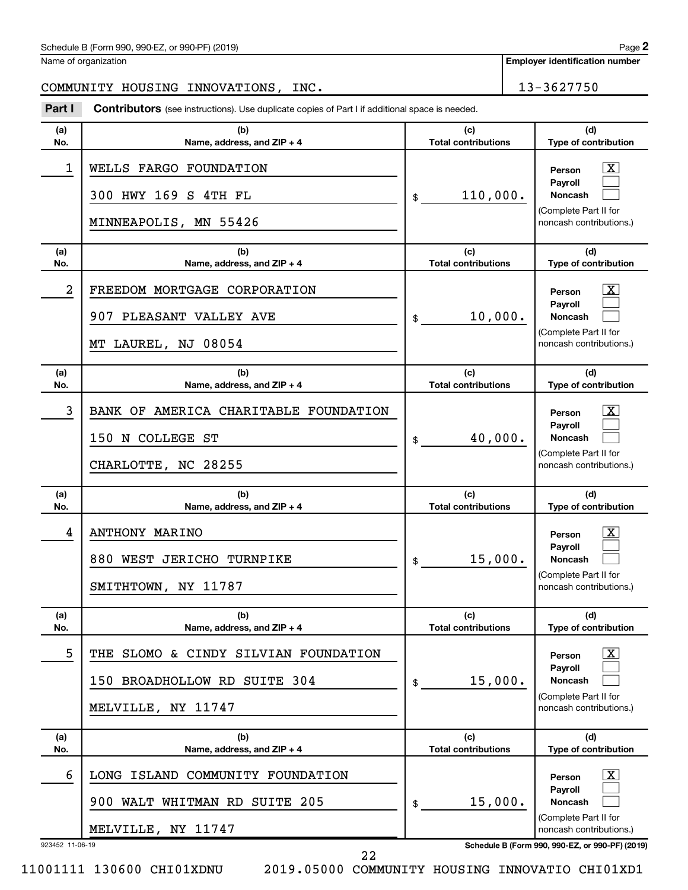Schedule B (Form 990, 990-EZ, or 990-PF) (2019)

Name of organization: COMMUNITY HOUSING INNOVATIONS, INC.

Employer identification number: 13-3627750

**Part I** **Contributors** (see instructions). Use duplicate copies of Part I if additional space is needed.

| (a) No. | (b) Name, address, and ZIP + 4 | (c) Total contributions | (d) Type of contribution |
|---|---|---|---|
| 1 | WELLS FARGO FOUNDATION<br>300 HWY 169 S 4TH FL<br>MINNEAPOLIS, MN 55426 | $ 110,000. | Person [X]<br>Payroll [ ]<br>Noncash [ ]<br>(Complete Part II for noncash contributions.) |
| 2 | FREEDOM MORTGAGE CORPORATION<br>907 PLEASANT VALLEY AVE<br>MT LAUREL, NJ 08054 | $ 10,000. | Person [X]<br>Payroll [ ]<br>Noncash [ ]<br>(Complete Part II for noncash contributions.) |
| 3 | BANK OF AMERICA CHARITABLE FOUNDATION<br>150 N COLLEGE ST<br>CHARLOTTE, NC 28255 | $ 40,000. | Person [X]<br>Payroll [ ]<br>Noncash [ ]<br>(Complete Part II for noncash contributions.) |
| 4 | ANTHONY MARINO<br>880 WEST JERICHO TURNPIKE<br>SMITHTOWN, NY 11787 | $ 15,000. | Person [X]<br>Payroll [ ]<br>Noncash [ ]<br>(Complete Part II for noncash contributions.) |
| 5 | THE SLOMO & CINDY SILVIAN FOUNDATION<br>150 BROADHOLLOW RD SUITE 304<br>MELVILLE, NY 11747 | $ 15,000. | Person [X]<br>Payroll [ ]<br>Noncash [ ]<br>(Complete Part II for noncash contributions.) |
| 6 | LONG ISLAND COMMUNITY FOUNDATION<br>900 WALT WHITMAN RD SUITE 205<br>MELVILLE, NY 11747 | $ 15,000. | Person [X]<br>Payroll [ ]<br>Noncash [ ]<br>(Complete Part II for noncash contributions.) |

923452 11-06-19

Schedule B (Form 990, 990-EZ, or 990-PF) (2019)

11001111 130600 CHI01XDNU 2019.05000 COMMUNITY HOUSING INNOVATIO CHI01XD1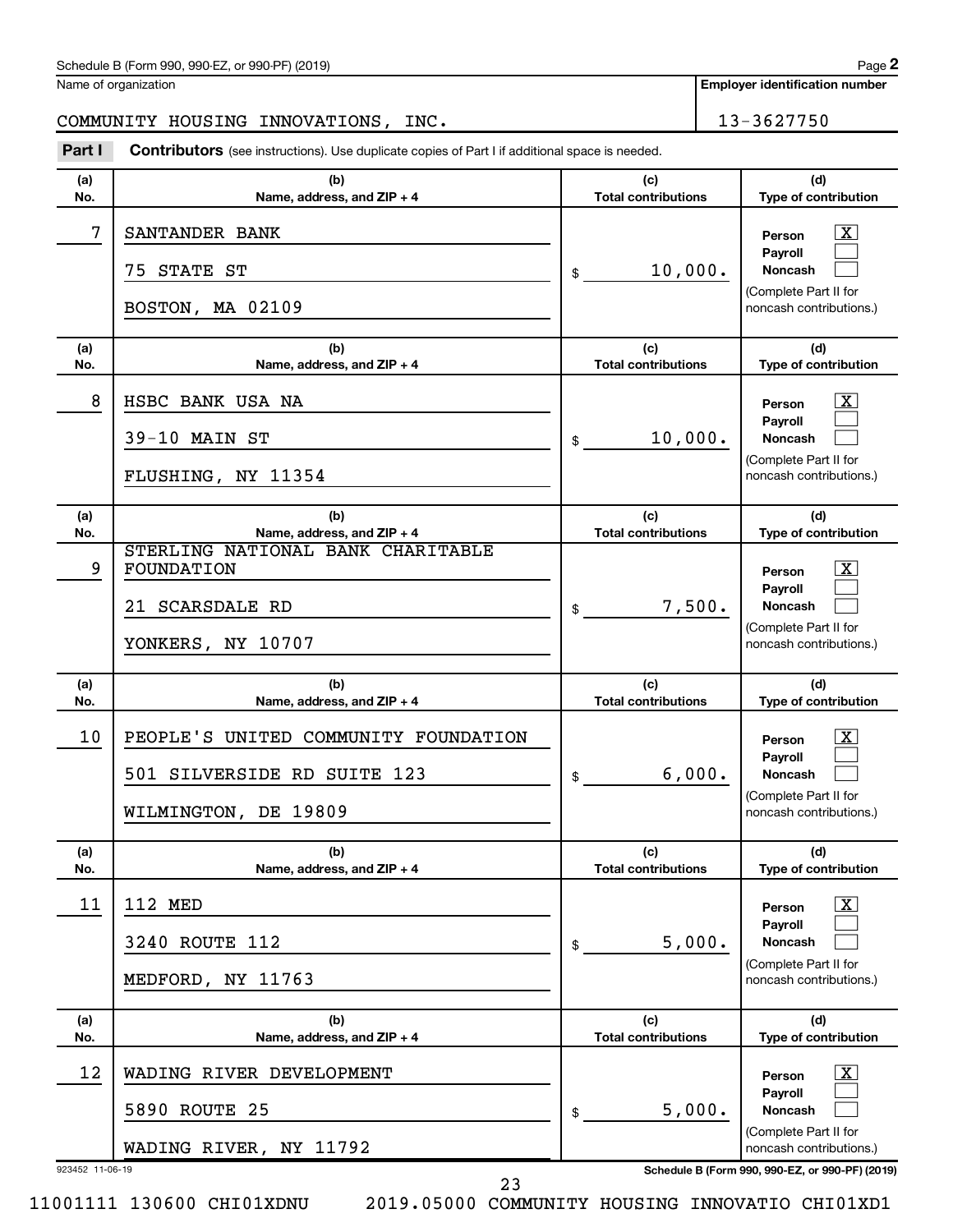Schedule B (Form 990, 990-EZ, or 990-PF) (2019)

Name of organization: COMMUNITY HOUSING INNOVATIONS, INC.

Employer identification number: 13-3627750

**Part I** **Contributors** (see instructions). Use duplicate copies of Part I if additional space is needed.

| (a) No. | (b) Name, address, and ZIP + 4 | (c) Total contributions | (d) Type of contribution |
|---|---|---|---|
| 7 | SANTANDER BANK<br>75 STATE ST<br>BOSTON, MA 02109 | $ 10,000. | Person [X]<br>Payroll [ ]<br>Noncash [ ]<br>(Complete Part II for noncash contributions.) |
| 8 | HSBC BANK USA NA<br>39-10 MAIN ST<br>FLUSHING, NY 11354 | $ 10,000. | Person [X]<br>Payroll [ ]<br>Noncash [ ]<br>(Complete Part II for noncash contributions.) |
| 9 | STERLING NATIONAL BANK CHARITABLE FOUNDATION<br>21 SCARSDALE RD<br>YONKERS, NY 10707 | $ 7,500. | Person [X]<br>Payroll [ ]<br>Noncash [ ]<br>(Complete Part II for noncash contributions.) |
| 10 | PEOPLE'S UNITED COMMUNITY FOUNDATION<br>501 SILVERSIDE RD SUITE 123<br>WILMINGTON, DE 19809 | $ 6,000. | Person [X]<br>Payroll [ ]<br>Noncash [ ]<br>(Complete Part II for noncash contributions.) |
| 11 | 112 MED<br>3240 ROUTE 112<br>MEDFORD, NY 11763 | $ 5,000. | Person [X]<br>Payroll [ ]<br>Noncash [ ]<br>(Complete Part II for noncash contributions.) |
| 12 | WADING RIVER DEVELOPMENT<br>5890 ROUTE 25<br>WADING RIVER, NY 11792 | $ 5,000. | Person [X]<br>Payroll [ ]<br>Noncash [ ]<br>(Complete Part II for noncash contributions.) |

923452 11-06-19

11001111 130600 CHI01XDNU 2019.05000 COMMUNITY HOUSING INNOVATIO CHI01XD1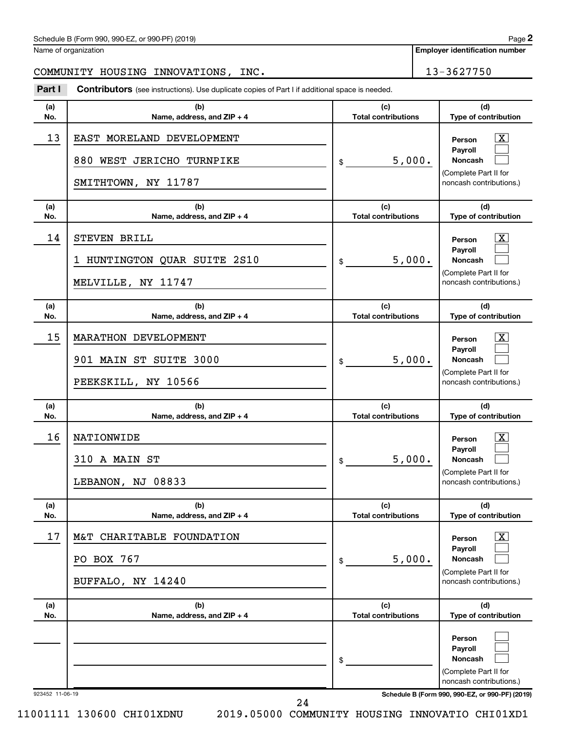Name of organization

**Employer identification number**

COMMUNITY HOUSING INNOVATIONS, INC. | 13-3627750

**Part I** **Contributors** (see instructions). Use duplicate copies of Part I if additional space is needed.

| (a) No. | (b) Name, address, and ZIP + 4 | (c) Total contributions | (d) Type of contribution |
|---|---|---|---|
| 13 | EAST MORELAND DEVELOPMENT<br>880 WEST JERICHO TURNPIKE<br>SMITHTOWN, NY 11787 | $ 5,000. | Person [X]<br>Payroll [ ]<br>Noncash [ ]<br>(Complete Part II for noncash contributions.) |
| 14 | STEVEN BRILL<br>1 HUNTINGTON QUAR SUITE 2S10<br>MELVILLE, NY 11747 | $ 5,000. | Person [X]<br>Payroll [ ]<br>Noncash [ ]<br>(Complete Part II for noncash contributions.) |
| 15 | MARATHON DEVELOPMENT<br>901 MAIN ST SUITE 3000<br>PEEKSKILL, NY 10566 | $ 5,000. | Person [X]<br>Payroll [ ]<br>Noncash [ ]<br>(Complete Part II for noncash contributions.) |
| 16 | NATIONWIDE<br>310 A MAIN ST<br>LEBANON, NJ 08833 | $ 5,000. | Person [X]<br>Payroll [ ]<br>Noncash [ ]<br>(Complete Part II for noncash contributions.) |
| 17 | M&T CHARITABLE FOUNDATION<br>PO BOX 767<br>BUFFALO, NY 14240 | $ 5,000. | Person [X]<br>Payroll [ ]<br>Noncash [ ]<br>(Complete Part II for noncash contributions.) |
| | | $ | Person [ ]<br>Payroll [ ]<br>Noncash [ ]<br>(Complete Part II for noncash contributions.) |

923452 11-06-19

11001111 130600 CHI01XDNU 2019.05000 COMMUNITY HOUSING INNOVATIO CHI01XD1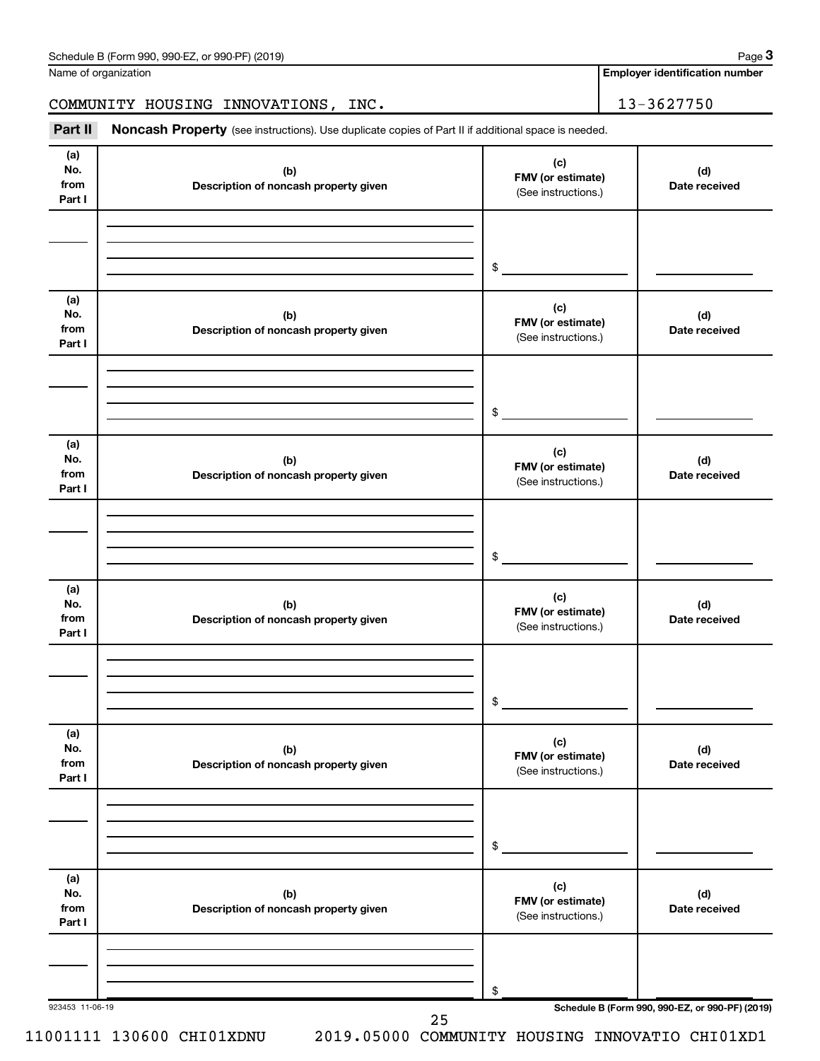Name of organization

COMMUNITY HOUSING INNOVATIONS, INC.

**Employer identification number**

13-3627750

**Part II** **Noncash Property** (see instructions). Use duplicate copies of Part II if additional space is needed.

| (a) No. from Part I | (b) Description of noncash property given | (c) FMV (or estimate) (See instructions.) | (d) Date received |
|---|---|---|---|
| | | $ | |

| (a) No. from Part I | (b) Description of noncash property given | (c) FMV (or estimate) (See instructions.) | (d) Date received |
|---|---|---|---|
| | | $ | |

| (a) No. from Part I | (b) Description of noncash property given | (c) FMV (or estimate) (See instructions.) | (d) Date received |
|---|---|---|---|
| | | $ | |

| (a) No. from Part I | (b) Description of noncash property given | (c) FMV (or estimate) (See instructions.) | (d) Date received |
|---|---|---|---|
| | | $ | |

| (a) No. from Part I | (b) Description of noncash property given | (c) FMV (or estimate) (See instructions.) | (d) Date received |
|---|---|---|---|
| | | $ | |

| (a) No. from Part I | (b) Description of noncash property given | (c) FMV (or estimate) (See instructions.) | (d) Date received |
|---|---|---|---|
| | | $ | |

923453 11-06-19

11001111 130600 CHI01XDNU 2019.05000 COMMUNITY HOUSING INNOVATIO CHI01XD1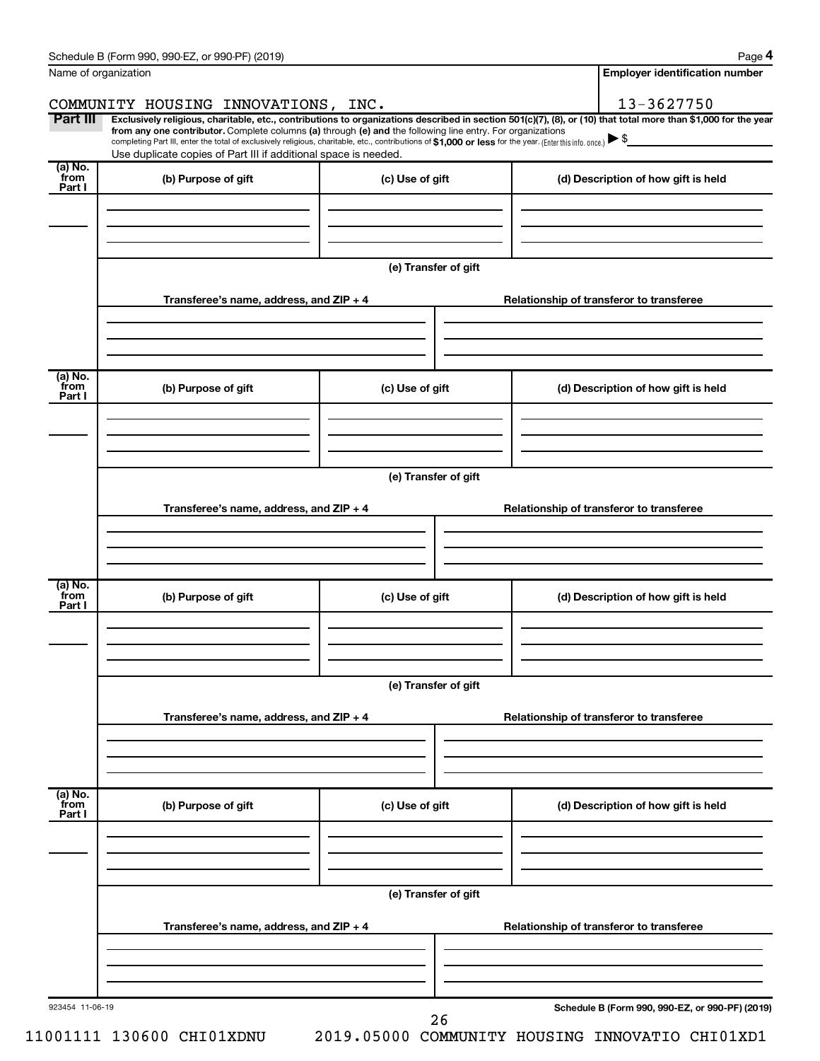Schedule B (Form 990, 990-EZ, or 990-PF) (2019)

Name of organization: COMMUNITY HOUSING INNOVATIONS, INC.

**Employer identification number:** 13-3627750

**Part III** **Exclusively religious, charitable, etc., contributions to organizations described in section 501(c)(7), (8), or (10) that total more than $1,000 for the year from any one contributor.** Complete columns **(a)** through **(e)** and the following line entry. For organizations completing Part III, enter the total of exclusively religious, charitable, etc., contributions of **$1,000 or less** for the year. (Enter this info. once.) ▶ $

Use duplicate copies of Part III if additional space is needed.

| (a) No. from Part I | (b) Purpose of gift | (c) Use of gift | (d) Description of how gift is held |
|---|---|---|---|
| | | | |

**(e) Transfer of gift**

| Transferee's name, address, and ZIP + 4 | Relationship of transferor to transferee |
|---|---|
| | |

| (a) No. from Part I | (b) Purpose of gift | (c) Use of gift | (d) Description of how gift is held |
|---|---|---|---|
| | | | |

**(e) Transfer of gift**

| Transferee's name, address, and ZIP + 4 | Relationship of transferor to transferee |
|---|---|
| | |

| (a) No. from Part I | (b) Purpose of gift | (c) Use of gift | (d) Description of how gift is held |
|---|---|---|---|
| | | | |

**(e) Transfer of gift**

| Transferee's name, address, and ZIP + 4 | Relationship of transferor to transferee |
|---|---|
| | |

| (a) No. from Part I | (b) Purpose of gift | (c) Use of gift | (d) Description of how gift is held |
|---|---|---|---|
| | | | |

**(e) Transfer of gift**

| Transferee's name, address, and ZIP + 4 | Relationship of transferor to transferee |
|---|---|
| | |

923454 11-06-19

**Schedule B (Form 990, 990-EZ, or 990-PF) (2019)**

11001111 130600 CHI01XDNU 2019.05000 COMMUNITY HOUSING INNOVATIO CHI01XD1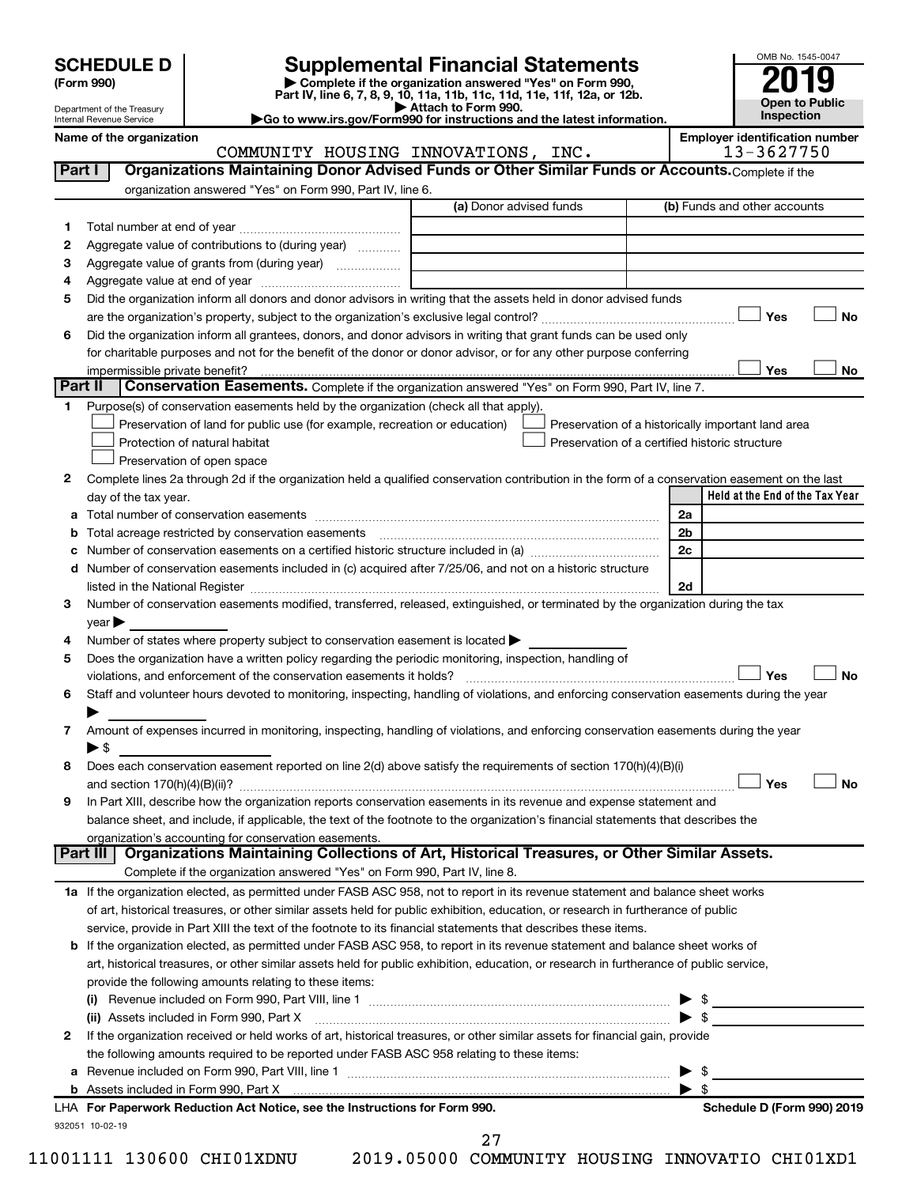# SCHEDULE D (Form 990)

Department of the Treasury
Internal Revenue Service

## Supplemental Financial Statements

▶ Complete if the organization answered "Yes" on Form 990, Part IV, line 6, 7, 8, 9, 10, 11a, 11b, 11c, 11d, 11e, 11f, 12a, or 12b.
▶ Attach to Form 990.
▶Go to www.irs.gov/Form990 for instructions and the latest information.

OMB No. 1545-0047

**2019**

**Open to Public Inspection**

Name of the organization: COMMUNITY HOUSING INNOVATIONS, INC.

Employer identification number: 13-3627750

### Part I — Organizations Maintaining Donor Advised Funds or Other Similar Funds or Accounts. Complete if the organization answered "Yes" on Form 990, Part IV, line 6.

| | | (a) Donor advised funds | (b) Funds and other accounts |
|---|---|---|---|
| 1 | Total number at end of year | | |
| 2 | Aggregate value of contributions to (during year) | | |
| 3 | Aggregate value of grants from (during year) | | |
| 4 | Aggregate value at end of year | | |

5 Did the organization inform all donors and donor advisors in writing that the assets held in donor advised funds are the organization's property, subject to the organization's exclusive legal control? ☐ Yes ☐ No

6 Did the organization inform all grantees, donors, and donor advisors in writing that grant funds can be used only for charitable purposes and not for the benefit of the donor or donor advisor, or for any other purpose conferring impermissible private benefit? ☐ Yes ☐ No

### Part II — Conservation Easements. Complete if the organization answered "Yes" on Form 990, Part IV, line 7.

1 Purpose(s) of conservation easements held by the organization (check all that apply).

- ☐ Preservation of land for public use (for example, recreation or education)
- ☐ Preservation of a historically important land area
- ☐ Protection of natural habitat
- ☐ Preservation of a certified historic structure
- ☐ Preservation of open space

2 Complete lines 2a through 2d if the organization held a qualified conservation contribution in the form of a conservation easement on the last day of the tax year.

| | | | Held at the End of the Tax Year |
|---|---|---|---|
| a | Total number of conservation easements | 2a | |
| b | Total acreage restricted by conservation easements | 2b | |
| c | Number of conservation easements on a certified historic structure included in (a) | 2c | |
| d | Number of conservation easements included in (c) acquired after 7/25/06, and not on a historic structure listed in the National Register | 2d | |

3 Number of conservation easements modified, transferred, released, extinguished, or terminated by the organization during the tax year ▶

4 Number of states where property subject to conservation easement is located ▶

5 Does the organization have a written policy regarding the periodic monitoring, inspection, handling of violations, and enforcement of the conservation easements it holds? ☐ Yes ☐ No

6 Staff and volunteer hours devoted to monitoring, inspecting, handling of violations, and enforcing conservation easements during the year ▶

7 Amount of expenses incurred in monitoring, inspecting, handling of violations, and enforcing conservation easements during the year ▶ $

8 Does each conservation easement reported on line 2(d) above satisfy the requirements of section 170(h)(4)(B)(i) and section 170(h)(4)(B)(ii)? ☐ Yes ☐ No

9 In Part XIII, describe how the organization reports conservation easements in its revenue and expense statement and balance sheet, and include, if applicable, the text of the footnote to the organization's financial statements that describes the organization's accounting for conservation easements.

### Part III — Organizations Maintaining Collections of Art, Historical Treasures, or Other Similar Assets. Complete if the organization answered "Yes" on Form 990, Part IV, line 8.

1a If the organization elected, as permitted under FASB ASC 958, not to report in its revenue statement and balance sheet works of art, historical treasures, or other similar assets held for public exhibition, education, or research in furtherance of public service, provide in Part XIII the text of the footnote to its financial statements that describes these items.

b If the organization elected, as permitted under FASB ASC 958, to report in its revenue statement and balance sheet works of art, historical treasures, or other similar assets held for public exhibition, education, or research in furtherance of public service, provide the following amounts relating to these items:

(i) Revenue included on Form 990, Part VIII, line 1 ▶ $

(ii) Assets included in Form 990, Part X ▶ $

2 If the organization received or held works of art, historical treasures, or other similar assets for financial gain, provide the following amounts required to be reported under FASB ASC 958 relating to these items:

a Revenue included on Form 990, Part VIII, line 1 ▶ $

b Assets included in Form 990, Part X ▶ $

LHA For Paperwork Reduction Act Notice, see the Instructions for Form 990. Schedule D (Form 990) 2019

932051 10-02-19

11001111 130600 CHI01XDNU 2019.05000 COMMUNITY HOUSING INNOVATIO CHI01XD1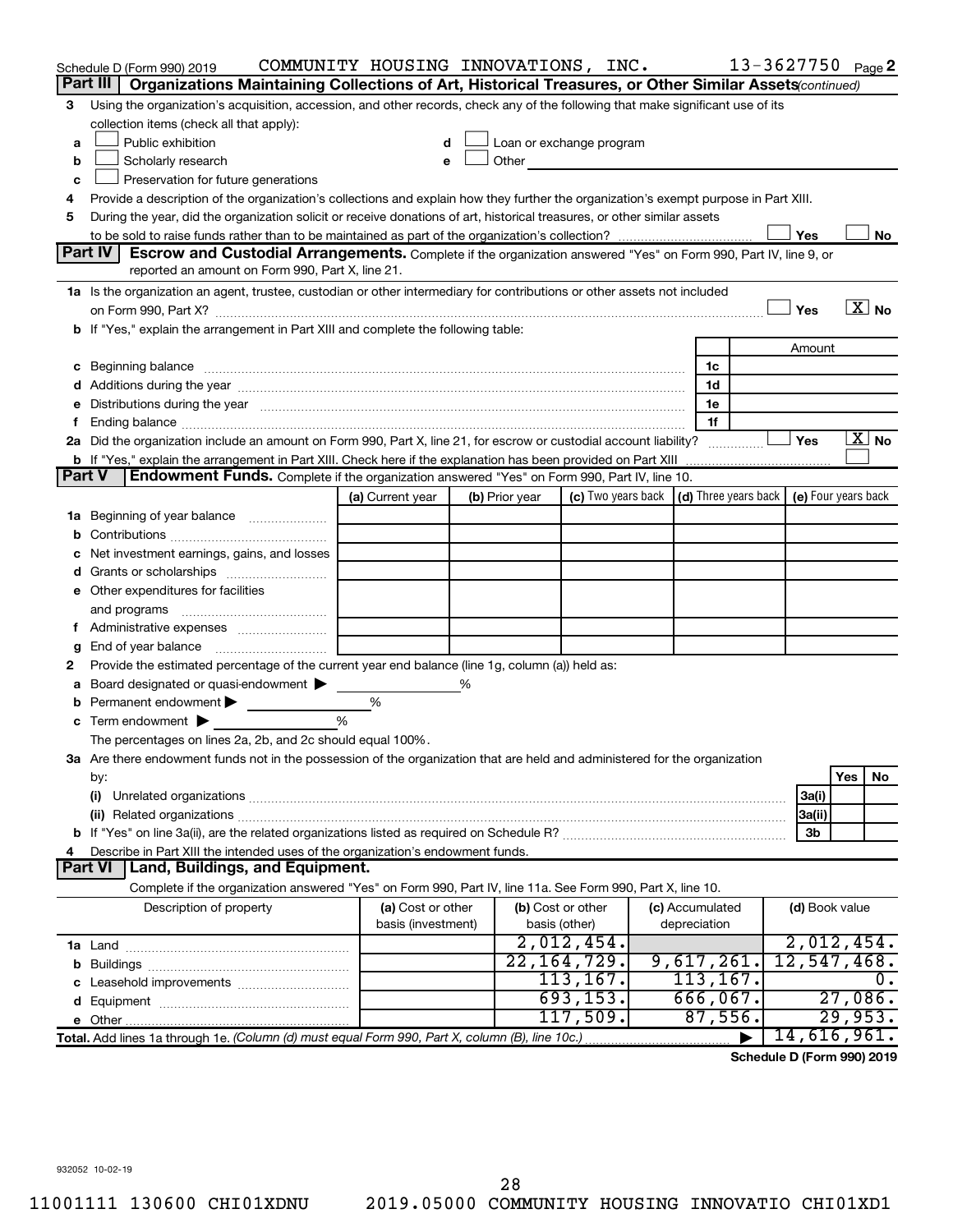Schedule D (Form 990) 2019 COMMUNITY HOUSING INNOVATIONS, INC. 13-3627750 Page 2

## Part III Organizations Maintaining Collections of Art, Historical Treasures, or Other Similar Assets (continued)

3 Using the organization's acquisition, accession, and other records, check any of the following that make significant use of its collection items (check all that apply):

- a ☐ Public exhibition
- b ☐ Scholarly research
- c ☐ Preservation for future generations
- d ☐ Loan or exchange program
- e ☐ Other

4 Provide a description of the organization's collections and explain how they further the organization's exempt purpose in Part XIII.

5 During the year, did the organization solicit or receive donations of art, historical treasures, or other similar assets to be sold to raise funds rather than to be maintained as part of the organization's collection? ☐ Yes ☐ No

## Part IV Escrow and Custodial Arrangements. 

Complete if the organization answered "Yes" on Form 990, Part IV, line 9, or reported an amount on Form 990, Part X, line 21.

1a Is the organization an agent, trustee, custodian or other intermediary for contributions or other assets not included on Form 990, Part X? ☐ Yes ☒ No

b If "Yes," explain the arrangement in Part XIII and complete the following table:

| | | Amount |
|---|---|---|
| c Beginning balance | 1c | |
| d Additions during the year | 1d | |
| e Distributions during the year | 1e | |
| f Ending balance | 1f | |

2a Did the organization include an amount on Form 990, Part X, line 21, for escrow or custodial account liability? ☐ Yes ☒ No

b If "Yes," explain the arrangement in Part XIII. Check here if the explanation has been provided on Part XIII ☐

## Part V Endowment Funds. 

Complete if the organization answered "Yes" on Form 990, Part IV, line 10.

| | (a) Current year | (b) Prior year | (c) Two years back | (d) Three years back | (e) Four years back |
|---|---|---|---|---|---|
| 1a Beginning of year balance | | | | | |
| b Contributions | | | | | |
| c Net investment earnings, gains, and losses | | | | | |
| d Grants or scholarships | | | | | |
| e Other expenditures for facilities and programs | | | | | |
| f Administrative expenses | | | | | |
| g End of year balance | | | | | |

2 Provide the estimated percentage of the current year end balance (line 1g, column (a)) held as:

a Board designated or quasi-endowment ▶ %

b Permanent endowment ▶ %

c Term endowment ▶ %

The percentages on lines 2a, 2b, and 2c should equal 100%.

3a Are there endowment funds not in the possession of the organization that are held and administered for the organization by:

| | | Yes | No |
|---|---|---|---|
| (i) Unrelated organizations | 3a(i) | | |
| (ii) Related organizations | 3a(ii) | | |
| b If "Yes" on line 3a(ii), are the related organizations listed as required on Schedule R? | 3b | | |

4 Describe in Part XIII the intended uses of the organization's endowment funds.

## Part VI Land, Buildings, and Equipment.

Complete if the organization answered "Yes" on Form 990, Part IV, line 11a. See Form 990, Part X, line 10.

| Description of property | (a) Cost or other basis (investment) | (b) Cost or other basis (other) | (c) Accumulated depreciation | (d) Book value |
|---|---|---|---|---|
| 1a Land | | 2,012,454. | | 2,012,454. |
| b Buildings | | 22,164,729. | 9,617,261. | 12,547,468. |
| c Leasehold improvements | | 113,167. | 113,167. | 0. |
| d Equipment | | 693,153. | 666,067. | 27,086. |
| e Other | | 117,509. | 87,556. | 29,953. |
| Total. Add lines 1a through 1e. (Column (d) must equal Form 990, Part X, column (B), line 10c.) | | | ▶ | 14,616,961. |

Schedule D (Form 990) 2019

932052 10-02-19

11001111 130600 CHI01XDNU 2019.05000 COMMUNITY HOUSING INNOVATIO CHI01XD1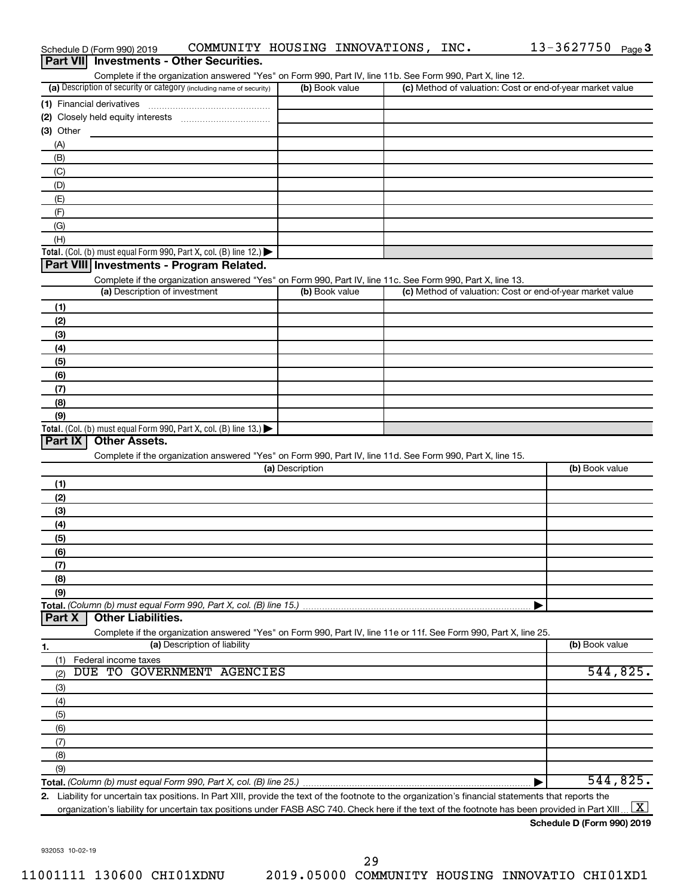Schedule D (Form 990) 2019 COMMUNITY HOUSING INNOVATIONS, INC. 13-3627750 Page 3

## Part VII Investments - Other Securities.

Complete if the organization answered "Yes" on Form 990, Part IV, line 11b. See Form 990, Part X, line 12.

| (a) Description of security or category (including name of security) | (b) Book value | (c) Method of valuation: Cost or end-of-year market value |
|---|---|---|
| (1) Financial derivatives | | |
| (2) Closely held equity interests | | |
| (3) Other | | |
| (A) | | |
| (B) | | |
| (C) | | |
| (D) | | |
| (E) | | |
| (F) | | |
| (G) | | |
| (H) | | |
| **Total.** (Col. (b) must equal Form 990, Part X, col. (B) line 12.) | | |

## Part VIII Investments - Program Related.

Complete if the organization answered "Yes" on Form 990, Part IV, line 11c. See Form 990, Part X, line 13.

| (a) Description of investment | (b) Book value | (c) Method of valuation: Cost or end-of-year market value |
|---|---|---|
| (1) | | |
| (2) | | |
| (3) | | |
| (4) | | |
| (5) | | |
| (6) | | |
| (7) | | |
| (8) | | |
| (9) | | |
| **Total.** (Col. (b) must equal Form 990, Part X, col. (B) line 13.) | | |

## Part IX Other Assets.

Complete if the organization answered "Yes" on Form 990, Part IV, line 11d. See Form 990, Part X, line 15.

| (a) Description | (b) Book value |
|---|---|
| (1) | |
| (2) | |
| (3) | |
| (4) | |
| (5) | |
| (6) | |
| (7) | |
| (8) | |
| (9) | |
| **Total.** *(Column (b) must equal Form 990, Part X, col. (B) line 15.)* | |

## Part X Other Liabilities.

Complete if the organization answered "Yes" on Form 990, Part IV, line 11e or 11f. See Form 990, Part X, line 25.

| 1. (a) Description of liability | (b) Book value |
|---|---|
| (1) Federal income taxes | |
| (2) DUE TO GOVERNMENT AGENCIES | 544,825. |
| (3) | |
| (4) | |
| (5) | |
| (6) | |
| (7) | |
| (8) | |
| (9) | |
| **Total.** *(Column (b) must equal Form 990, Part X, col. (B) line 25.)* | 544,825. |

**2.** Liability for uncertain tax positions. In Part XIII, provide the text of the footnote to the organization's financial statements that reports the organization's liability for uncertain tax positions under FASB ASC 740. Check here if the text of the footnote has been provided in Part XIII [X]

**Schedule D (Form 990) 2019**

932053 10-02-19

11001111 130600 CHI01XDNU 2019.05000 COMMUNITY HOUSING INNOVATIO CHI01XD1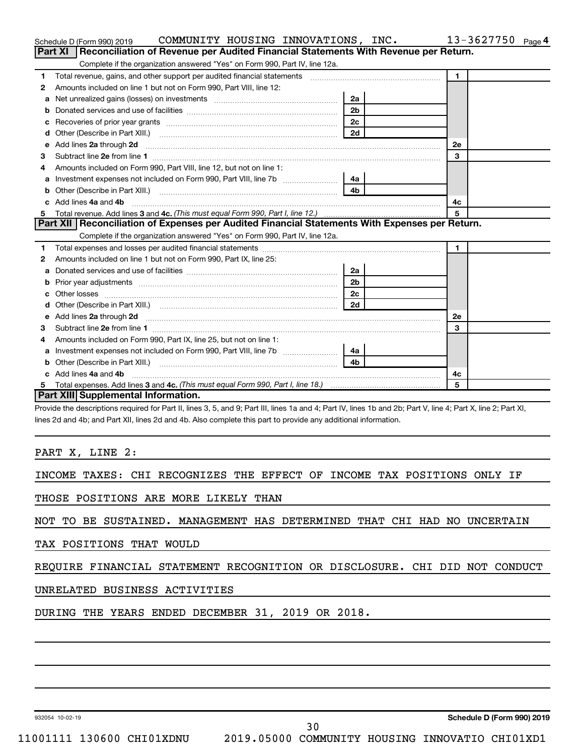Schedule D (Form 990) 2019 COMMUNITY HOUSING INNOVATIONS, INC. 13-3627750 Page 4

## Part XI Reconciliation of Revenue per Audited Financial Statements With Revenue per Return.

Complete if the organization answered "Yes" on Form 990, Part IV, line 12a.

| | | | | | |
|---|---|---|---|---|---|
| 1 | Total revenue, gains, and other support per audited financial statements | | | 1 | |
| 2 | Amounts included on line 1 but not on Form 990, Part VIII, line 12: | | | | |
| a | Net unrealized gains (losses) on investments | 2a | | | |
| b | Donated services and use of facilities | 2b | | | |
| c | Recoveries of prior year grants | 2c | | | |
| d | Other (Describe in Part XIII.) | 2d | | | |
| e | Add lines 2a through 2d | | | 2e | |
| 3 | Subtract line 2e from line 1 | | | 3 | |
| 4 | Amounts included on Form 990, Part VIII, line 12, but not on line 1: | | | | |
| a | Investment expenses not included on Form 990, Part VIII, line 7b | 4a | | | |
| b | Other (Describe in Part XIII.) | 4b | | | |
| c | Add lines 4a and 4b | | | 4c | |
| 5 | Total revenue. Add lines 3 and 4c. *(This must equal Form 990, Part I, line 12.)* | | | 5 | |

## Part XII Reconciliation of Expenses per Audited Financial Statements With Expenses per Return.

Complete if the organization answered "Yes" on Form 990, Part IV, line 12a.

| | | | | | |
|---|---|---|---|---|---|
| 1 | Total expenses and losses per audited financial statements | | | 1 | |
| 2 | Amounts included on line 1 but not on Form 990, Part IX, line 25: | | | | |
| a | Donated services and use of facilities | 2a | | | |
| b | Prior year adjustments | 2b | | | |
| c | Other losses | 2c | | | |
| d | Other (Describe in Part XIII.) | 2d | | | |
| e | Add lines 2a through 2d | | | 2e | |
| 3 | Subtract line 2e from line 1 | | | 3 | |
| 4 | Amounts included on Form 990, Part IX, line 25, but not on line 1: | | | | |
| a | Investment expenses not included on Form 990, Part VIII, line 7b | 4a | | | |
| b | Other (Describe in Part XIII.) | 4b | | | |
| c | Add lines 4a and 4b | | | 4c | |
| 5 | Total expenses. Add lines 3 and 4c. *(This must equal Form 990, Part I, line 18.)* | | | 5 | |

## Part XIII Supplemental Information.

Provide the descriptions required for Part II, lines 3, 5, and 9; Part III, lines 1a and 4; Part IV, lines 1b and 2b; Part V, line 4; Part X, line 2; Part XI, lines 2d and 4b; and Part XII, lines 2d and 4b. Also complete this part to provide any additional information.

PART X, LINE 2:

INCOME TAXES: CHI RECOGNIZES THE EFFECT OF INCOME TAX POSITIONS ONLY IF THOSE POSITIONS ARE MORE LIKELY THAN NOT TO BE SUSTAINED. MANAGEMENT HAS DETERMINED THAT CHI HAD NO UNCERTAIN TAX POSITIONS THAT WOULD REQUIRE FINANCIAL STATEMENT RECOGNITION OR DISCLOSURE. CHI DID NOT CONDUCT UNRELATED BUSINESS ACTIVITIES DURING THE YEARS ENDED DECEMBER 31, 2019 OR 2018.

932054 10-02-19 Schedule D (Form 990) 2019

11001111 130600 CHI01XDNU 2019.05000 COMMUNITY HOUSING INNOVATIO CHI01XD1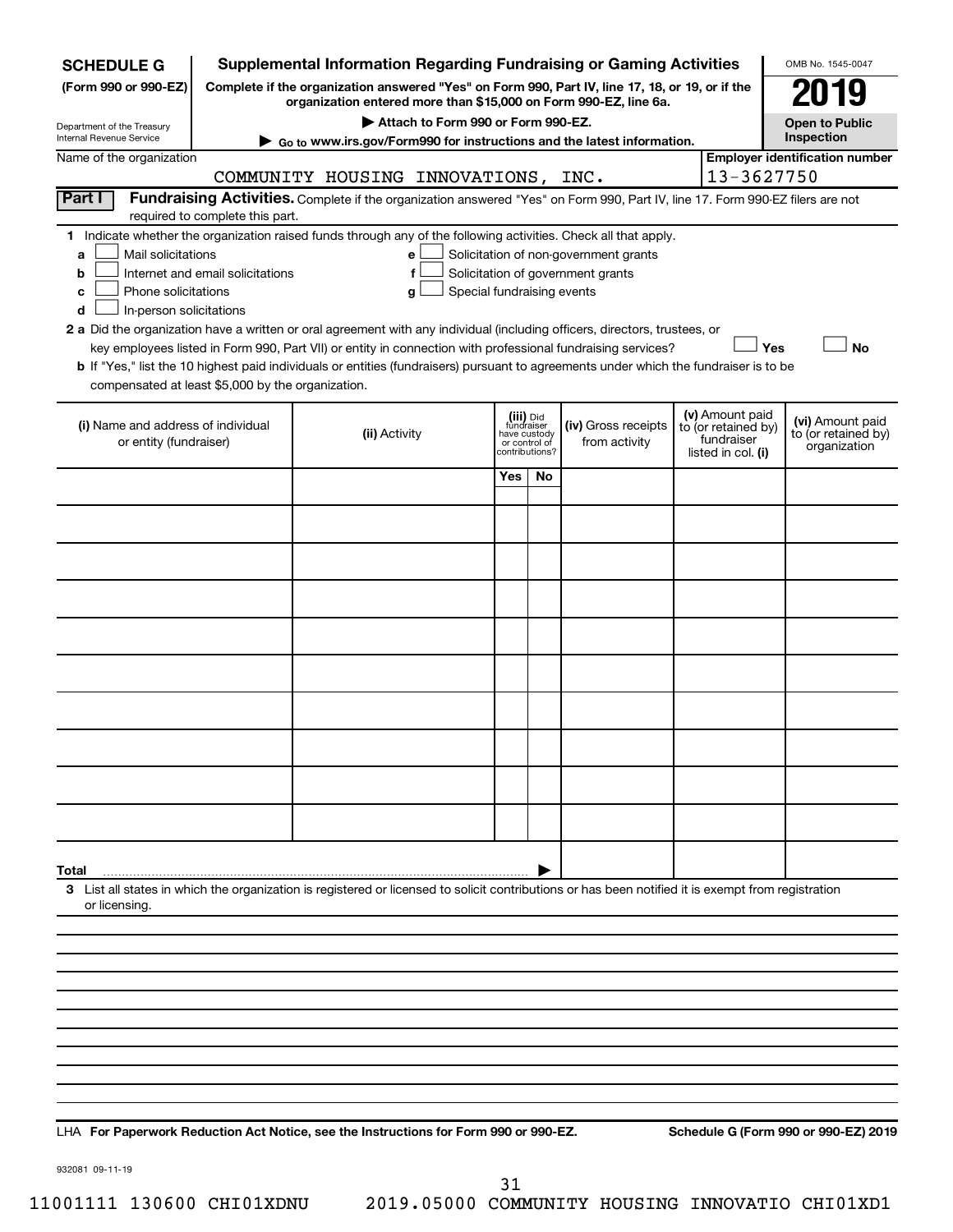**SCHEDULE G** (Form 990 or 990-EZ)

Department of the Treasury
Internal Revenue Service

# Supplemental Information Regarding Fundraising or Gaming Activities

**Complete if the organization answered "Yes" on Form 990, Part IV, line 17, 18, or 19, or if the organization entered more than $15,000 on Form 990-EZ, line 6a.**

**▶ Attach to Form 990 or Form 990-EZ.**

**▶ Go to www.irs.gov/Form990 for instructions and the latest information.**

OMB No. 1545-0047

**2019**

**Open to Public Inspection**

Name of the organization: COMMUNITY HOUSING INNOVATIONS, INC.

**Employer identification number:** 13-3627750

**Part I** **Fundraising Activities.** Complete if the organization answered "Yes" on Form 990, Part IV, line 17. Form 990-EZ filers are not required to complete this part.

**1** Indicate whether the organization raised funds through any of the following activities. Check all that apply.

- **a** ☐ Mail solicitations
- **b** ☐ Internet and email solicitations
- **c** ☐ Phone solicitations
- **d** ☐ In-person solicitations
- **e** ☐ Solicitation of non-government grants
- **f** ☐ Solicitation of government grants
- **g** ☐ Special fundraising events

**2 a** Did the organization have a written or oral agreement with any individual (including officers, directors, trustees, or key employees listed in Form 990, Part VII) or entity in connection with professional fundraising services? ☐ **Yes** ☐ **No**

**b** If "Yes," list the 10 highest paid individuals or entities (fundraisers) pursuant to agreements under which the fundraiser is to be compensated at least $5,000 by the organization.

| (i) Name and address of individual or entity (fundraiser) | (ii) Activity | (iii) Did fundraiser have custody or control of contributions? Yes | No | (iv) Gross receipts from activity | (v) Amount paid to (or retained by) fundraiser listed in col. (i) | (vi) Amount paid to (or retained by) organization |
|---|---|---|---|---|---|---|
| | | | | | | |
| | | | | | | |
| | | | | | | |
| | | | | | | |
| | | | | | | |
| | | | | | | |
| | | | | | | |
| | | | | | | |
| | | | | | | |
| | | | | | | |
| **Total** ▶ | | | | | | |

**3** List all states in which the organization is registered or licensed to solicit contributions or has been notified it is exempt from registration or licensing.

LHA **For Paperwork Reduction Act Notice, see the Instructions for Form 990 or 990-EZ.** **Schedule G (Form 990 or 990-EZ) 2019**

932081 09-11-19

11001111 130600 CHI01XDNU 2019.05000 COMMUNITY HOUSING INNOVATIO CHI01XD1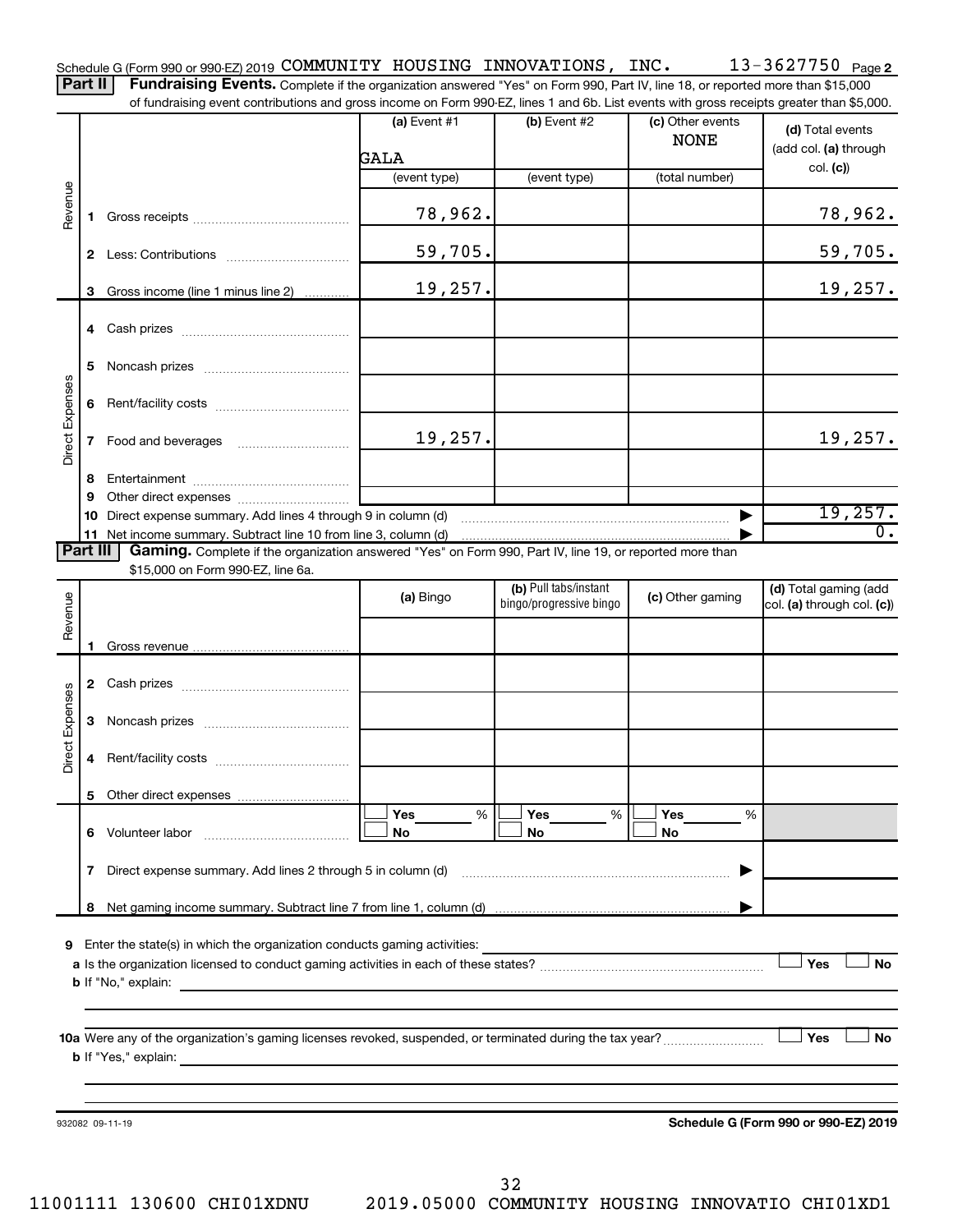Schedule G (Form 990 or 990-EZ) 2019 COMMUNITY HOUSING INNOVATIONS, INC. 13-3627750 Page 2

**Part II** **Fundraising Events.** Complete if the organization answered "Yes" on Form 990, Part IV, line 18, or reported more than $15,000 of fundraising event contributions and gross income on Form 990-EZ, lines 1 and 6b. List events with gross receipts greater than $5,000.

| | | (a) Event #1 GALA (event type) | (b) Event #2 (event type) | (c) Other events NONE (total number) | (d) Total events (add col. (a) through col. (c)) |
|---|---|---|---|---|---|
| Revenue | 1 Gross receipts | 78,962. | | | 78,962. |
| | 2 Less: Contributions | 59,705. | | | 59,705. |
| | 3 Gross income (line 1 minus line 2) | 19,257. | | | 19,257. |
| Direct Expenses | 4 Cash prizes | | | | |
| | 5 Noncash prizes | | | | |
| | 6 Rent/facility costs | | | | |
| | 7 Food and beverages | 19,257. | | | 19,257. |
| | 8 Entertainment | | | | |
| | 9 Other direct expenses | | | | |
| | 10 Direct expense summary. Add lines 4 through 9 in column (d) | | | | 19,257. |
| | 11 Net income summary. Subtract line 10 from line 3, column (d) | | | | 0. |

**Part III** **Gaming.** Complete if the organization answered "Yes" on Form 990, Part IV, line 19, or reported more than $15,000 on Form 990-EZ, line 6a.

| | | (a) Bingo | (b) Pull tabs/instant bingo/progressive bingo | (c) Other gaming | (d) Total gaming (add col. (a) through col. (c)) |
|---|---|---|---|---|---|
| Revenue | 1 Gross revenue | | | | |
| Direct Expenses | 2 Cash prizes | | | | |
| | 3 Noncash prizes | | | | |
| | 4 Rent/facility costs | | | | |
| | 5 Other direct expenses | | | | |
| | 6 Volunteer labor | ☐ Yes ___ % ☐ No | ☐ Yes ___ % ☐ No | ☐ Yes ___ % ☐ No | |
| | 7 Direct expense summary. Add lines 2 through 5 in column (d) | | | | |
| | 8 Net gaming income summary. Subtract line 7 from line 1, column (d) | | | | |

9 Enter the state(s) in which the organization conducts gaming activities:

a Is the organization licensed to conduct gaming activities in each of these states? ☐ Yes ☐ No

b If "No," explain:

10a Were any of the organization's gaming licenses revoked, suspended, or terminated during the tax year? ☐ Yes ☐ No

b If "Yes," explain:

932082 09-11-19 **Schedule G (Form 990 or 990-EZ) 2019**

11001111 130600 CHI01XDNU 2019.05000 COMMUNITY HOUSING INNOVATIO CHI01XD1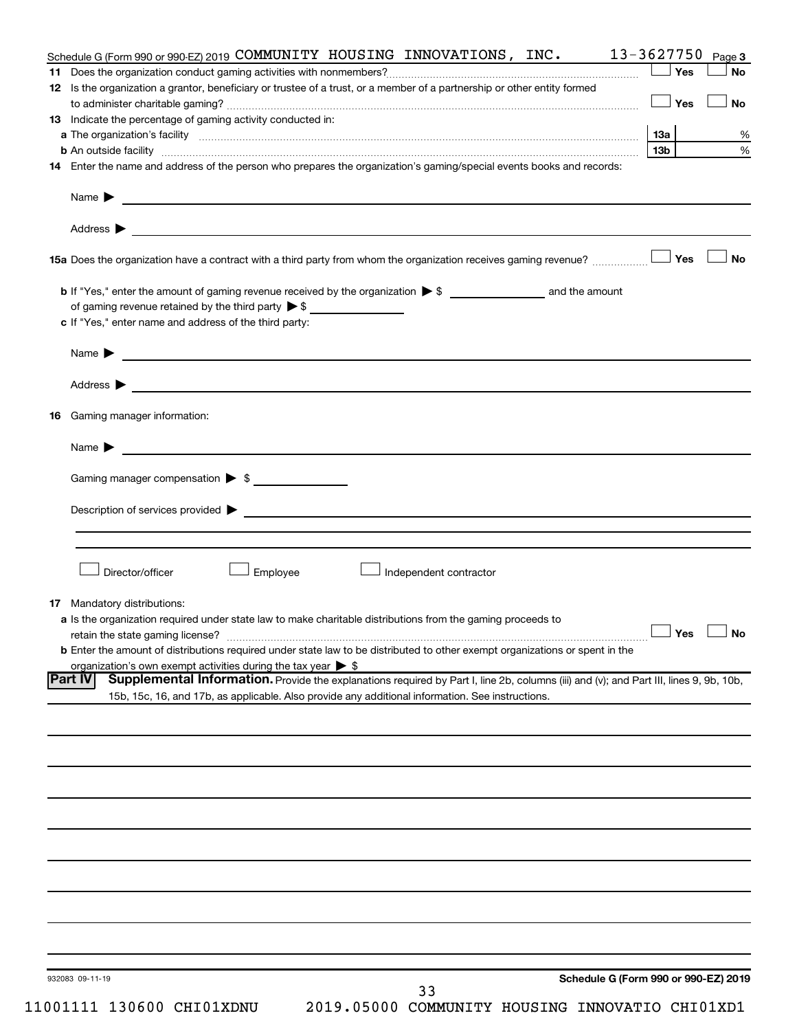Schedule G (Form 990 or 990-EZ) 2019 COMMUNITY HOUSING INNOVATIONS, INC. 13-3627750 Page 3

**11** Does the organization conduct gaming activities with nonmembers? ☐ Yes ☐ No

**12** Is the organization a grantor, beneficiary or trustee of a trust, or a member of a partnership or other entity formed to administer charitable gaming? ☐ Yes ☐ No

**13** Indicate the percentage of gaming activity conducted in:

**a** The organization's facility **13a** %

**b** An outside facility **13b** %

**14** Enter the name and address of the person who prepares the organization's gaming/special events books and records:

Name ▶

Address ▶

**15a** Does the organization have a contract with a third party from whom the organization receives gaming revenue? ☐ Yes ☐ No

**b** If "Yes," enter the amount of gaming revenue received by the organization ▶ $ __________ and the amount of gaming revenue retained by the third party ▶ $ __________

**c** If "Yes," enter name and address of the third party:

Name ▶

Address ▶

**16** Gaming manager information:

Name ▶

Gaming manager compensation ▶ $

Description of services provided ▶

☐ Director/officer ☐ Employee ☐ Independent contractor

**17** Mandatory distributions:

**a** Is the organization required under state law to make charitable distributions from the gaming proceeds to retain the state gaming license? ☐ Yes ☐ No

**b** Enter the amount of distributions required under state law to be distributed to other exempt organizations or spent in the organization's own exempt activities during the tax year ▶ $

**Part IV** **Supplemental Information.** Provide the explanations required by Part I, line 2b, columns (iii) and (v); and Part III, lines 9, 9b, 10b, 15b, 15c, 16, and 17b, as applicable. Also provide any additional information. See instructions.

932083 09-11-19 **Schedule G (Form 990 or 990-EZ) 2019**

11001111 130600 CHI01XDNU 2019.05000 COMMUNITY HOUSING INNOVATIO CHI01XD1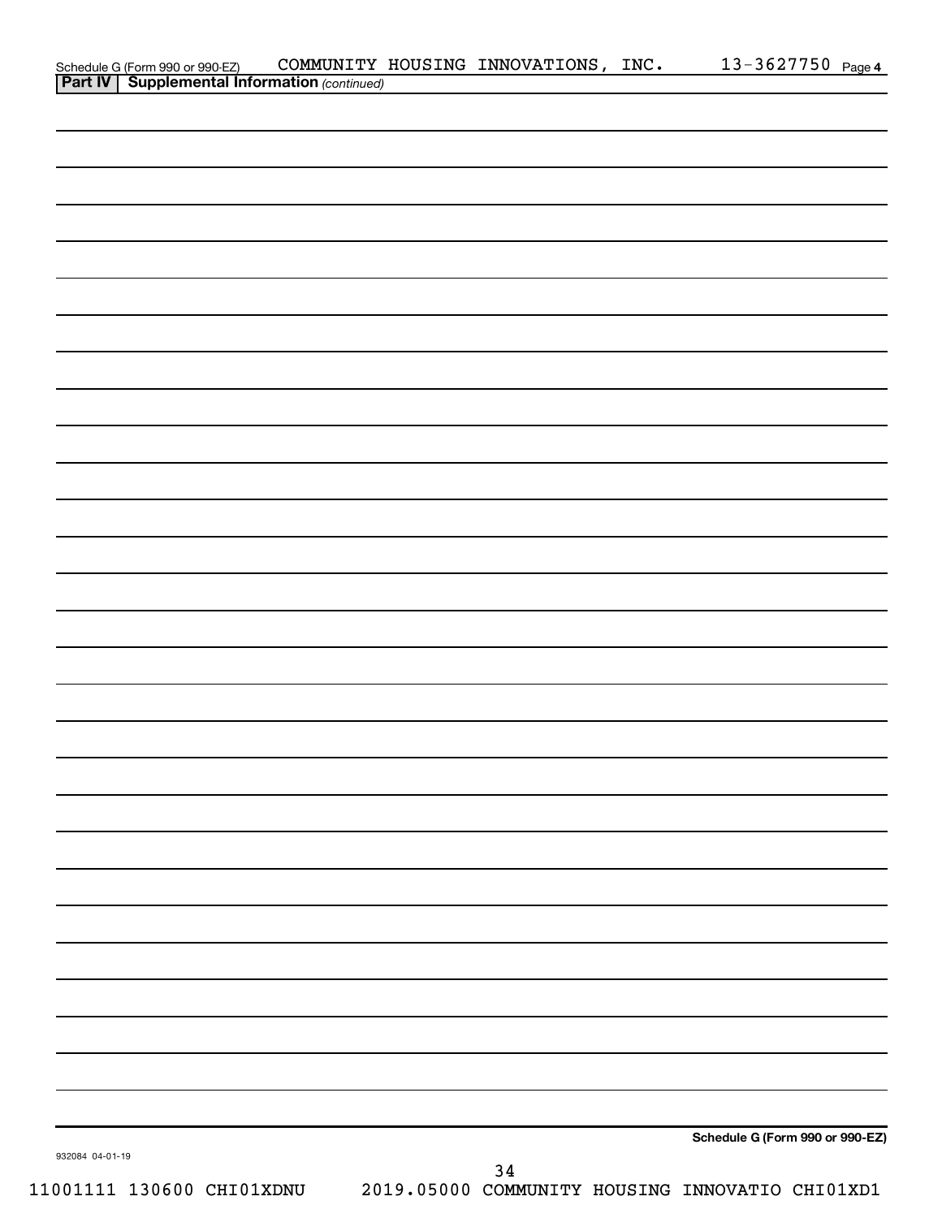Schedule G (Form 990 or 990-EZ) COMMUNITY HOUSING INNOVATIONS, INC. 13-3627750 Page 4

**Part IV | Supplemental Information** *(continued)*

**Schedule G (Form 990 or 990-EZ)**

932084 04-01-19

11001111 130600 CHI01XDNU 2019.05000 COMMUNITY HOUSING INNOVATIO CHI01XD1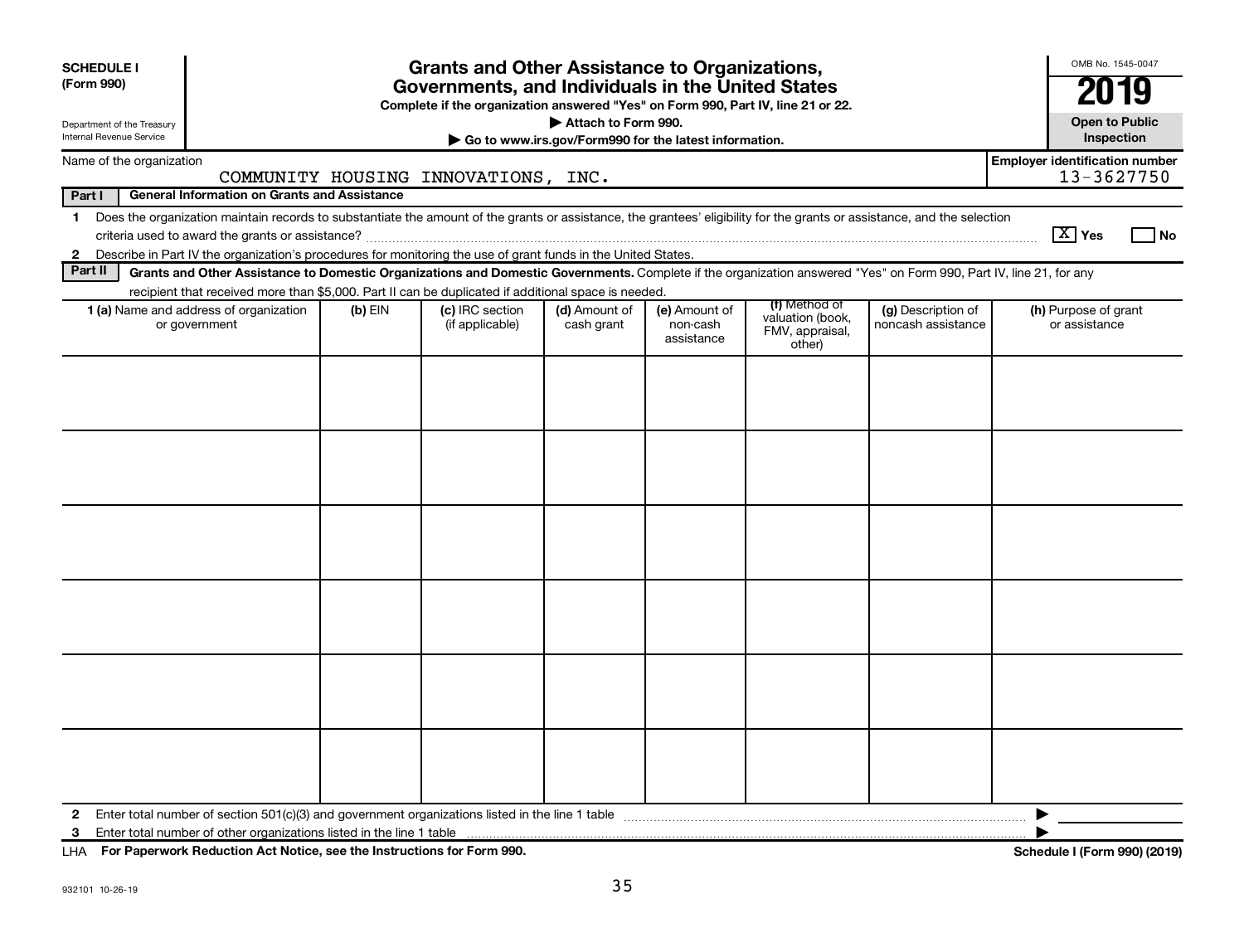**SCHEDULE I**
**(Form 990)**

Department of the Treasury
Internal Revenue Service

# Grants and Other Assistance to Organizations, Governments, and Individuals in the United States

**Complete if the organization answered "Yes" on Form 990, Part IV, line 21 or 22.**
**▶ Attach to Form 990.**
**▶ Go to www.irs.gov/Form990 for the latest information.**

OMB No. 1545-0047
**2019**
**Open to Public Inspection**

Name of the organization: COMMUNITY HOUSING INNOVATIONS, INC.

**Employer identification number:** 13-3627750

**Part I — General Information on Grants and Assistance**

1 Does the organization maintain records to substantiate the amount of the grants or assistance, the grantees' eligibility for the grants or assistance, and the selection criteria used to award the grants or assistance? [X] Yes [ ] No

2 Describe in Part IV the organization's procedures for monitoring the use of grant funds in the United States.

**Part II — Grants and Other Assistance to Domestic Organizations and Domestic Governments.** Complete if the organization answered "Yes" on Form 990, Part IV, line 21, for any recipient that received more than $5,000. Part II can be duplicated if additional space is needed.

| 1 (a) Name and address of organization or government | (b) EIN | (c) IRC section (if applicable) | (d) Amount of cash grant | (e) Amount of non-cash assistance | (f) Method of valuation (book, FMV, appraisal, other) | (g) Description of noncash assistance | (h) Purpose of grant or assistance |
|---|---|---|---|---|---|---|---|
| | | | | | | | |
| | | | | | | | |
| | | | | | | | |
| | | | | | | | |
| | | | | | | | |
| | | | | | | | |

2 Enter total number of section 501(c)(3) and government organizations listed in the line 1 table ▶

3 Enter total number of other organizations listed in the line 1 table ▶

LHA **For Paperwork Reduction Act Notice, see the Instructions for Form 990.** **Schedule I (Form 990) (2019)**

932101 10-26-19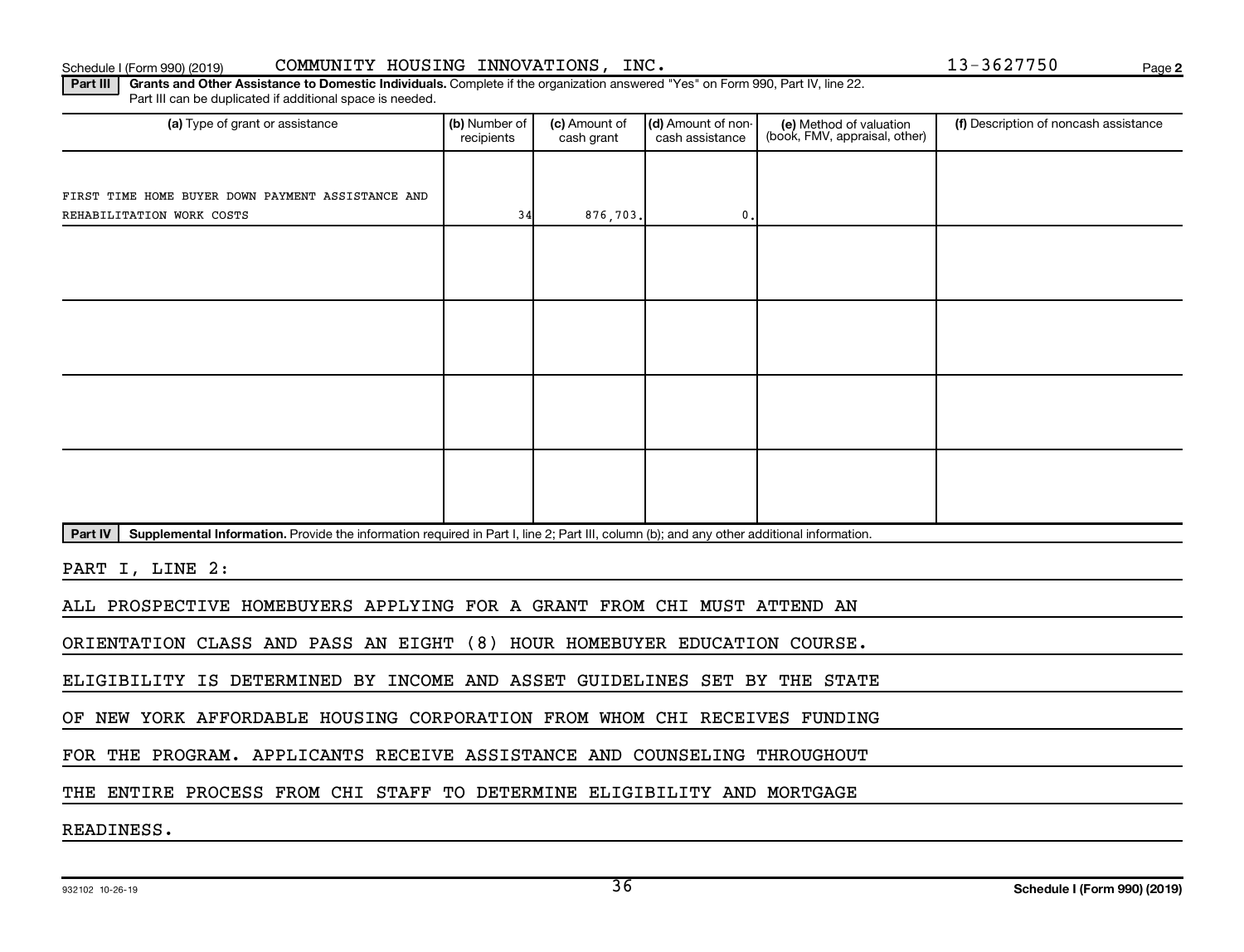Schedule I (Form 990) (2019) COMMUNITY HOUSING INNOVATIONS, INC. 13-3627750 Page 2

**Part III** **Grants and Other Assistance to Domestic Individuals.** Complete if the organization answered "Yes" on Form 990, Part IV, line 22. Part III can be duplicated if additional space is needed.

| (a) Type of grant or assistance | (b) Number of recipients | (c) Amount of cash grant | (d) Amount of non-cash assistance | (e) Method of valuation (book, FMV, appraisal, other) | (f) Description of noncash assistance |
|---|---|---|---|---|---|
| FIRST TIME HOME BUYER DOWN PAYMENT ASSISTANCE AND REHABILITATION WORK COSTS | 34 | 876,703. | 0. | | |
| | | | | | |
| | | | | | |
| | | | | | |
| | | | | | |

**Part IV** **Supplemental Information.** Provide the information required in Part I, line 2; Part III, column (b); and any other additional information.

PART I, LINE 2:

ALL PROSPECTIVE HOMEBUYERS APPLYING FOR A GRANT FROM CHI MUST ATTEND AN ORIENTATION CLASS AND PASS AN EIGHT (8) HOUR HOMEBUYER EDUCATION COURSE. ELIGIBILITY IS DETERMINED BY INCOME AND ASSET GUIDELINES SET BY THE STATE OF NEW YORK AFFORDABLE HOUSING CORPORATION FROM WHOM CHI RECEIVES FUNDING FOR THE PROGRAM. APPLICANTS RECEIVE ASSISTANCE AND COUNSELING THROUGHOUT THE ENTIRE PROCESS FROM CHI STAFF TO DETERMINE ELIGIBILITY AND MORTGAGE READINESS.

932102 10-26-19 Schedule I (Form 990) (2019)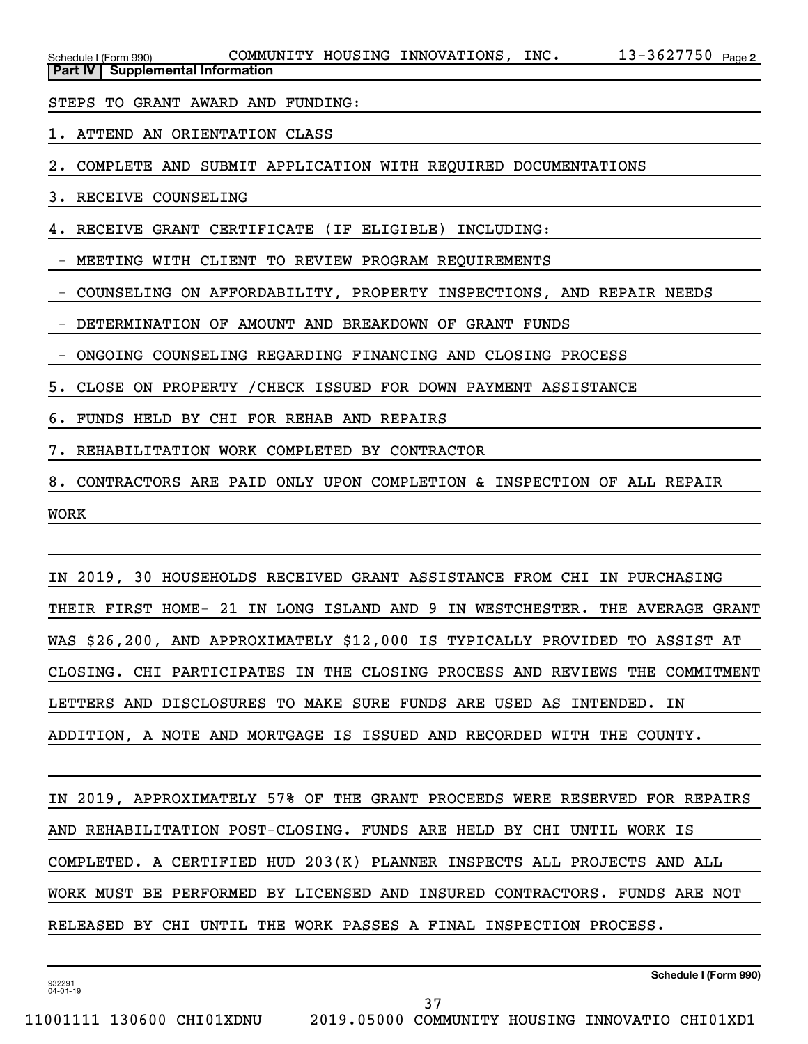**Part IV | Supplemental Information**

STEPS TO GRANT AWARD AND FUNDING:

1. ATTEND AN ORIENTATION CLASS
2. COMPLETE AND SUBMIT APPLICATION WITH REQUIRED DOCUMENTATIONS
3. RECEIVE COUNSELING
4. RECEIVE GRANT CERTIFICATE (IF ELIGIBLE) INCLUDING:
   - MEETING WITH CLIENT TO REVIEW PROGRAM REQUIREMENTS
   - COUNSELING ON AFFORDABILITY, PROPERTY INSPECTIONS, AND REPAIR NEEDS
   - DETERMINATION OF AMOUNT AND BREAKDOWN OF GRANT FUNDS
   - ONGOING COUNSELING REGARDING FINANCING AND CLOSING PROCESS
5. CLOSE ON PROPERTY /CHECK ISSUED FOR DOWN PAYMENT ASSISTANCE
6. FUNDS HELD BY CHI FOR REHAB AND REPAIRS
7. REHABILITATION WORK COMPLETED BY CONTRACTOR
8. CONTRACTORS ARE PAID ONLY UPON COMPLETION & INSPECTION OF ALL REPAIR WORK

IN 2019, 30 HOUSEHOLDS RECEIVED GRANT ASSISTANCE FROM CHI IN PURCHASING THEIR FIRST HOME- 21 IN LONG ISLAND AND 9 IN WESTCHESTER. THE AVERAGE GRANT WAS $26,200, AND APPROXIMATELY $12,000 IS TYPICALLY PROVIDED TO ASSIST AT CLOSING. CHI PARTICIPATES IN THE CLOSING PROCESS AND REVIEWS THE COMMITMENT LETTERS AND DISCLOSURES TO MAKE SURE FUNDS ARE USED AS INTENDED. IN ADDITION, A NOTE AND MORTGAGE IS ISSUED AND RECORDED WITH THE COUNTY.

IN 2019, APPROXIMATELY 57% OF THE GRANT PROCEEDS WERE RESERVED FOR REPAIRS AND REHABILITATION POST-CLOSING. FUNDS ARE HELD BY CHI UNTIL WORK IS COMPLETED. A CERTIFIED HUD 203(K) PLANNER INSPECTS ALL PROJECTS AND ALL WORK MUST BE PERFORMED BY LICENSED AND INSURED CONTRACTORS. FUNDS ARE NOT RELEASED BY CHI UNTIL THE WORK PASSES A FINAL INSPECTION PROCESS.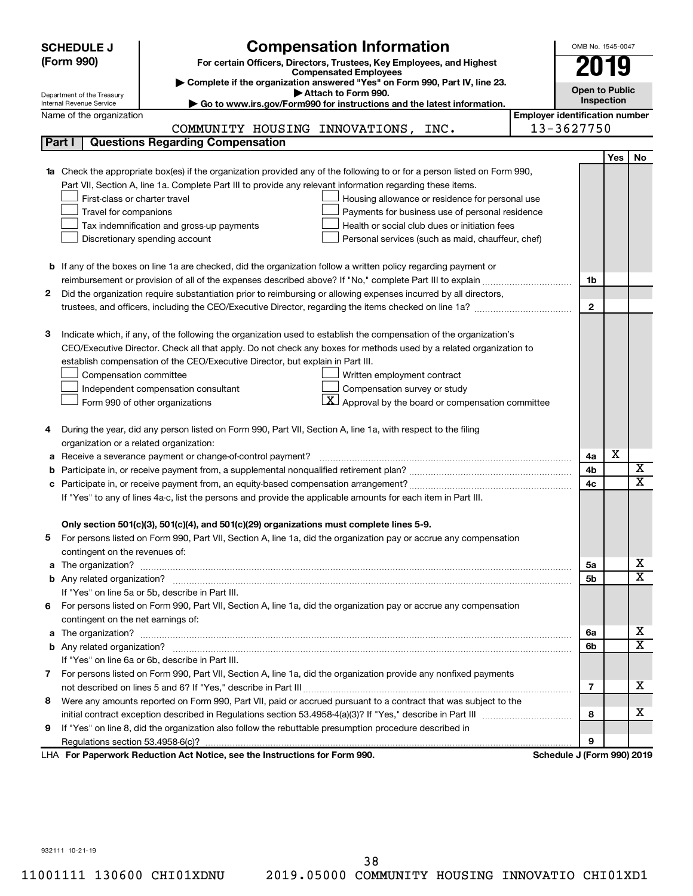**SCHEDULE J (Form 990)**

# Compensation Information

**For certain Officers, Directors, Trustees, Key Employees, and Highest Compensated Employees**

▶ Complete if the organization answered "Yes" on Form 990, Part IV, line 23.

▶ Attach to Form 990.

▶ Go to www.irs.gov/Form990 for instructions and the latest information.

Department of the Treasury
Internal Revenue Service

OMB No. 1545-0047

**2019**

**Open to Public Inspection**

Name of the organization: COMMUNITY HOUSING INNOVATIONS, INC.

Employer identification number: 13-3627750

## Part I Questions Regarding Compensation

| | | | Yes | No |
|---|---|---|---|---|
| **1a** | Check the appropriate box(es) if the organization provided any of the following to or for a person listed on Form 990, Part VII, Section A, line 1a. Complete Part III to provide any relevant information regarding these items.<br>☐ First-class or charter travel ☐ Housing allowance or residence for personal use<br>☐ Travel for companions ☐ Payments for business use of personal residence<br>☐ Tax indemnification and gross-up payments ☐ Health or social club dues or initiation fees<br>☐ Discretionary spending account ☐ Personal services (such as maid, chauffeur, chef) | | | |
| **b** | If any of the boxes on line 1a are checked, did the organization follow a written policy regarding payment or reimbursement or provision of all of the expenses described above? If "No," complete Part III to explain | 1b | | |
| **2** | Did the organization require substantiation prior to reimbursing or allowing expenses incurred by all directors, trustees, and officers, including the CEO/Executive Director, regarding the items checked on line 1a? | 2 | | |
| **3** | Indicate which, if any, of the following the organization used to establish the compensation of the organization's CEO/Executive Director. Check all that apply. Do not check any boxes for methods used by a related organization to establish compensation of the CEO/Executive Director, but explain in Part III.<br>☐ Compensation committee ☐ Written employment contract<br>☐ Independent compensation consultant ☐ Compensation survey or study<br>☐ Form 990 of other organizations ☒ Approval by the board or compensation committee | | | |
| **4** | During the year, did any person listed on Form 990, Part VII, Section A, line 1a, with respect to the filing organization or a related organization: | | | |
| **a** | Receive a severance payment or change-of-control payment? | 4a | X | |
| **b** | Participate in, or receive payment from, a supplemental nonqualified retirement plan? | 4b | | X |
| **c** | Participate in, or receive payment from, an equity-based compensation arrangement? | 4c | | X |
| | If "Yes" to any of lines 4a-c, list the persons and provide the applicable amounts for each item in Part III. | | | |
| | **Only section 501(c)(3), 501(c)(4), and 501(c)(29) organizations must complete lines 5-9.** | | | |
| **5** | For persons listed on Form 990, Part VII, Section A, line 1a, did the organization pay or accrue any compensation contingent on the revenues of: | | | |
| **a** | The organization? | 5a | | X |
| **b** | Any related organization? | 5b | | X |
| | If "Yes" on line 5a or 5b, describe in Part III. | | | |
| **6** | For persons listed on Form 990, Part VII, Section A, line 1a, did the organization pay or accrue any compensation contingent on the net earnings of: | | | |
| **a** | The organization? | 6a | | X |
| **b** | Any related organization? | 6b | | X |
| | If "Yes" on line 6a or 6b, describe in Part III. | | | |
| **7** | For persons listed on Form 990, Part VII, Section A, line 1a, did the organization provide any nonfixed payments not described on lines 5 and 6? If "Yes," describe in Part III | 7 | | X |
| **8** | Were any amounts reported on Form 990, Part VII, paid or accrued pursuant to a contract that was subject to the initial contract exception described in Regulations section 53.4958-4(a)(3)? If "Yes," describe in Part III | 8 | | X |
| **9** | If "Yes" on line 8, did the organization also follow the rebuttable presumption procedure described in Regulations section 53.4958-6(c)? | 9 | | |

LHA **For Paperwork Reduction Act Notice, see the Instructions for Form 990.** **Schedule J (Form 990) 2019**

932111 10-21-19

11001111 130600 CHI01XDNU 2019.05000 COMMUNITY HOUSING INNOVATIO CHI01XD1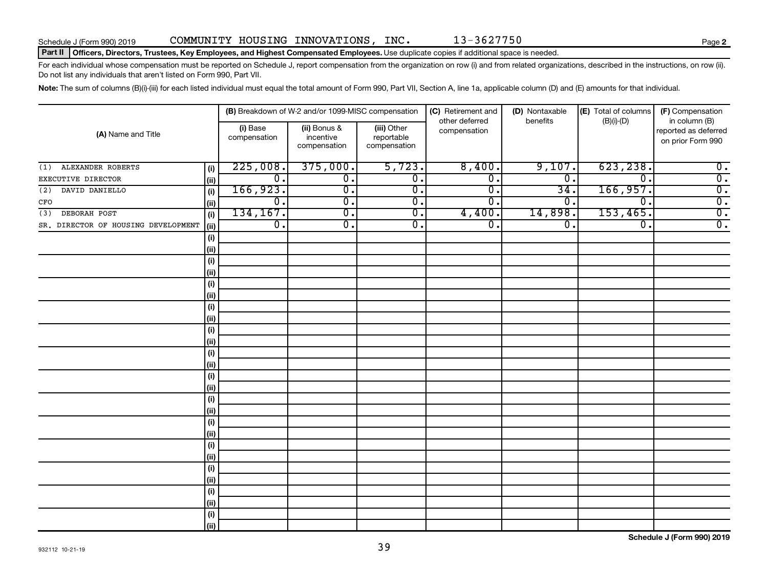Schedule J (Form 990) 2019 COMMUNITY HOUSING INNOVATIONS, INC. 13-3627750 Page 2

**Part II Officers, Directors, Trustees, Key Employees, and Highest Compensated Employees.** Use duplicate copies if additional space is needed.

For each individual whose compensation must be reported on Schedule J, report compensation from the organization on row (i) and from related organizations, described in the instructions, on row (ii). Do not list any individuals that aren't listed on Form 990, Part VII.

**Note:** The sum of columns (B)(i)-(iii) for each listed individual must equal the total amount of Form 990, Part VII, Section A, line 1a, applicable column (D) and (E) amounts for that individual.

| (A) Name and Title | | (B) Breakdown of W-2 and/or 1099-MISC compensation | | | (C) Retirement and other deferred compensation | (D) Nontaxable benefits | (E) Total of columns (B)(i)-(D) | (F) Compensation in column (B) reported as deferred on prior Form 990 |
|---|---|---|---|---|---|---|---|---|
| | | (i) Base compensation | (ii) Bonus & incentive compensation | (iii) Other reportable compensation | | | | |
| (1) ALEXANDER ROBERTS | (i) | 225,008. | 375,000. | 5,723. | 8,400. | 9,107. | 623,238. | 0. |
| EXECUTIVE DIRECTOR | (ii) | 0. | 0. | 0. | 0. | 0. | 0. | 0. |
| (2) DAVID DANIELLO | (i) | 166,923. | 0. | 0. | 0. | 34. | 166,957. | 0. |
| CFO | (ii) | 0. | 0. | 0. | 0. | 0. | 0. | 0. |
| (3) DEBORAH POST | (i) | 134,167. | 0. | 0. | 4,400. | 14,898. | 153,465. | 0. |
| SR. DIRECTOR OF HOUSING DEVELOPMENT | (ii) | 0. | 0. | 0. | 0. | 0. | 0. | 0. |

Schedule J (Form 990) 2019

932112 10-21-19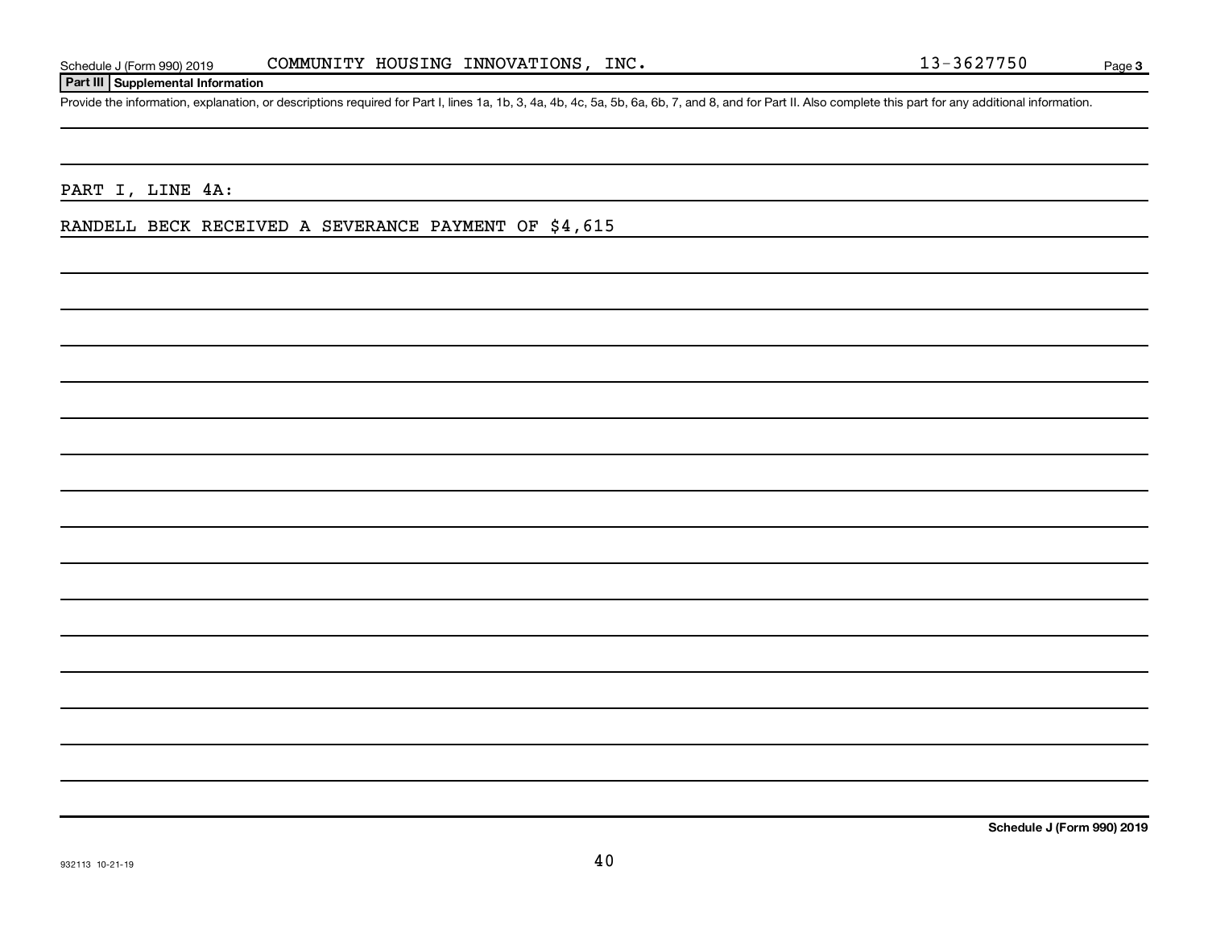Schedule J (Form 990) 2019 COMMUNITY HOUSING INNOVATIONS, INC. 13-3627750 Page 3

**Part III Supplemental Information**

Provide the information, explanation, or descriptions required for Part I, lines 1a, 1b, 3, 4a, 4b, 4c, 5a, 5b, 6a, 6b, 7, and 8, and for Part II. Also complete this part for any additional information.

PART I, LINE 4A:

RANDELL BECK RECEIVED A SEVERANCE PAYMENT OF $4,615

**Schedule J (Form 990) 2019**

932113 10-21-19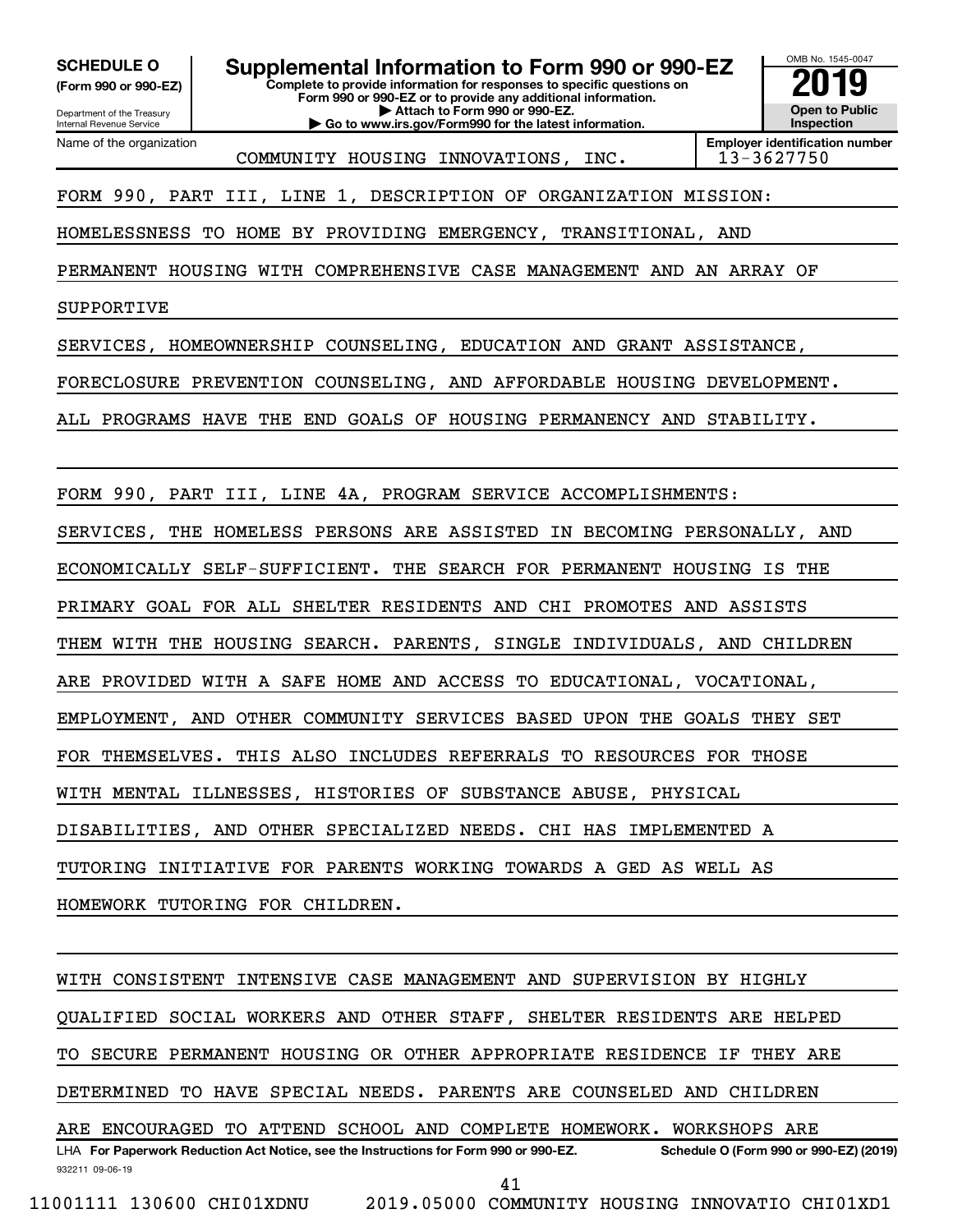**SCHEDULE O (Form 990 or 990-EZ)**

Department of the Treasury
Internal Revenue Service

# Supplemental Information to Form 990 or 990-EZ

**Complete to provide information for responses to specific questions on Form 990 or 990-EZ or to provide any additional information.**
**▶ Attach to Form 990 or 990-EZ.**
**▶ Go to www.irs.gov/Form990 for the latest information.**

OMB No. 1545-0047
**2019**
**Open to Public Inspection**

| Name of the organization | Employer identification number |
|---|---|
| COMMUNITY HOUSING INNOVATIONS, INC. | 13-3627750 |

FORM 990, PART III, LINE 1, DESCRIPTION OF ORGANIZATION MISSION:

HOMELESSNESS TO HOME BY PROVIDING EMERGENCY, TRANSITIONAL, AND PERMANENT HOUSING WITH COMPREHENSIVE CASE MANAGEMENT AND AN ARRAY OF SUPPORTIVE SERVICES, HOMEOWNERSHIP COUNSELING, EDUCATION AND GRANT ASSISTANCE, FORECLOSURE PREVENTION COUNSELING, AND AFFORDABLE HOUSING DEVELOPMENT. ALL PROGRAMS HAVE THE END GOALS OF HOUSING PERMANENCY AND STABILITY.

FORM 990, PART III, LINE 4A, PROGRAM SERVICE ACCOMPLISHMENTS:

SERVICES, THE HOMELESS PERSONS ARE ASSISTED IN BECOMING PERSONALLY, AND ECONOMICALLY SELF-SUFFICIENT. THE SEARCH FOR PERMANENT HOUSING IS THE PRIMARY GOAL FOR ALL SHELTER RESIDENTS AND CHI PROMOTES AND ASSISTS THEM WITH THE HOUSING SEARCH. PARENTS, SINGLE INDIVIDUALS, AND CHILDREN ARE PROVIDED WITH A SAFE HOME AND ACCESS TO EDUCATIONAL, VOCATIONAL, EMPLOYMENT, AND OTHER COMMUNITY SERVICES BASED UPON THE GOALS THEY SET FOR THEMSELVES. THIS ALSO INCLUDES REFERRALS TO RESOURCES FOR THOSE WITH MENTAL ILLNESSES, HISTORIES OF SUBSTANCE ABUSE, PHYSICAL DISABILITIES, AND OTHER SPECIALIZED NEEDS. CHI HAS IMPLEMENTED A TUTORING INITIATIVE FOR PARENTS WORKING TOWARDS A GED AS WELL AS HOMEWORK TUTORING FOR CHILDREN.

WITH CONSISTENT INTENSIVE CASE MANAGEMENT AND SUPERVISION BY HIGHLY QUALIFIED SOCIAL WORKERS AND OTHER STAFF, SHELTER RESIDENTS ARE HELPED TO SECURE PERMANENT HOUSING OR OTHER APPROPRIATE RESIDENCE IF THEY ARE DETERMINED TO HAVE SPECIAL NEEDS. PARENTS ARE COUNSELED AND CHILDREN ARE ENCOURAGED TO ATTEND SCHOOL AND COMPLETE HOMEWORK. WORKSHOPS ARE

LHA **For Paperwork Reduction Act Notice, see the Instructions for Form 990 or 990-EZ.** **Schedule O (Form 990 or 990-EZ) (2019)**

932211 09-06-19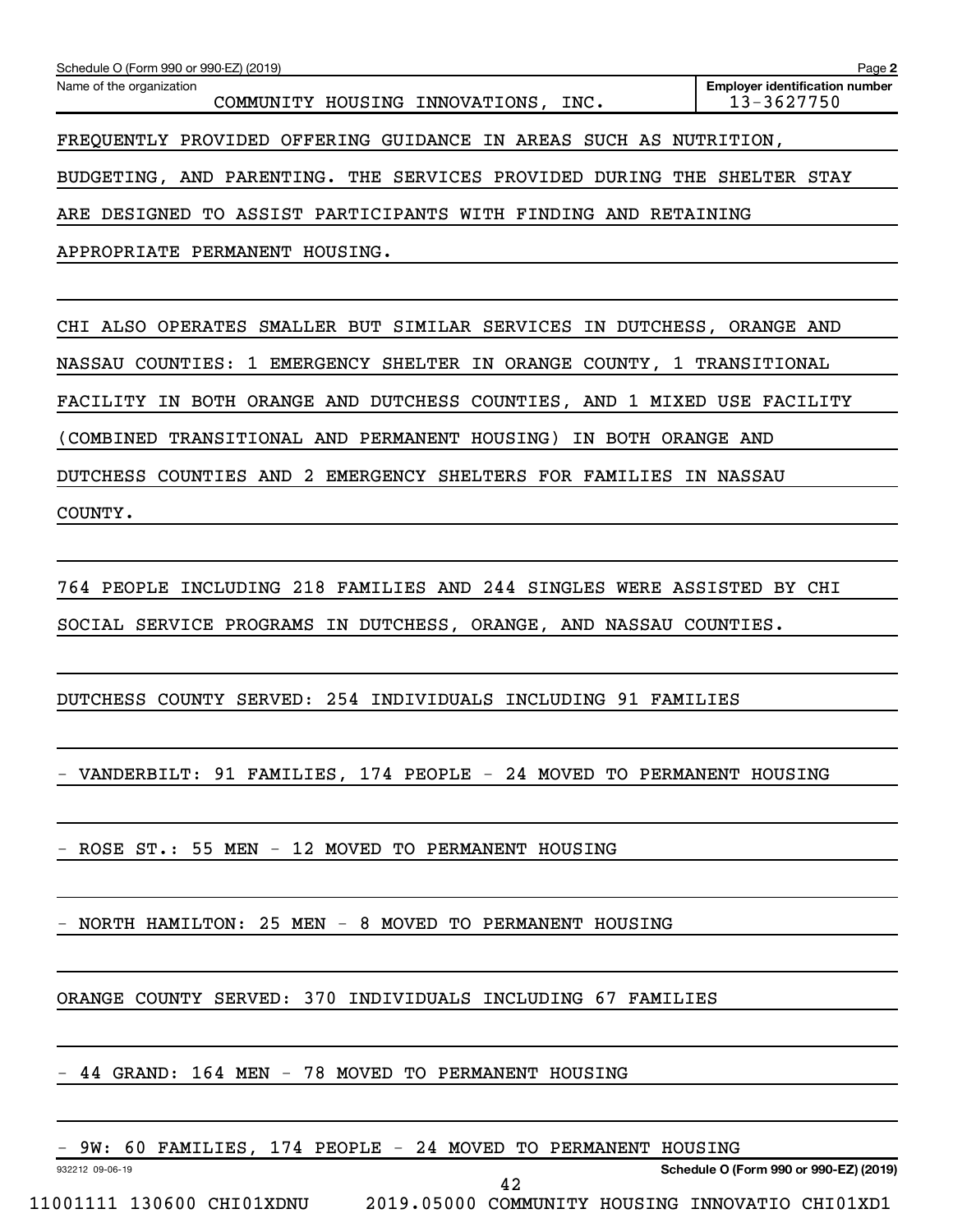FREQUENTLY PROVIDED OFFERING GUIDANCE IN AREAS SUCH AS NUTRITION, BUDGETING, AND PARENTING. THE SERVICES PROVIDED DURING THE SHELTER STAY ARE DESIGNED TO ASSIST PARTICIPANTS WITH FINDING AND RETAINING APPROPRIATE PERMANENT HOUSING.

CHI ALSO OPERATES SMALLER BUT SIMILAR SERVICES IN DUTCHESS, ORANGE AND NASSAU COUNTIES: 1 EMERGENCY SHELTER IN ORANGE COUNTY, 1 TRANSITIONAL FACILITY IN BOTH ORANGE AND DUTCHESS COUNTIES, AND 1 MIXED USE FACILITY (COMBINED TRANSITIONAL AND PERMANENT HOUSING) IN BOTH ORANGE AND DUTCHESS COUNTIES AND 2 EMERGENCY SHELTERS FOR FAMILIES IN NASSAU COUNTY.

764 PEOPLE INCLUDING 218 FAMILIES AND 244 SINGLES WERE ASSISTED BY CHI SOCIAL SERVICE PROGRAMS IN DUTCHESS, ORANGE, AND NASSAU COUNTIES.

DUTCHESS COUNTY SERVED: 254 INDIVIDUALS INCLUDING 91 FAMILIES

- VANDERBILT: 91 FAMILIES, 174 PEOPLE - 24 MOVED TO PERMANENT HOUSING

- ROSE ST.: 55 MEN - 12 MOVED TO PERMANENT HOUSING

- NORTH HAMILTON: 25 MEN - 8 MOVED TO PERMANENT HOUSING

ORANGE COUNTY SERVED: 370 INDIVIDUALS INCLUDING 67 FAMILIES

- 44 GRAND: 164 MEN - 78 MOVED TO PERMANENT HOUSING

- 9W: 60 FAMILIES, 174 PEOPLE - 24 MOVED TO PERMANENT HOUSING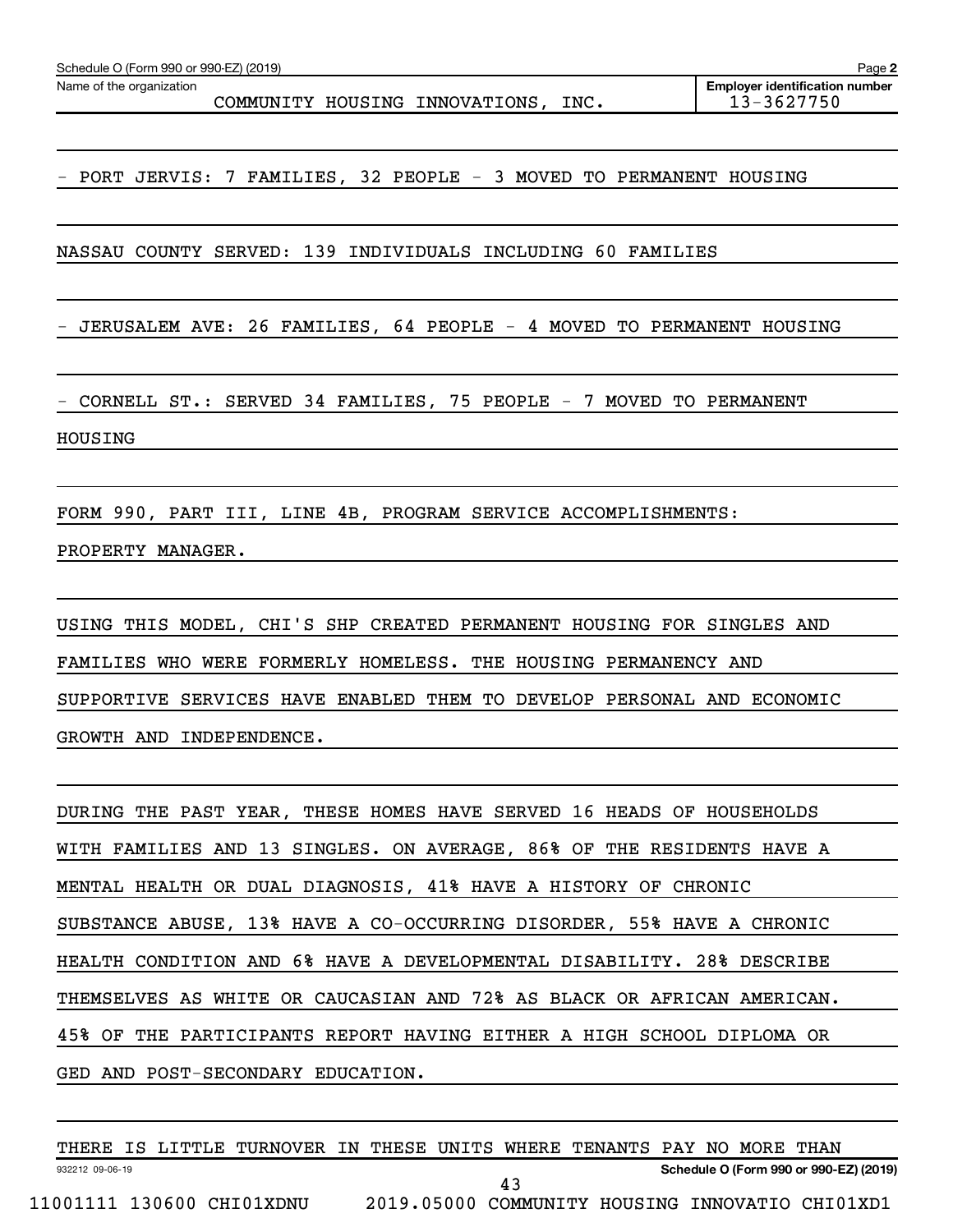Schedule O (Form 990 or 990-EZ) (2019)

Name of the organization: COMMUNITY HOUSING INNOVATIONS, INC.

Employer identification number: 13-3627750

- PORT JERVIS: 7 FAMILIES, 32 PEOPLE - 3 MOVED TO PERMANENT HOUSING

NASSAU COUNTY SERVED: 139 INDIVIDUALS INCLUDING 60 FAMILIES

- JERUSALEM AVE: 26 FAMILIES, 64 PEOPLE - 4 MOVED TO PERMANENT HOUSING

- CORNELL ST.: SERVED 34 FAMILIES, 75 PEOPLE - 7 MOVED TO PERMANENT HOUSING

FORM 990, PART III, LINE 4B, PROGRAM SERVICE ACCOMPLISHMENTS:

PROPERTY MANAGER.

USING THIS MODEL, CHI'S SHP CREATED PERMANENT HOUSING FOR SINGLES AND FAMILIES WHO WERE FORMERLY HOMELESS. THE HOUSING PERMANENCY AND SUPPORTIVE SERVICES HAVE ENABLED THEM TO DEVELOP PERSONAL AND ECONOMIC GROWTH AND INDEPENDENCE.

DURING THE PAST YEAR, THESE HOMES HAVE SERVED 16 HEADS OF HOUSEHOLDS WITH FAMILIES AND 13 SINGLES. ON AVERAGE, 86% OF THE RESIDENTS HAVE A MENTAL HEALTH OR DUAL DIAGNOSIS, 41% HAVE A HISTORY OF CHRONIC SUBSTANCE ABUSE, 13% HAVE A CO-OCCURRING DISORDER, 55% HAVE A CHRONIC HEALTH CONDITION AND 6% HAVE A DEVELOPMENTAL DISABILITY. 28% DESCRIBE THEMSELVES AS WHITE OR CAUCASIAN AND 72% AS BLACK OR AFRICAN AMERICAN. 45% OF THE PARTICIPANTS REPORT HAVING EITHER A HIGH SCHOOL DIPLOMA OR GED AND POST-SECONDARY EDUCATION.

THERE IS LITTLE TURNOVER IN THESE UNITS WHERE TENANTS PAY NO MORE THAN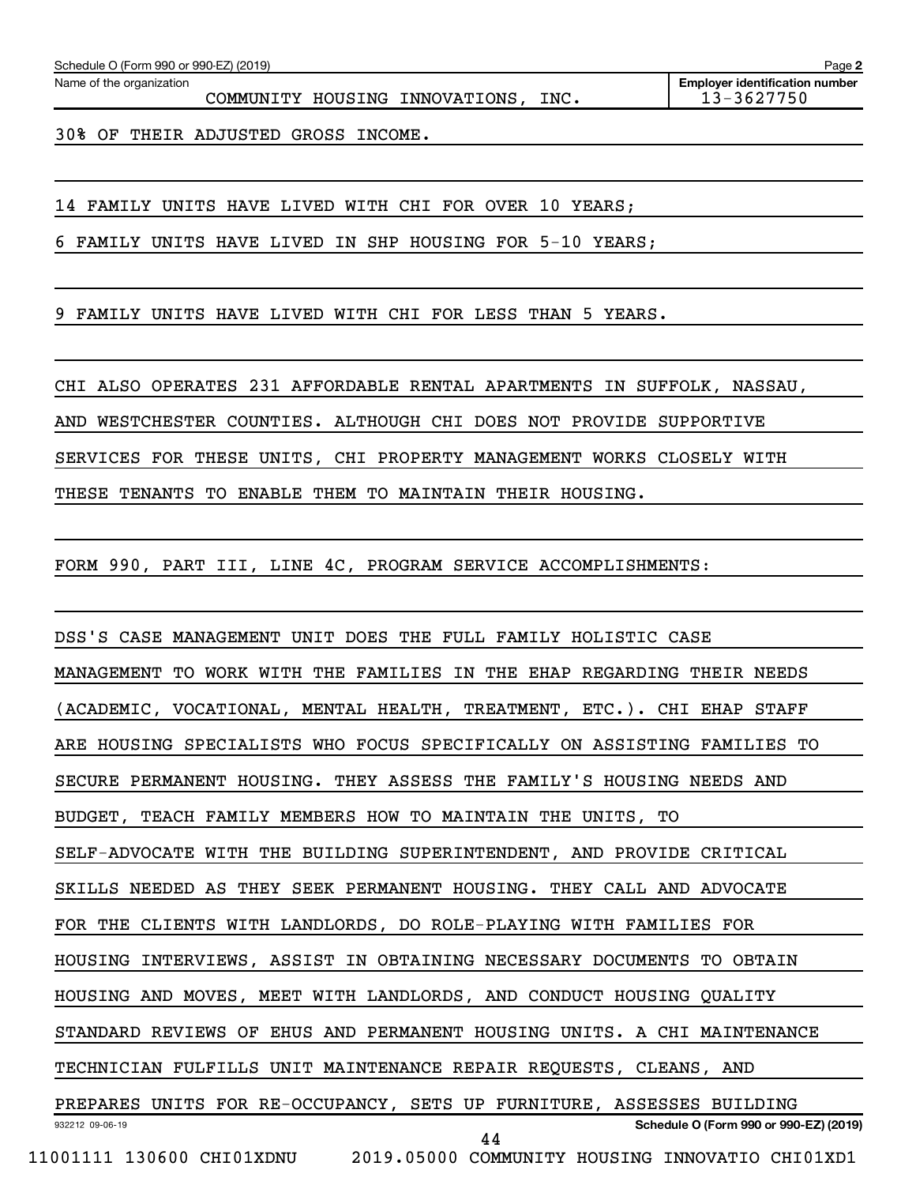30% OF THEIR ADJUSTED GROSS INCOME.

14 FAMILY UNITS HAVE LIVED WITH CHI FOR OVER 10 YEARS;

6 FAMILY UNITS HAVE LIVED IN SHP HOUSING FOR 5-10 YEARS;

9 FAMILY UNITS HAVE LIVED WITH CHI FOR LESS THAN 5 YEARS.

CHI ALSO OPERATES 231 AFFORDABLE RENTAL APARTMENTS IN SUFFOLK, NASSAU, AND WESTCHESTER COUNTIES. ALTHOUGH CHI DOES NOT PROVIDE SUPPORTIVE SERVICES FOR THESE UNITS, CHI PROPERTY MANAGEMENT WORKS CLOSELY WITH THESE TENANTS TO ENABLE THEM TO MAINTAIN THEIR HOUSING.

FORM 990, PART III, LINE 4C, PROGRAM SERVICE ACCOMPLISHMENTS:

DSS'S CASE MANAGEMENT UNIT DOES THE FULL FAMILY HOLISTIC CASE MANAGEMENT TO WORK WITH THE FAMILIES IN THE EHAP REGARDING THEIR NEEDS (ACADEMIC, VOCATIONAL, MENTAL HEALTH, TREATMENT, ETC.). CHI EHAP STAFF ARE HOUSING SPECIALISTS WHO FOCUS SPECIFICALLY ON ASSISTING FAMILIES TO SECURE PERMANENT HOUSING. THEY ASSESS THE FAMILY'S HOUSING NEEDS AND BUDGET, TEACH FAMILY MEMBERS HOW TO MAINTAIN THE UNITS, TO SELF-ADVOCATE WITH THE BUILDING SUPERINTENDENT, AND PROVIDE CRITICAL SKILLS NEEDED AS THEY SEEK PERMANENT HOUSING. THEY CALL AND ADVOCATE FOR THE CLIENTS WITH LANDLORDS, DO ROLE-PLAYING WITH FAMILIES FOR HOUSING INTERVIEWS, ASSIST IN OBTAINING NECESSARY DOCUMENTS TO OBTAIN HOUSING AND MOVES, MEET WITH LANDLORDS, AND CONDUCT HOUSING QUALITY STANDARD REVIEWS OF EHUS AND PERMANENT HOUSING UNITS. A CHI MAINTENANCE TECHNICIAN FULFILLS UNIT MAINTENANCE REPAIR REQUESTS, CLEANS, AND PREPARES UNITS FOR RE-OCCUPANCY, SETS UP FURNITURE, ASSESSES BUILDING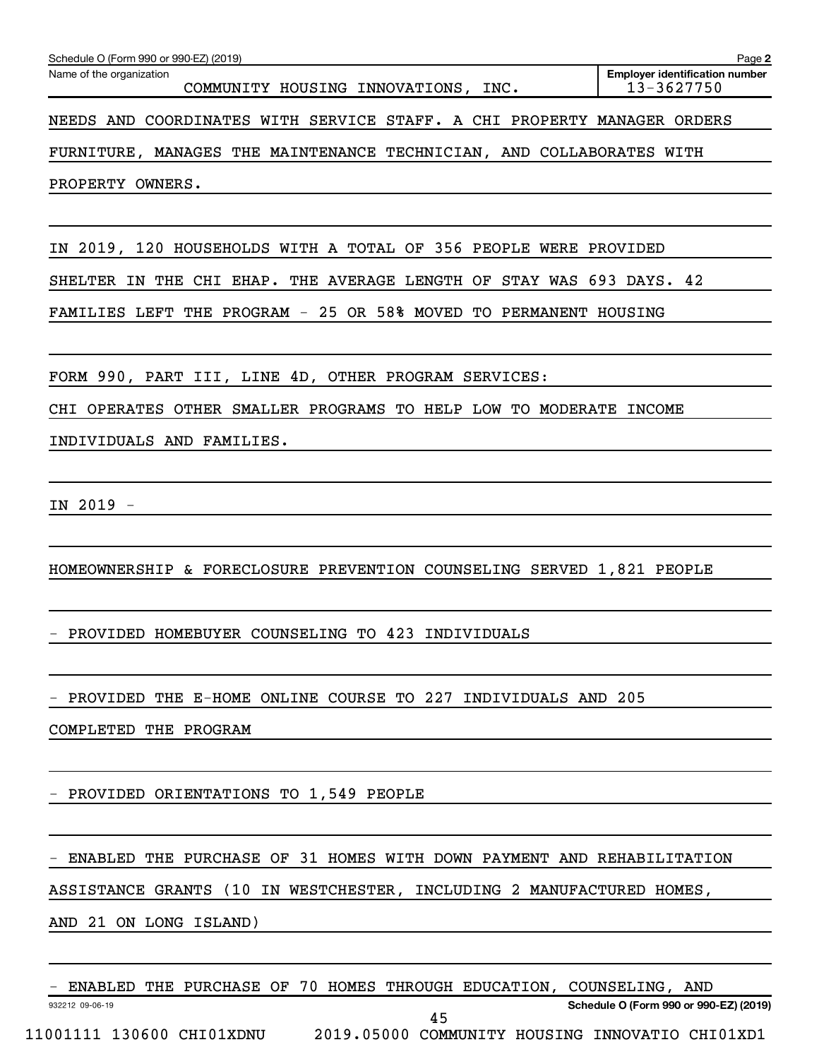NEEDS AND COORDINATES WITH SERVICE STAFF. A CHI PROPERTY MANAGER ORDERS FURNITURE, MANAGES THE MAINTENANCE TECHNICIAN, AND COLLABORATES WITH PROPERTY OWNERS.

IN 2019, 120 HOUSEHOLDS WITH A TOTAL OF 356 PEOPLE WERE PROVIDED SHELTER IN THE CHI EHAP. THE AVERAGE LENGTH OF STAY WAS 693 DAYS. 42 FAMILIES LEFT THE PROGRAM - 25 OR 58% MOVED TO PERMANENT HOUSING

FORM 990, PART III, LINE 4D, OTHER PROGRAM SERVICES:

CHI OPERATES OTHER SMALLER PROGRAMS TO HELP LOW TO MODERATE INCOME INDIVIDUALS AND FAMILIES.

IN 2019 -

HOMEOWNERSHIP & FORECLOSURE PREVENTION COUNSELING SERVED 1,821 PEOPLE

- PROVIDED HOMEBUYER COUNSELING TO 423 INDIVIDUALS

- PROVIDED THE E-HOME ONLINE COURSE TO 227 INDIVIDUALS AND 205 COMPLETED THE PROGRAM

- PROVIDED ORIENTATIONS TO 1,549 PEOPLE

- ENABLED THE PURCHASE OF 31 HOMES WITH DOWN PAYMENT AND REHABILITATION ASSISTANCE GRANTS (10 IN WESTCHESTER, INCLUDING 2 MANUFACTURED HOMES, AND 21 ON LONG ISLAND)

- ENABLED THE PURCHASE OF 70 HOMES THROUGH EDUCATION, COUNSELING, AND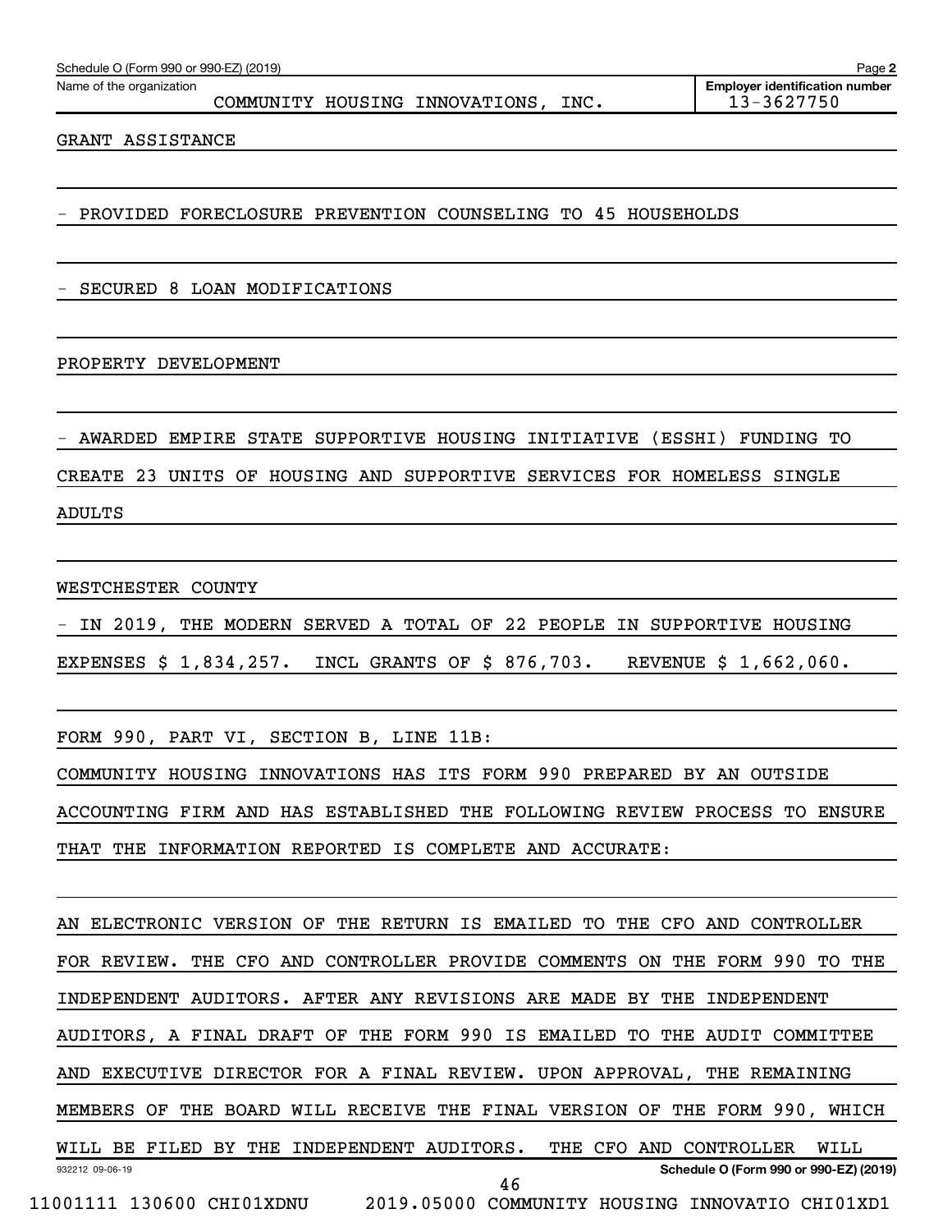GRANT ASSISTANCE

- PROVIDED FORECLOSURE PREVENTION COUNSELING TO 45 HOUSEHOLDS

- SECURED 8 LOAN MODIFICATIONS

PROPERTY DEVELOPMENT

- AWARDED EMPIRE STATE SUPPORTIVE HOUSING INITIATIVE (ESSHI) FUNDING TO CREATE 23 UNITS OF HOUSING AND SUPPORTIVE SERVICES FOR HOMELESS SINGLE ADULTS

WESTCHESTER COUNTY

- IN 2019, THE MODERN SERVED A TOTAL OF 22 PEOPLE IN SUPPORTIVE HOUSING EXPENSES $ 1,834,257. INCL GRANTS OF $ 876,703. REVENUE $ 1,662,060.

FORM 990, PART VI, SECTION B, LINE 11B:

COMMUNITY HOUSING INNOVATIONS HAS ITS FORM 990 PREPARED BY AN OUTSIDE ACCOUNTING FIRM AND HAS ESTABLISHED THE FOLLOWING REVIEW PROCESS TO ENSURE THAT THE INFORMATION REPORTED IS COMPLETE AND ACCURATE:

AN ELECTRONIC VERSION OF THE RETURN IS EMAILED TO THE CFO AND CONTROLLER FOR REVIEW. THE CFO AND CONTROLLER PROVIDE COMMENTS ON THE FORM 990 TO THE INDEPENDENT AUDITORS. AFTER ANY REVISIONS ARE MADE BY THE INDEPENDENT AUDITORS, A FINAL DRAFT OF THE FORM 990 IS EMAILED TO THE AUDIT COMMITTEE AND EXECUTIVE DIRECTOR FOR A FINAL REVIEW. UPON APPROVAL, THE REMAINING MEMBERS OF THE BOARD WILL RECEIVE THE FINAL VERSION OF THE FORM 990, WHICH WILL BE FILED BY THE INDEPENDENT AUDITORS. THE CFO AND CONTROLLER WILL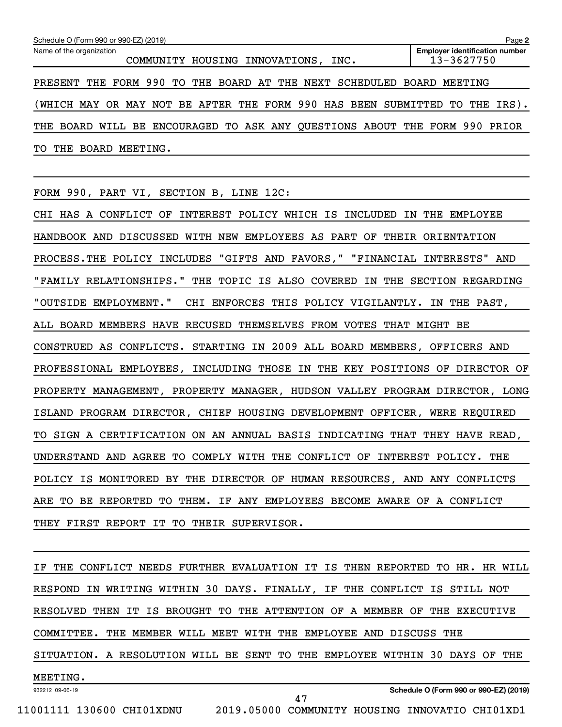PRESENT THE FORM 990 TO THE BOARD AT THE NEXT SCHEDULED BOARD MEETING (WHICH MAY OR MAY NOT BE AFTER THE FORM 990 HAS BEEN SUBMITTED TO THE IRS). THE BOARD WILL BE ENCOURAGED TO ASK ANY QUESTIONS ABOUT THE FORM 990 PRIOR TO THE BOARD MEETING.

FORM 990, PART VI, SECTION B, LINE 12C:

CHI HAS A CONFLICT OF INTEREST POLICY WHICH IS INCLUDED IN THE EMPLOYEE HANDBOOK AND DISCUSSED WITH NEW EMPLOYEES AS PART OF THEIR ORIENTATION PROCESS.THE POLICY INCLUDES "GIFTS AND FAVORS," "FINANCIAL INTERESTS" AND "FAMILY RELATIONSHIPS." THE TOPIC IS ALSO COVERED IN THE SECTION REGARDING "OUTSIDE EMPLOYMENT." CHI ENFORCES THIS POLICY VIGILANTLY. IN THE PAST, ALL BOARD MEMBERS HAVE RECUSED THEMSELVES FROM VOTES THAT MIGHT BE CONSTRUED AS CONFLICTS. STARTING IN 2009 ALL BOARD MEMBERS, OFFICERS AND PROFESSIONAL EMPLOYEES, INCLUDING THOSE IN THE KEY POSITIONS OF DIRECTOR OF PROPERTY MANAGEMENT, PROPERTY MANAGER, HUDSON VALLEY PROGRAM DIRECTOR, LONG ISLAND PROGRAM DIRECTOR, CHIEF HOUSING DEVELOPMENT OFFICER, WERE REQUIRED TO SIGN A CERTIFICATION ON AN ANNUAL BASIS INDICATING THAT THEY HAVE READ, UNDERSTAND AND AGREE TO COMPLY WITH THE CONFLICT OF INTEREST POLICY. THE POLICY IS MONITORED BY THE DIRECTOR OF HUMAN RESOURCES, AND ANY CONFLICTS ARE TO BE REPORTED TO THEM. IF ANY EMPLOYEES BECOME AWARE OF A CONFLICT THEY FIRST REPORT IT TO THEIR SUPERVISOR.

IF THE CONFLICT NEEDS FURTHER EVALUATION IT IS THEN REPORTED TO HR. HR WILL RESPOND IN WRITING WITHIN 30 DAYS. FINALLY, IF THE CONFLICT IS STILL NOT RESOLVED THEN IT IS BROUGHT TO THE ATTENTION OF A MEMBER OF THE EXECUTIVE COMMITTEE. THE MEMBER WILL MEET WITH THE EMPLOYEE AND DISCUSS THE SITUATION. A RESOLUTION WILL BE SENT TO THE EMPLOYEE WITHIN 30 DAYS OF THE MEETING.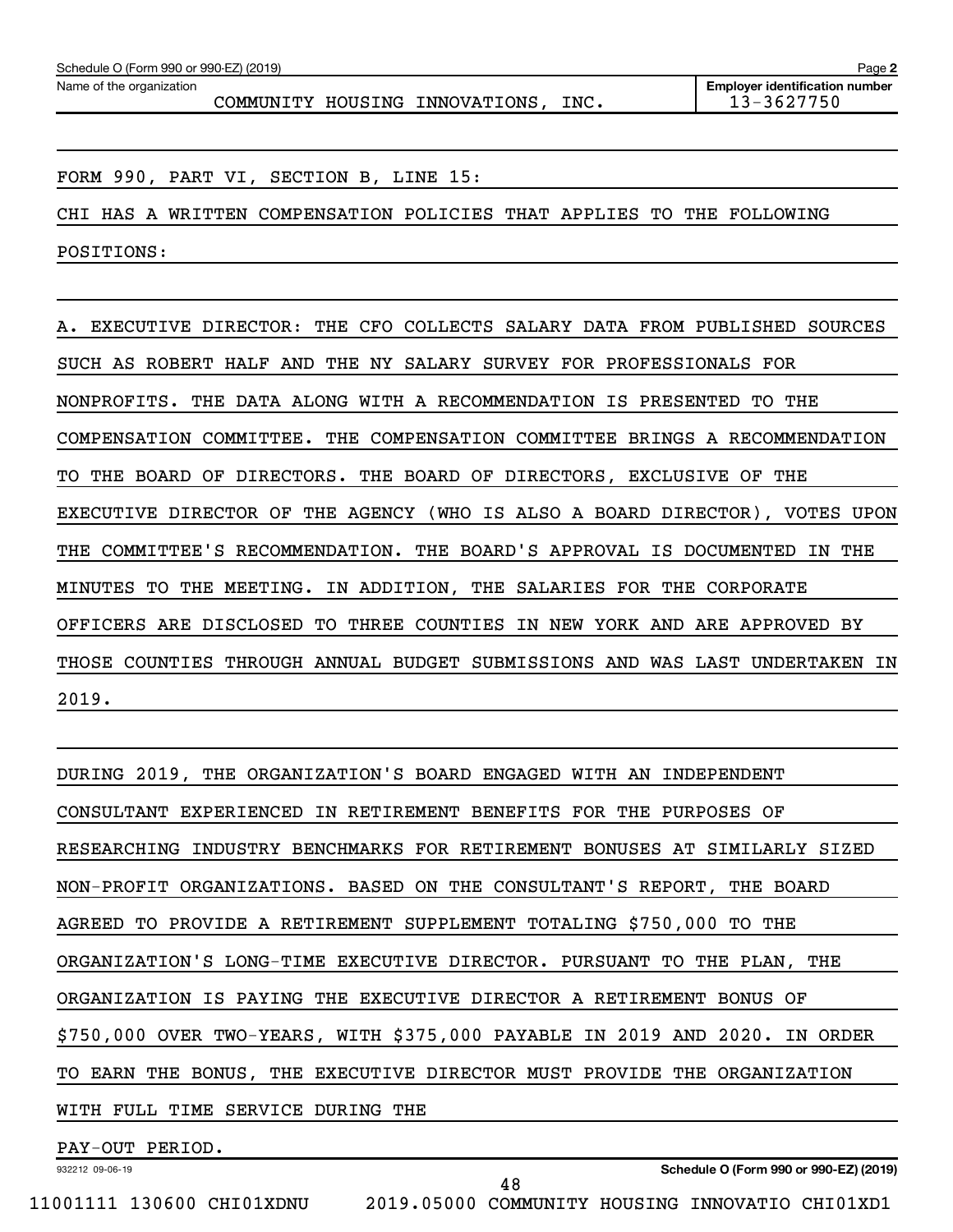Schedule O (Form 990 or 990-EZ) (2019)

Name of the organization: COMMUNITY HOUSING INNOVATIONS, INC.

Employer identification number: 13-3627750

FORM 990, PART VI, SECTION B, LINE 15:

CHI HAS A WRITTEN COMPENSATION POLICIES THAT APPLIES TO THE FOLLOWING POSITIONS:

A. EXECUTIVE DIRECTOR: THE CFO COLLECTS SALARY DATA FROM PUBLISHED SOURCES SUCH AS ROBERT HALF AND THE NY SALARY SURVEY FOR PROFESSIONALS FOR NONPROFITS. THE DATA ALONG WITH A RECOMMENDATION IS PRESENTED TO THE COMPENSATION COMMITTEE. THE COMPENSATION COMMITTEE BRINGS A RECOMMENDATION TO THE BOARD OF DIRECTORS. THE BOARD OF DIRECTORS, EXCLUSIVE OF THE EXECUTIVE DIRECTOR OF THE AGENCY (WHO IS ALSO A BOARD DIRECTOR), VOTES UPON THE COMMITTEE'S RECOMMENDATION. THE BOARD'S APPROVAL IS DOCUMENTED IN THE MINUTES TO THE MEETING. IN ADDITION, THE SALARIES FOR THE CORPORATE OFFICERS ARE DISCLOSED TO THREE COUNTIES IN NEW YORK AND ARE APPROVED BY THOSE COUNTIES THROUGH ANNUAL BUDGET SUBMISSIONS AND WAS LAST UNDERTAKEN IN 2019.

DURING 2019, THE ORGANIZATION'S BOARD ENGAGED WITH AN INDEPENDENT CONSULTANT EXPERIENCED IN RETIREMENT BENEFITS FOR THE PURPOSES OF RESEARCHING INDUSTRY BENCHMARKS FOR RETIREMENT BONUSES AT SIMILARLY SIZED NON-PROFIT ORGANIZATIONS. BASED ON THE CONSULTANT'S REPORT, THE BOARD AGREED TO PROVIDE A RETIREMENT SUPPLEMENT TOTALING $750,000 TO THE ORGANIZATION'S LONG-TIME EXECUTIVE DIRECTOR. PURSUANT TO THE PLAN, THE ORGANIZATION IS PAYING THE EXECUTIVE DIRECTOR A RETIREMENT BONUS OF $750,000 OVER TWO-YEARS, WITH $375,000 PAYABLE IN 2019 AND 2020. IN ORDER TO EARN THE BONUS, THE EXECUTIVE DIRECTOR MUST PROVIDE THE ORGANIZATION WITH FULL TIME SERVICE DURING THE PAY-OUT PERIOD.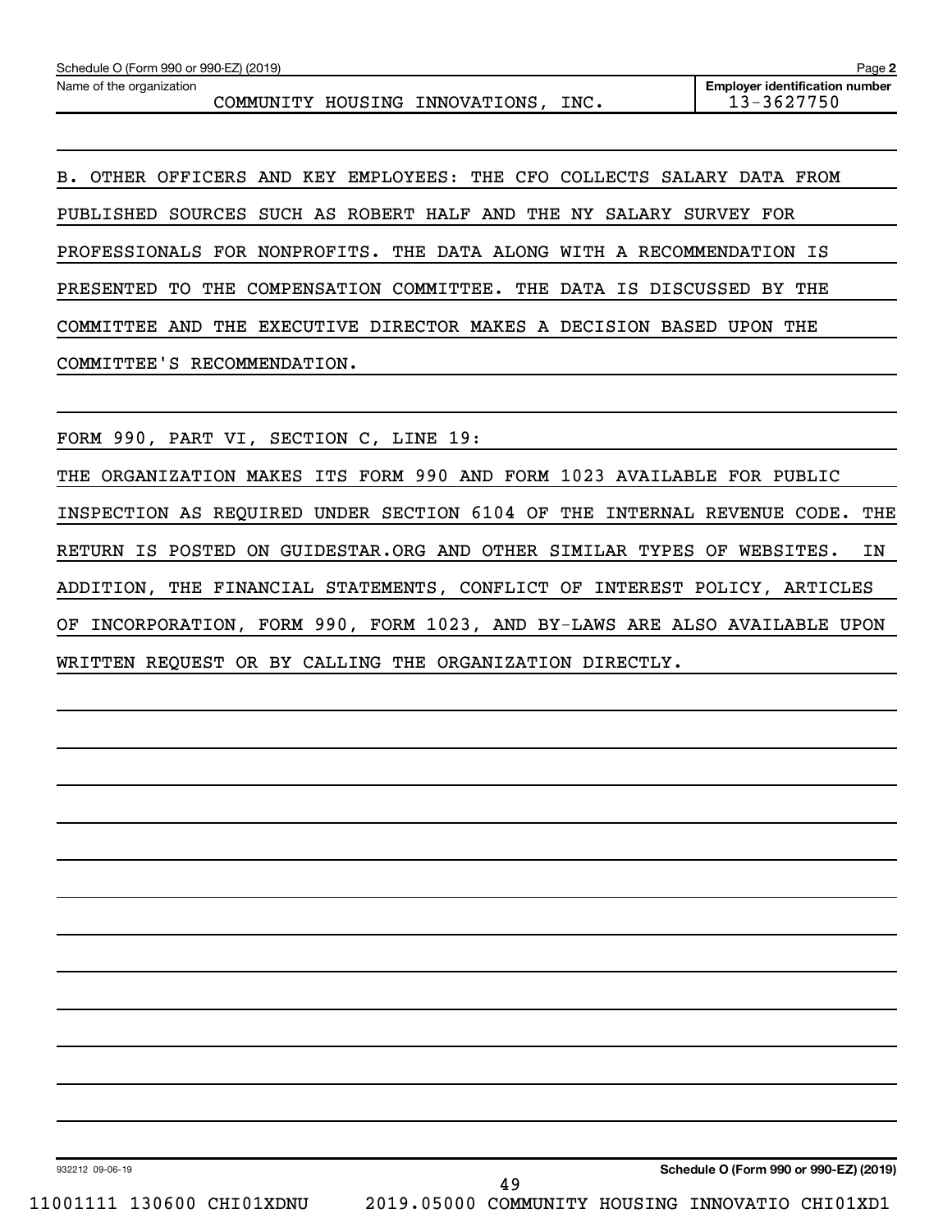Schedule O (Form 990 or 990-EZ) (2019)

Name of the organization: COMMUNITY HOUSING INNOVATIONS, INC.

Employer identification number: 13-3627750

B. OTHER OFFICERS AND KEY EMPLOYEES: THE CFO COLLECTS SALARY DATA FROM PUBLISHED SOURCES SUCH AS ROBERT HALF AND THE NY SALARY SURVEY FOR PROFESSIONALS FOR NONPROFITS. THE DATA ALONG WITH A RECOMMENDATION IS PRESENTED TO THE COMPENSATION COMMITTEE. THE DATA IS DISCUSSED BY THE COMMITTEE AND THE EXECUTIVE DIRECTOR MAKES A DECISION BASED UPON THE COMMITTEE'S RECOMMENDATION.

FORM 990, PART VI, SECTION C, LINE 19:

THE ORGANIZATION MAKES ITS FORM 990 AND FORM 1023 AVAILABLE FOR PUBLIC INSPECTION AS REQUIRED UNDER SECTION 6104 OF THE INTERNAL REVENUE CODE. THE RETURN IS POSTED ON GUIDESTAR.ORG AND OTHER SIMILAR TYPES OF WEBSITES. IN ADDITION, THE FINANCIAL STATEMENTS, CONFLICT OF INTEREST POLICY, ARTICLES OF INCORPORATION, FORM 990, FORM 1023, AND BY-LAWS ARE ALSO AVAILABLE UPON WRITTEN REQUEST OR BY CALLING THE ORGANIZATION DIRECTLY.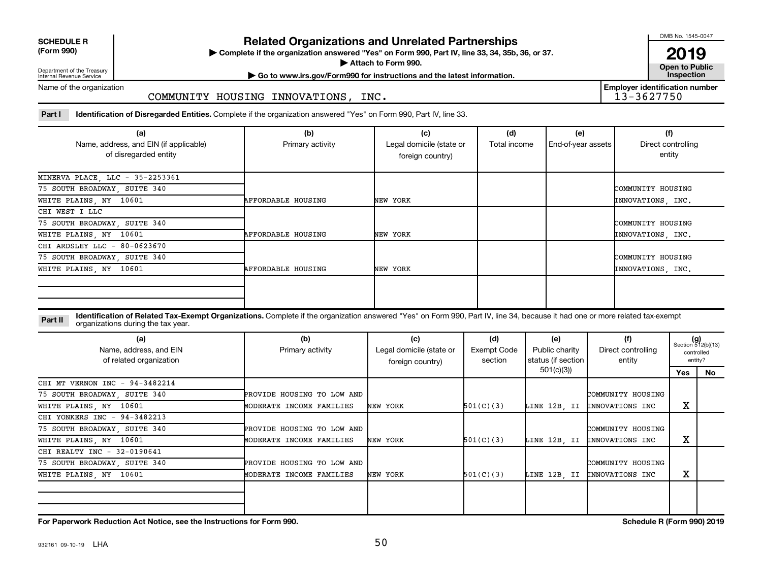**SCHEDULE R (Form 990)**

Department of the Treasury
Internal Revenue Service

# Related Organizations and Unrelated Partnerships

▶ Complete if the organization answered "Yes" on Form 990, Part IV, line 33, 34, 35b, 36, or 37.
▶ Attach to Form 990.
▶ Go to www.irs.gov/Form990 for instructions and the latest information.

OMB No. 1545-0047

**2019**

**Open to Public Inspection**

Name of the organization: COMMUNITY HOUSING INNOVATIONS, INC.

**Employer identification number:** 13-3627750

**Part I** **Identification of Disregarded Entities.** Complete if the organization answered "Yes" on Form 990, Part IV, line 33.

| (a) Name, address, and EIN (if applicable) of disregarded entity | (b) Primary activity | (c) Legal domicile (state or foreign country) | (d) Total income | (e) End-of-year assets | (f) Direct controlling entity |
|---|---|---|---|---|---|
| MINERVA PLACE, LLC - 35-2253361<br>75 SOUTH BROADWAY, SUITE 340<br>WHITE PLAINS, NY 10601 | AFFORDABLE HOUSING | NEW YORK | | | COMMUNITY HOUSING INNOVATIONS, INC. |
| CHI WEST I LLC<br>75 SOUTH BROADWAY, SUITE 340<br>WHITE PLAINS, NY 10601 | AFFORDABLE HOUSING | NEW YORK | | | COMMUNITY HOUSING INNOVATIONS, INC. |
| CHI ARDSLEY LLC - 80-0623670<br>75 SOUTH BROADWAY, SUITE 340<br>WHITE PLAINS, NY 10601 | AFFORDABLE HOUSING | NEW YORK | | | COMMUNITY HOUSING INNOVATIONS, INC. |
| | | | | | |

**Part II** **Identification of Related Tax-Exempt Organizations.** Complete if the organization answered "Yes" on Form 990, Part IV, line 34, because it had one or more related tax-exempt organizations during the tax year.

| (a) Name, address, and EIN of related organization | (b) Primary activity | (c) Legal domicile (state or foreign country) | (d) Exempt Code section | (e) Public charity status (if section 501(c)(3)) | (f) Direct controlling entity | (g) Section 512(b)(13) controlled entity? Yes | No |
|---|---|---|---|---|---|---|---|
| CHI MT VERNON INC - 94-3482214<br>75 SOUTH BROADWAY, SUITE 340<br>WHITE PLAINS, NY 10601 | PROVIDE HOUSING TO LOW AND MODERATE INCOME FAMILIES | NEW YORK | 501(C)(3) | LINE 12B, II | COMMUNITY HOUSING INNOVATIONS INC | X | |
| CHI YONKERS INC - 94-3482213<br>75 SOUTH BROADWAY, SUITE 340<br>WHITE PLAINS, NY 10601 | PROVIDE HOUSING TO LOW AND MODERATE INCOME FAMILIES | NEW YORK | 501(C)(3) | LINE 12B, II | COMMUNITY HOUSING INNOVATIONS INC | X | |
| CHI REALTY INC - 32-0190641<br>75 SOUTH BROADWAY, SUITE 340<br>WHITE PLAINS, NY 10601 | PROVIDE HOUSING TO LOW AND MODERATE INCOME FAMILIES | NEW YORK | 501(C)(3) | LINE 12B, II | COMMUNITY HOUSING INNOVATIONS INC | X | |
| | | | | | | | |

**For Paperwork Reduction Act Notice, see the Instructions for Form 990.** **Schedule R (Form 990) 2019**

932161 09-10-19 LHA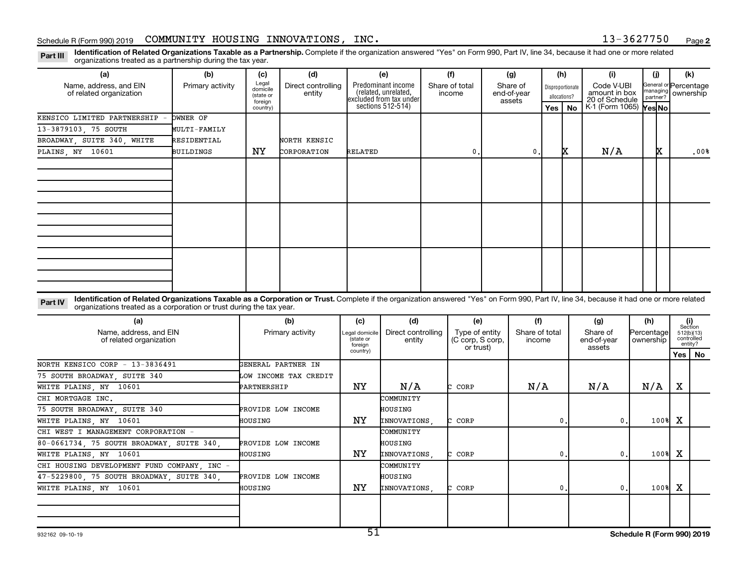Schedule R (Form 990) 2019 COMMUNITY HOUSING INNOVATIONS, INC. 13-3627750 Page 2

**Part III** **Identification of Related Organizations Taxable as a Partnership.** Complete if the organization answered "Yes" on Form 990, Part IV, line 34, because it had one or more related organizations treated as a partnership during the tax year.

| (a) Name, address, and EIN of related organization | (b) Primary activity | (c) Legal domicile (state or foreign country) | (d) Direct controlling entity | (e) Predominant income (related, unrelated, excluded from tax under sections 512-514) | (f) Share of total income | (g) Share of end-of-year assets | (h) Disproportionate allocations? Yes | (h) No | (i) Code V-UBI amount in box 20 of Schedule K-1 (Form 1065) | (j) General or managing partner? Yes | (j) No | (k) Percentage ownership |
|---|---|---|---|---|---|---|---|---|---|---|---|---|
| KENSICO LIMITED PARTNERSHIP - 13-3879103, 75 SOUTH BROADWAY, SUITE 340, WHITE PLAINS, NY 10601 | OWNER OF MULTI-FAMILY RESIDENTIAL BUILDINGS | NY | NORTH KENSIC CORPORATION | RELATED | 0. | 0. | | X | N/A | | X | .00% |

**Part IV** **Identification of Related Organizations Taxable as a Corporation or Trust.** Complete if the organization answered "Yes" on Form 990, Part IV, line 34, because it had one or more related organizations treated as a corporation or trust during the tax year.

| (a) Name, address, and EIN of related organization | (b) Primary activity | (c) Legal domicile (state or foreign country) | (d) Direct controlling entity | (e) Type of entity (C corp, S corp, or trust) | (f) Share of total income | (g) Share of end-of-year assets | (h) Percentage ownership | (i) Section 512(b)(13) controlled entity? Yes | (i) No |
|---|---|---|---|---|---|---|---|---|---|
| NORTH KENSICO CORP - 13-3836491 75 SOUTH BROADWAY, SUITE 340 WHITE PLAINS, NY 10601 | GENERAL PARTNER IN LOW INCOME TAX CREDIT PARTNERSHIP | NY | N/A | C CORP | N/A | N/A | N/A | X | |
| CHI MORTGAGE INC. 75 SOUTH BROADWAY, SUITE 340 WHITE PLAINS, NY 10601 | PROVIDE LOW INCOME HOUSING | NY | COMMUNITY HOUSING INNOVATIONS, | C CORP | 0. | 0. | 100% | X | |
| CHI WEST I MANAGEMENT CORPORATION - 80-0661734, 75 SOUTH BROADWAY, SUITE 340, WHITE PLAINS, NY 10601 | PROVIDE LOW INCOME HOUSING | NY | COMMUNITY HOUSING INNOVATIONS, | C CORP | 0. | 0. | 100% | X | |
| CHI HOUSING DEVELOPMENT FUND COMPANY, INC - 47-5229800, 75 SOUTH BROADWAY, SUITE 340, WHITE PLAINS, NY 10601 | PROVIDE LOW INCOME HOUSING | NY | COMMUNITY HOUSING INNOVATIONS, | C CORP | 0. | 0. | 100% | X | |

932162 09-10-19 **Schedule R (Form 990) 2019**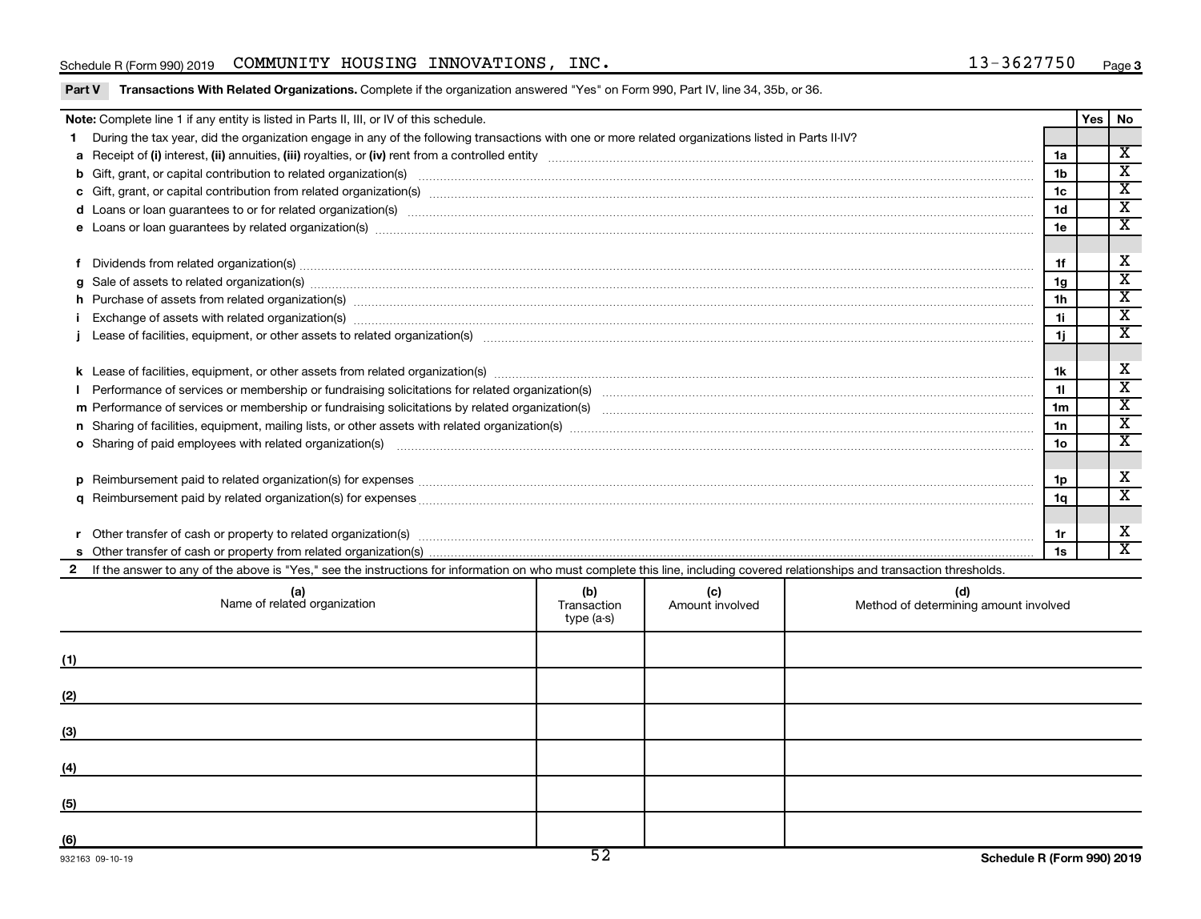Schedule R (Form 990) 2019 COMMUNITY HOUSING INNOVATIONS, INC. 13-3627750 Page 3

**Part V Transactions With Related Organizations.** Complete if the organization answered "Yes" on Form 990, Part IV, line 34, 35b, or 36.

| **Note:** Complete line 1 if any entity is listed in Parts II, III, or IV of this schedule. | | Yes | No |
|---|---|---|---|
| **1** During the tax year, did the organization engage in any of the following transactions with one or more related organizations listed in Parts II-IV? | | | |
| **a** Receipt of **(i)** interest, **(ii)** annuities, **(iii)** royalties, or **(iv)** rent from a controlled entity | 1a | | X |
| **b** Gift, grant, or capital contribution to related organization(s) | 1b | | X |
| **c** Gift, grant, or capital contribution from related organization(s) | 1c | | X |
| **d** Loans or loan guarantees to or for related organization(s) | 1d | | X |
| **e** Loans or loan guarantees by related organization(s) | 1e | | X |
| **f** Dividends from related organization(s) | 1f | | X |
| **g** Sale of assets to related organization(s) | 1g | | X |
| **h** Purchase of assets from related organization(s) | 1h | | X |
| **i** Exchange of assets with related organization(s) | 1i | | X |
| **j** Lease of facilities, equipment, or other assets to related organization(s) | 1j | | X |
| **k** Lease of facilities, equipment, or other assets from related organization(s) | 1k | | X |
| **l** Performance of services or membership or fundraising solicitations for related organization(s) | 1l | | X |
| **m** Performance of services or membership or fundraising solicitations by related organization(s) | 1m | | X |
| **n** Sharing of facilities, equipment, mailing lists, or other assets with related organization(s) | 1n | | X |
| **o** Sharing of paid employees with related organization(s) | 1o | | X |
| **p** Reimbursement paid to related organization(s) for expenses | 1p | | X |
| **q** Reimbursement paid by related organization(s) for expenses | 1q | | X |
| **r** Other transfer of cash or property to related organization(s) | 1r | | X |
| **s** Other transfer of cash or property from related organization(s) | 1s | | X |

**2** If the answer to any of the above is "Yes," see the instructions for information on who must complete this line, including covered relationships and transaction thresholds.

| | (a) Name of related organization | (b) Transaction type (a-s) | (c) Amount involved | (d) Method of determining amount involved |
|---|---|---|---|---|
| (1) | | | | |
| (2) | | | | |
| (3) | | | | |
| (4) | | | | |
| (5) | | | | |
| (6) | | | | |

932163 09-10-19

Schedule R (Form 990) 2019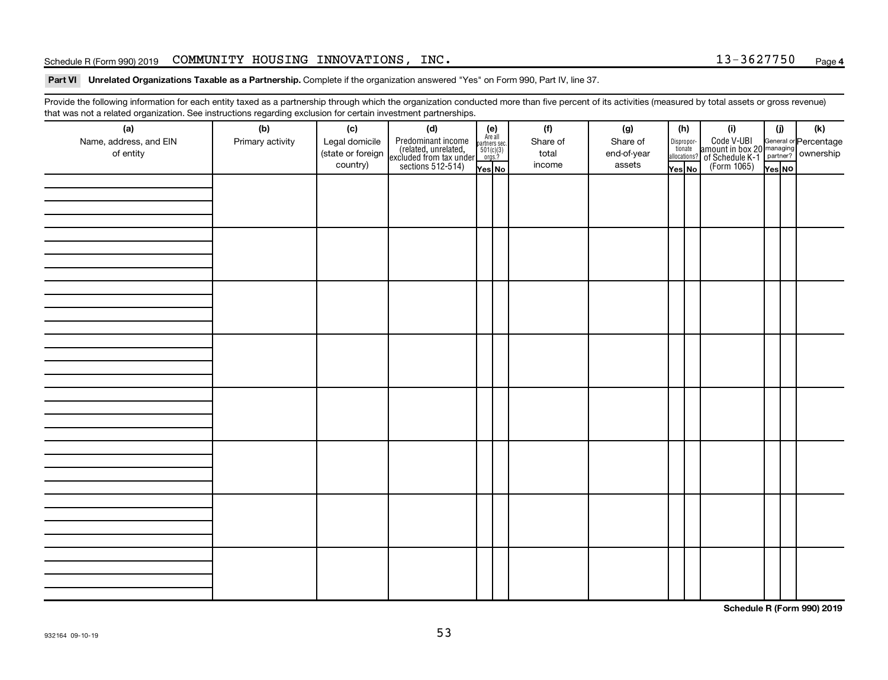Schedule R (Form 990) 2019 COMMUNITY HOUSING INNOVATIONS, INC. 13-3627750 Page 4

**Part VI Unrelated Organizations Taxable as a Partnership.** Complete if the organization answered "Yes" on Form 990, Part IV, line 37.

Provide the following information for each entity taxed as a partnership through which the organization conducted more than five percent of its activities (measured by total assets or gross revenue) that was not a related organization. See instructions regarding exclusion for certain investment partnerships.

| (a) Name, address, and EIN of entity | (b) Primary activity | (c) Legal domicile (state or foreign country) | (d) Predominant income (related, unrelated, excluded from tax under sections 512-514) | (e) Are all partners sec. 501(c)(3) orgs.? | | (f) Share of total income | (g) Share of end-of-year assets | (h) Disproportionate allocations? | | (i) Code V-UBI amount in box 20 of Schedule K-1 (Form 1065) | (j) General or managing partner? | | (k) Percentage ownership |
|---|---|---|---|---|---|---|---|---|---|---|---|---|---|
| | | | | Yes | No | | | Yes | No | | Yes | No | |
| | | | | | | | | | | | | | |
| | | | | | | | | | | | | | |
| | | | | | | | | | | | | | |
| | | | | | | | | | | | | | |
| | | | | | | | | | | | | | |
| | | | | | | | | | | | | | |
| | | | | | | | | | | | | | |
| | | | | | | | | | | | | | |

Schedule R (Form 990) 2019

932164 09-10-19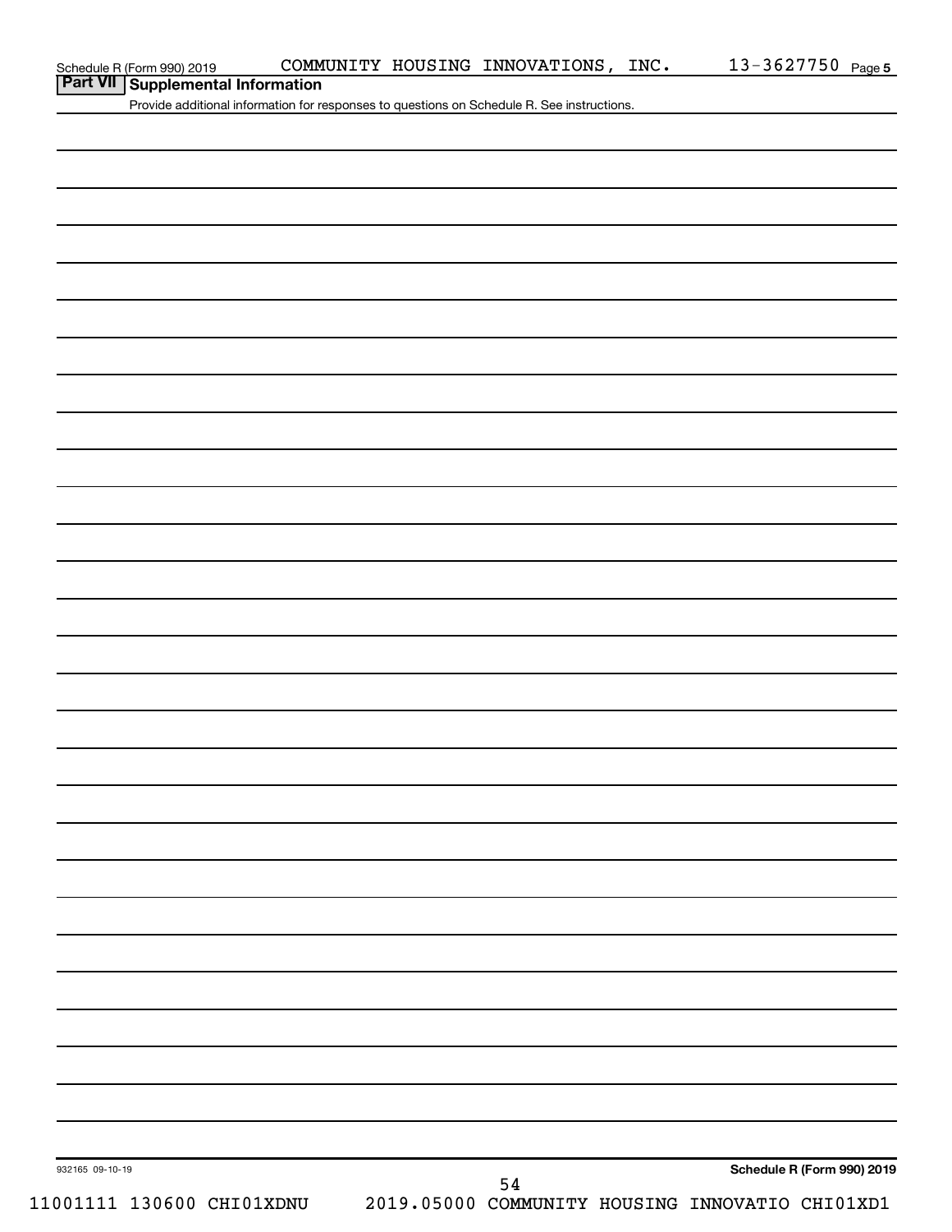Schedule R (Form 990) 2019 COMMUNITY HOUSING INNOVATIONS, INC. 13-3627750 Page 5

## Part VII Supplemental Information

Provide additional information for responses to questions on Schedule R. See instructions.

932165 09-10-19

**Schedule R (Form 990) 2019**

11001111 130600 CHI01XDNU 2019.05000 COMMUNITY HOUSING INNOVATIO CHI01XD1